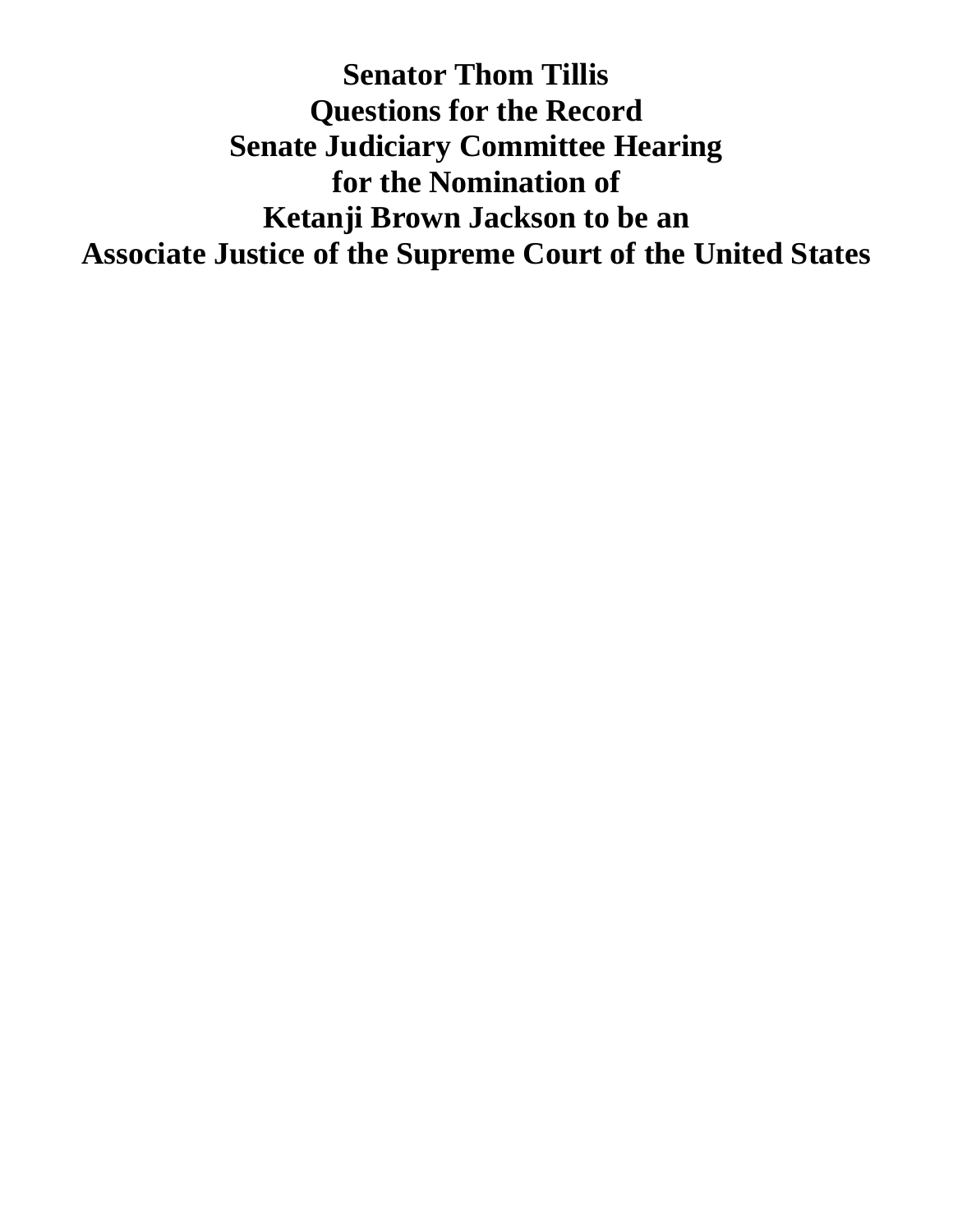# Senator Thom Tillis
# Questions for the Record
# Senate Judiciary Committee Hearing
# for the Nomination of
# Ketanji Brown Jackson to be an
# Associate Justice of the Supreme Court of the United States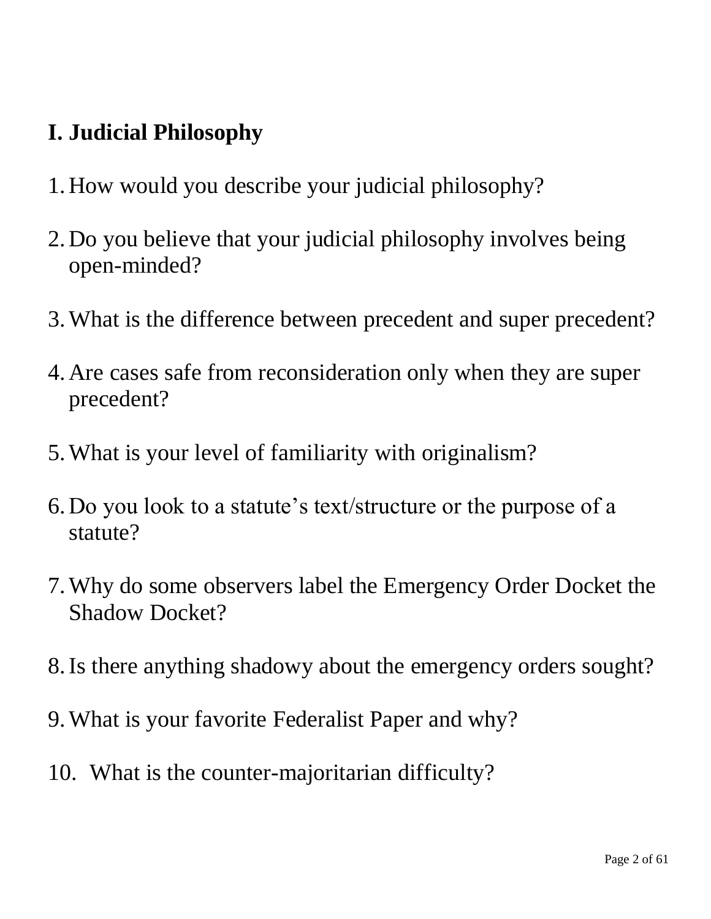## I. Judicial Philosophy

1. How would you describe your judicial philosophy?

2. Do you believe that your judicial philosophy involves being open-minded?

3. What is the difference between precedent and super precedent?

4. Are cases safe from reconsideration only when they are super precedent?

5. What is your level of familiarity with originalism?

6. Do you look to a statute's text/structure or the purpose of a statute?

7. Why do some observers label the Emergency Order Docket the Shadow Docket?

8. Is there anything shadowy about the emergency orders sought?

9. What is your favorite Federalist Paper and why?

10. What is the counter-majoritarian difficulty?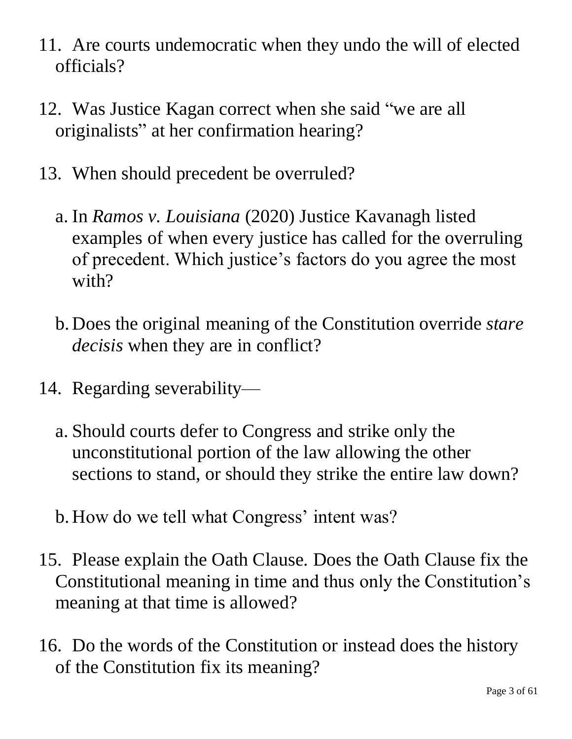11. Are courts undemocratic when they undo the will of elected officials?

12. Was Justice Kagan correct when she said "we are all originalists" at her confirmation hearing?

13. When should precedent be overruled?

    a. In *Ramos v. Louisiana* (2020) Justice Kavanagh listed examples of when every justice has called for the overruling of precedent. Which justice's factors do you agree the most with?

    b. Does the original meaning of the Constitution override *stare decisis* when they are in conflict?

14. Regarding severability—

    a. Should courts defer to Congress and strike only the unconstitutional portion of the law allowing the other sections to stand, or should they strike the entire law down?

    b. How do we tell what Congress' intent was?

15. Please explain the Oath Clause. Does the Oath Clause fix the Constitutional meaning in time and thus only the Constitution's meaning at that time is allowed?

16. Do the words of the Constitution or instead does the history of the Constitution fix its meaning?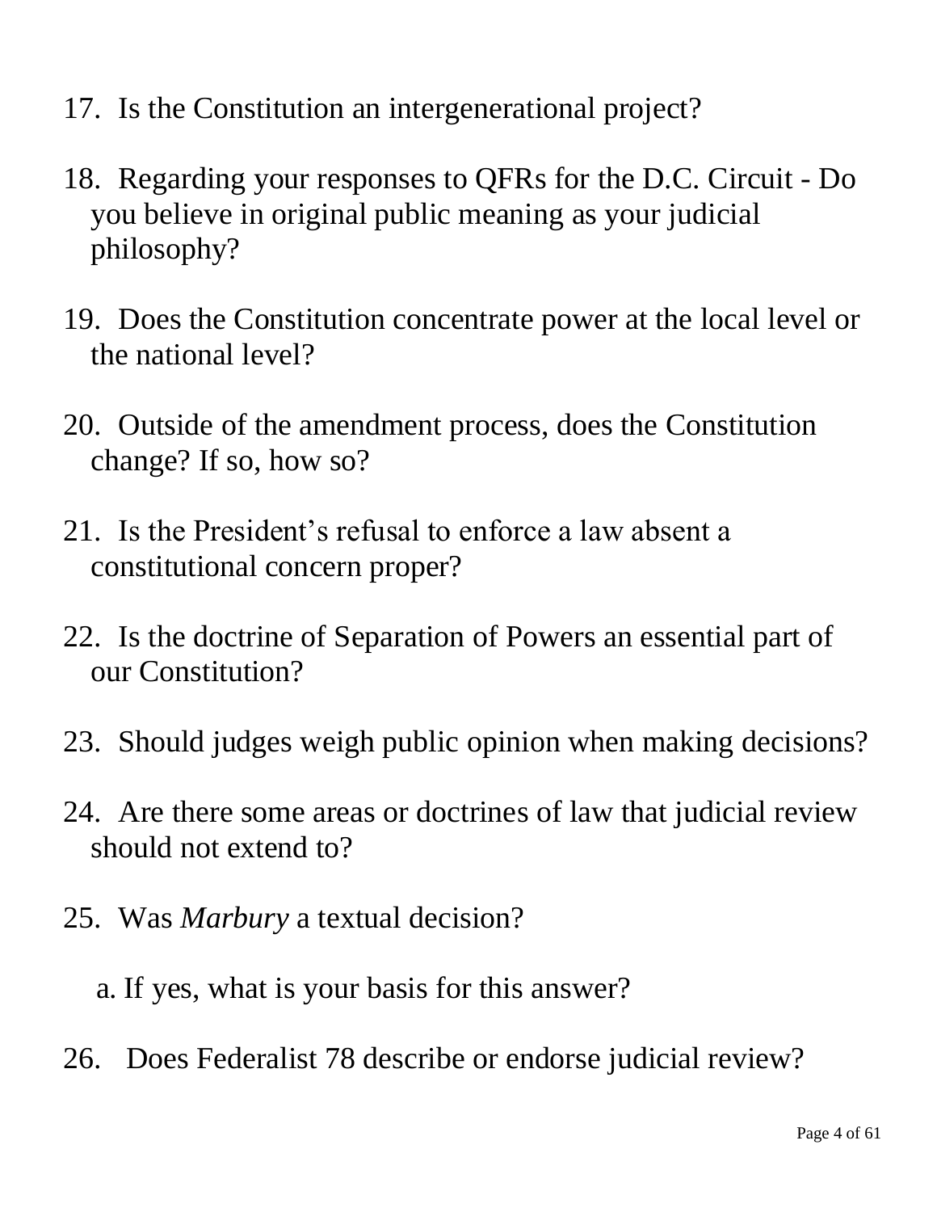17. Is the Constitution an intergenerational project?

18. Regarding your responses to QFRs for the D.C. Circuit - Do you believe in original public meaning as your judicial philosophy?

19. Does the Constitution concentrate power at the local level or the national level?

20. Outside of the amendment process, does the Constitution change? If so, how so?

21. Is the President's refusal to enforce a law absent a constitutional concern proper?

22. Is the doctrine of Separation of Powers an essential part of our Constitution?

23. Should judges weigh public opinion when making decisions?

24. Are there some areas or doctrines of law that judicial review should not extend to?

25. Was *Marbury* a textual decision?

    a. If yes, what is your basis for this answer?

26. Does Federalist 78 describe or endorse judicial review?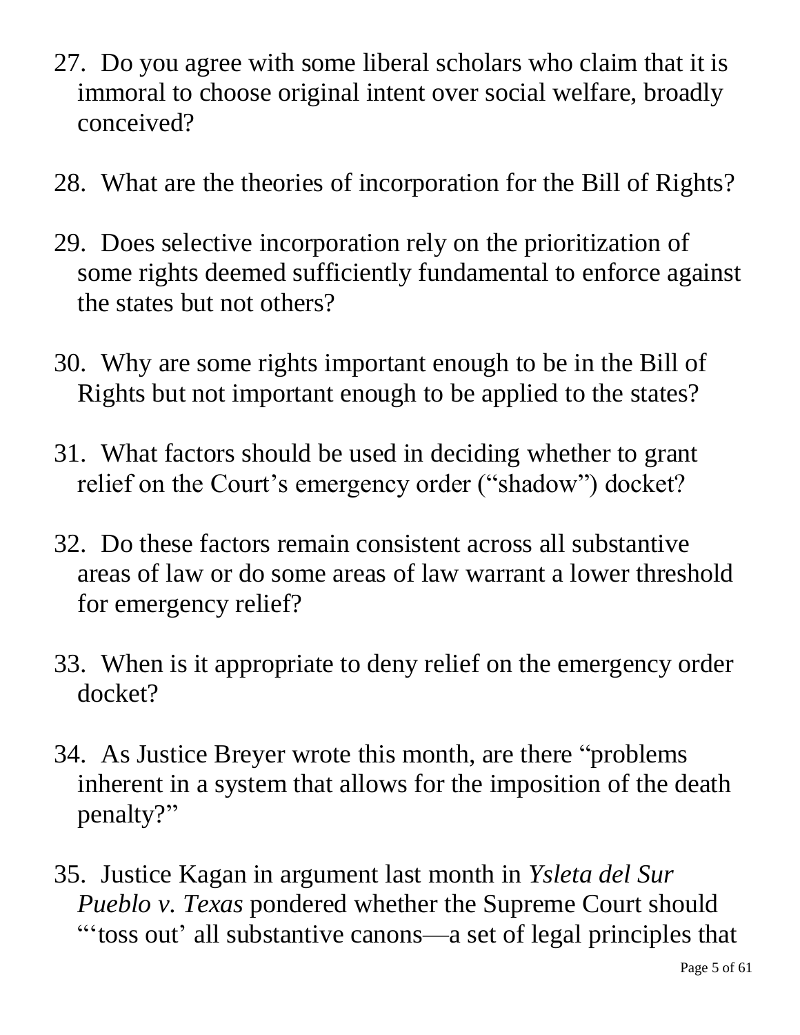27. Do you agree with some liberal scholars who claim that it is immoral to choose original intent over social welfare, broadly conceived?

28. What are the theories of incorporation for the Bill of Rights?

29. Does selective incorporation rely on the prioritization of some rights deemed sufficiently fundamental to enforce against the states but not others?

30. Why are some rights important enough to be in the Bill of Rights but not important enough to be applied to the states?

31. What factors should be used in deciding whether to grant relief on the Court's emergency order ("shadow") docket?

32. Do these factors remain consistent across all substantive areas of law or do some areas of law warrant a lower threshold for emergency relief?

33. When is it appropriate to deny relief on the emergency order docket?

34. As Justice Breyer wrote this month, are there "problems inherent in a system that allows for the imposition of the death penalty?"

35. Justice Kagan in argument last month in *Ysleta del Sur Pueblo v. Texas* pondered whether the Supreme Court should "'toss out' all substantive canons—a set of legal principles that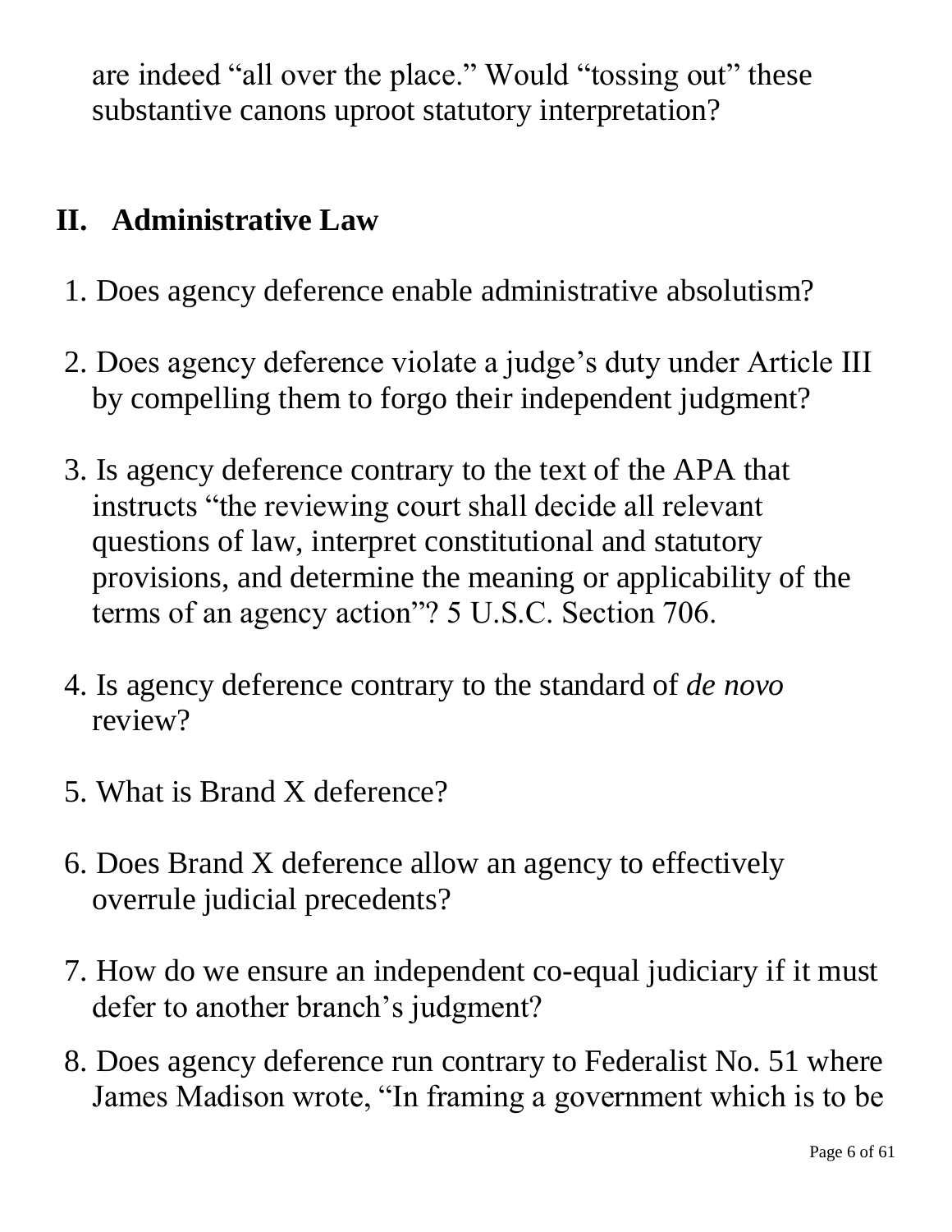are indeed "all over the place." Would "tossing out" these substantive canons uproot statutory interpretation?

## II. Administrative Law

1. Does agency deference enable administrative absolutism?

2. Does agency deference violate a judge's duty under Article III by compelling them to forgo their independent judgment?

3. Is agency deference contrary to the text of the APA that instructs "the reviewing court shall decide all relevant questions of law, interpret constitutional and statutory provisions, and determine the meaning or applicability of the terms of an agency action"? 5 U.S.C. Section 706.

4. Is agency deference contrary to the standard of *de novo* review?

5. What is Brand X deference?

6. Does Brand X deference allow an agency to effectively overrule judicial precedents?

7. How do we ensure an independent co-equal judiciary if it must defer to another branch's judgment?

8. Does agency deference run contrary to Federalist No. 51 where James Madison wrote, "In framing a government which is to be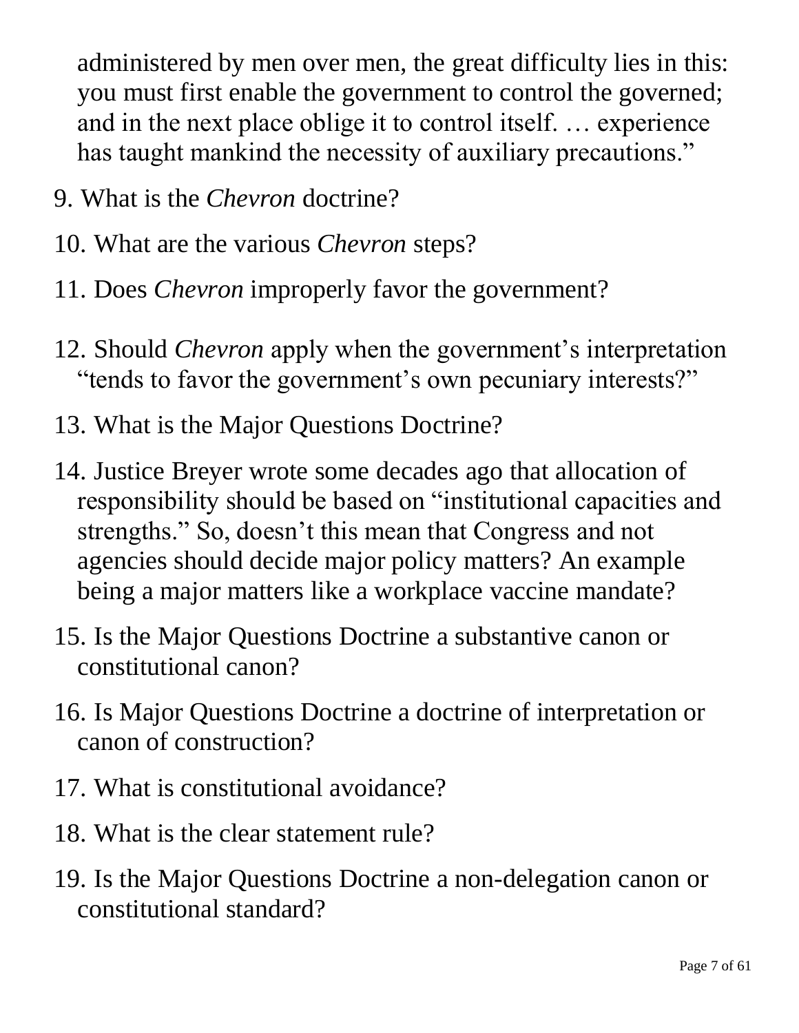administered by men over men, the great difficulty lies in this: you must first enable the government to control the governed; and in the next place oblige it to control itself. … experience has taught mankind the necessity of auxiliary precautions."

9. What is the *Chevron* doctrine?

10. What are the various *Chevron* steps?

11. Does *Chevron* improperly favor the government?

12. Should *Chevron* apply when the government's interpretation "tends to favor the government's own pecuniary interests?"

13. What is the Major Questions Doctrine?

14. Justice Breyer wrote some decades ago that allocation of responsibility should be based on "institutional capacities and strengths." So, doesn't this mean that Congress and not agencies should decide major policy matters? An example being a major matters like a workplace vaccine mandate?

15. Is the Major Questions Doctrine a substantive canon or constitutional canon?

16. Is Major Questions Doctrine a doctrine of interpretation or canon of construction?

17. What is constitutional avoidance?

18. What is the clear statement rule?

19. Is the Major Questions Doctrine a non-delegation canon or constitutional standard?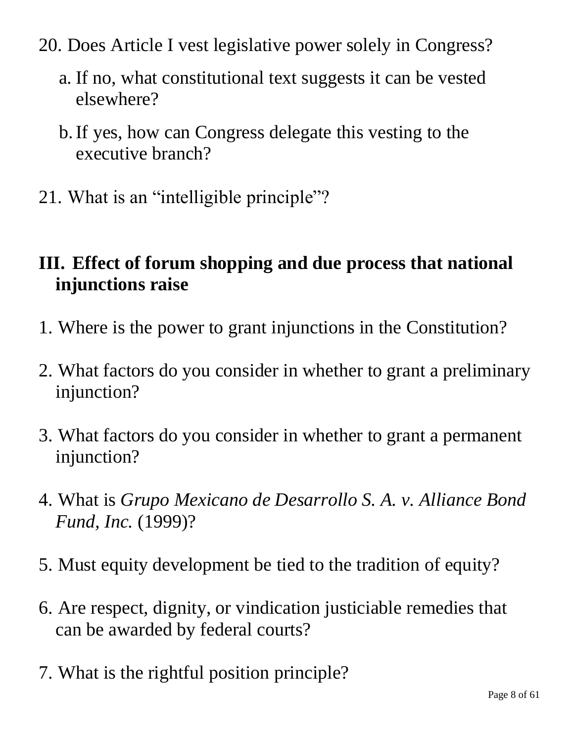20. Does Article I vest legislative power solely in Congress?

    a. If no, what constitutional text suggests it can be vested elsewhere?

    b. If yes, how can Congress delegate this vesting to the executive branch?

21. What is an "intelligible principle"?

## III. Effect of forum shopping and due process that national injunctions raise

1. Where is the power to grant injunctions in the Constitution?

2. What factors do you consider in whether to grant a preliminary injunction?

3. What factors do you consider in whether to grant a permanent injunction?

4. What is *Grupo Mexicano de Desarrollo S. A. v. Alliance Bond Fund, Inc.* (1999)?

5. Must equity development be tied to the tradition of equity?

6. Are respect, dignity, or vindication justiciable remedies that can be awarded by federal courts?

7. What is the rightful position principle?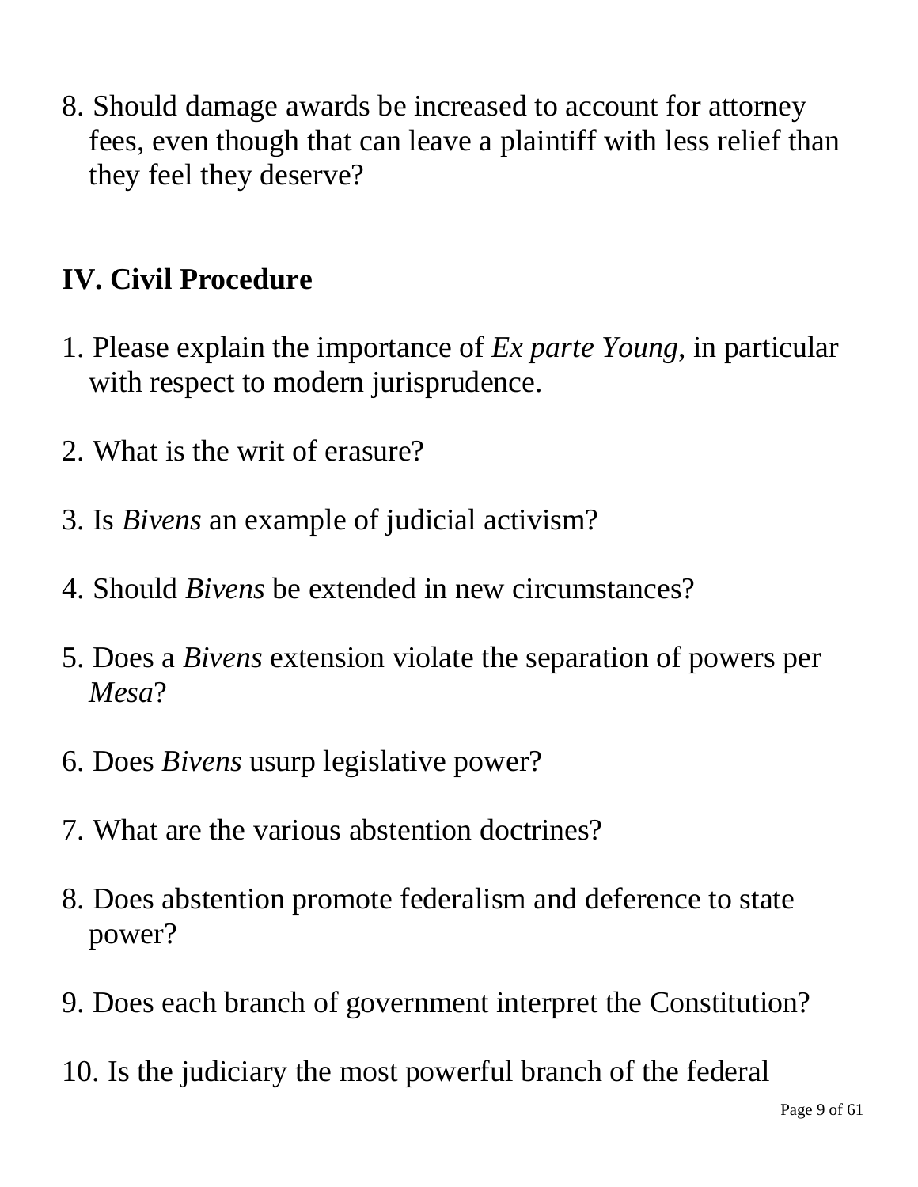8. Should damage awards be increased to account for attorney fees, even though that can leave a plaintiff with less relief than they feel they deserve?

## IV. Civil Procedure

1. Please explain the importance of *Ex parte Young,* in particular with respect to modern jurisprudence.

2. What is the writ of erasure?

3. Is *Bivens* an example of judicial activism?

4. Should *Bivens* be extended in new circumstances?

5. Does a *Bivens* extension violate the separation of powers per *Mesa*?

6. Does *Bivens* usurp legislative power?

7. What are the various abstention doctrines?

8. Does abstention promote federalism and deference to state power?

9. Does each branch of government interpret the Constitution?

10. Is the judiciary the most powerful branch of the federal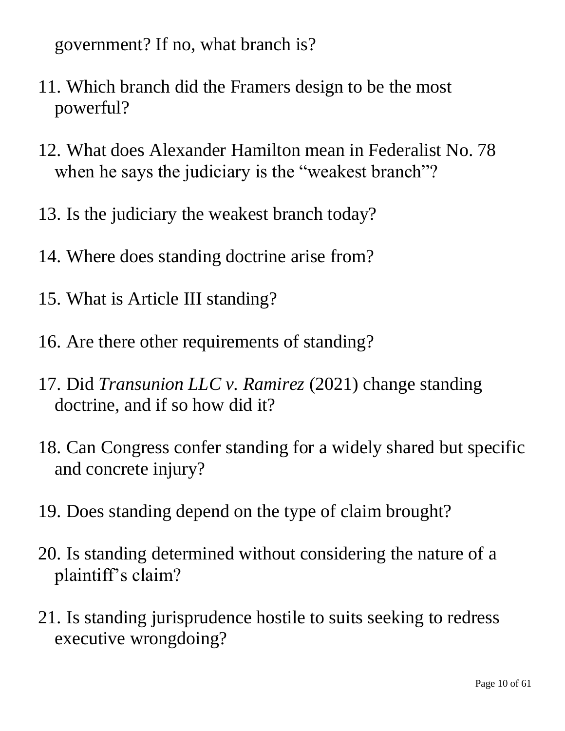government? If no, what branch is?

11. Which branch did the Framers design to be the most powerful?

12. What does Alexander Hamilton mean in Federalist No. 78 when he says the judiciary is the "weakest branch"?

13. Is the judiciary the weakest branch today?

14. Where does standing doctrine arise from?

15. What is Article III standing?

16. Are there other requirements of standing?

17. Did *Transunion LLC v. Ramirez* (2021) change standing doctrine, and if so how did it?

18. Can Congress confer standing for a widely shared but specific and concrete injury?

19. Does standing depend on the type of claim brought?

20. Is standing determined without considering the nature of a plaintiff's claim?

21. Is standing jurisprudence hostile to suits seeking to redress executive wrongdoing?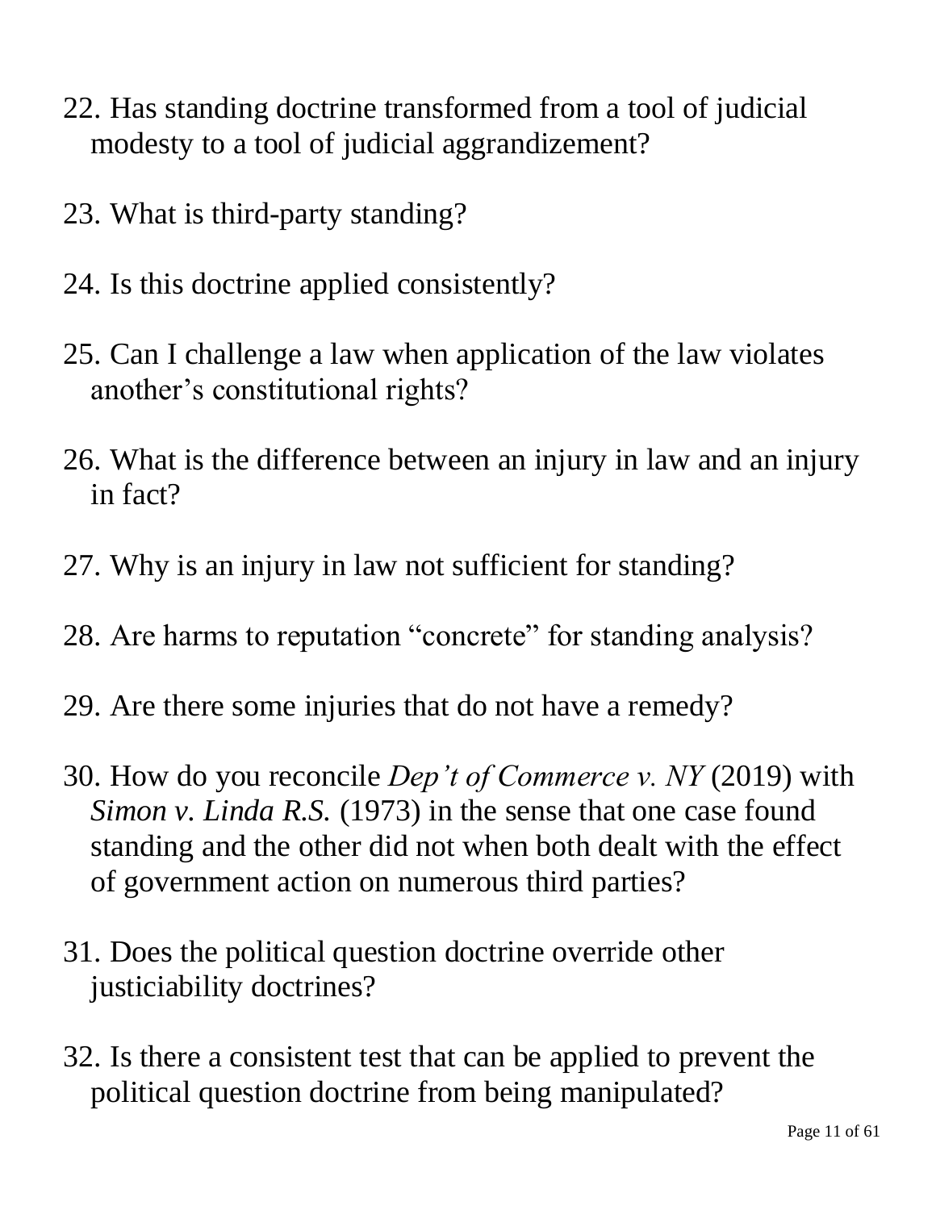22. Has standing doctrine transformed from a tool of judicial modesty to a tool of judicial aggrandizement?

23. What is third-party standing?

24. Is this doctrine applied consistently?

25. Can I challenge a law when application of the law violates another's constitutional rights?

26. What is the difference between an injury in law and an injury in fact?

27. Why is an injury in law not sufficient for standing?

28. Are harms to reputation "concrete" for standing analysis?

29. Are there some injuries that do not have a remedy?

30. How do you reconcile *Dep't of Commerce v. NY* (2019) with *Simon v. Linda R.S.* (1973) in the sense that one case found standing and the other did not when both dealt with the effect of government action on numerous third parties?

31. Does the political question doctrine override other justiciability doctrines?

32. Is there a consistent test that can be applied to prevent the political question doctrine from being manipulated?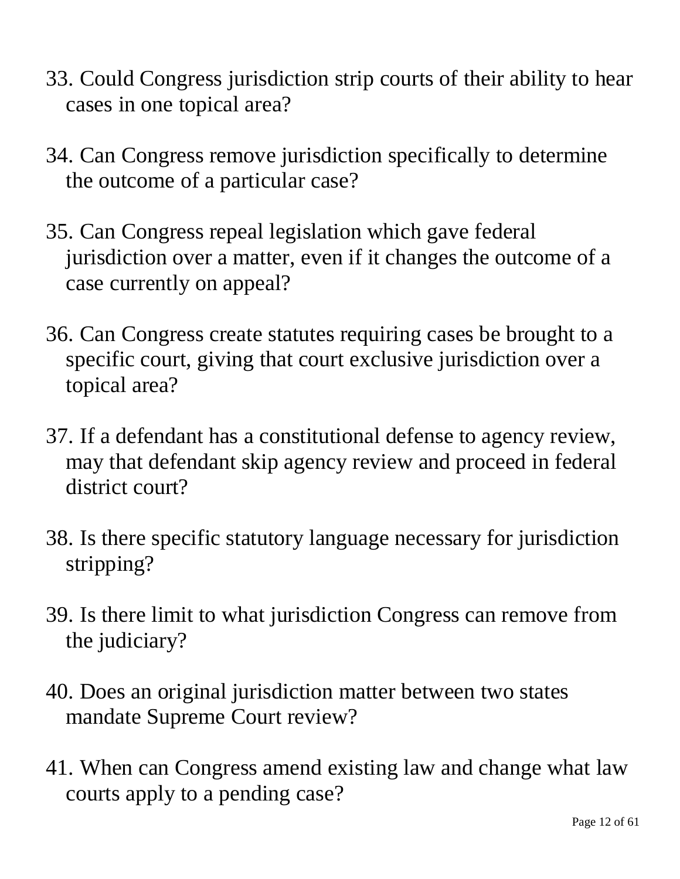33. Could Congress jurisdiction strip courts of their ability to hear cases in one topical area?

34. Can Congress remove jurisdiction specifically to determine the outcome of a particular case?

35. Can Congress repeal legislation which gave federal jurisdiction over a matter, even if it changes the outcome of a case currently on appeal?

36. Can Congress create statutes requiring cases be brought to a specific court, giving that court exclusive jurisdiction over a topical area?

37. If a defendant has a constitutional defense to agency review, may that defendant skip agency review and proceed in federal district court?

38. Is there specific statutory language necessary for jurisdiction stripping?

39. Is there limit to what jurisdiction Congress can remove from the judiciary?

40. Does an original jurisdiction matter between two states mandate Supreme Court review?

41. When can Congress amend existing law and change what law courts apply to a pending case?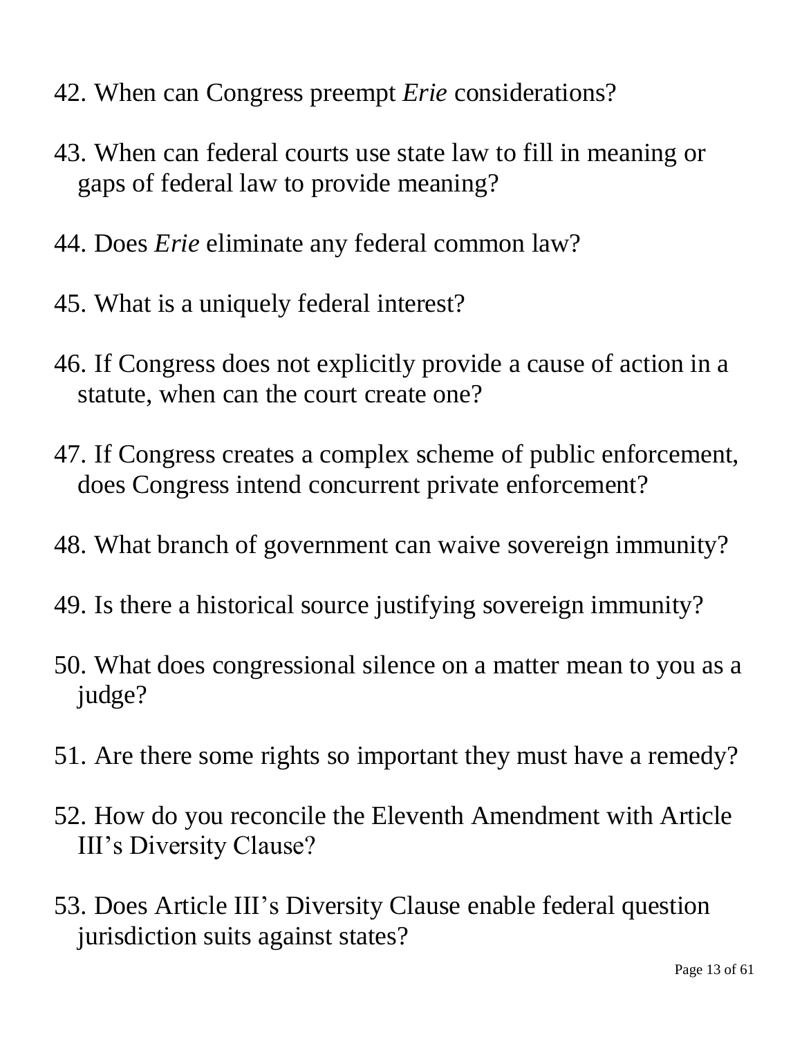42. When can Congress preempt *Erie* considerations?

43. When can federal courts use state law to fill in meaning or gaps of federal law to provide meaning?

44. Does *Erie* eliminate any federal common law?

45. What is a uniquely federal interest?

46. If Congress does not explicitly provide a cause of action in a statute, when can the court create one?

47. If Congress creates a complex scheme of public enforcement, does Congress intend concurrent private enforcement?

48. What branch of government can waive sovereign immunity?

49. Is there a historical source justifying sovereign immunity?

50. What does congressional silence on a matter mean to you as a judge?

51. Are there some rights so important they must have a remedy?

52. How do you reconcile the Eleventh Amendment with Article III's Diversity Clause?

53. Does Article III's Diversity Clause enable federal question jurisdiction suits against states?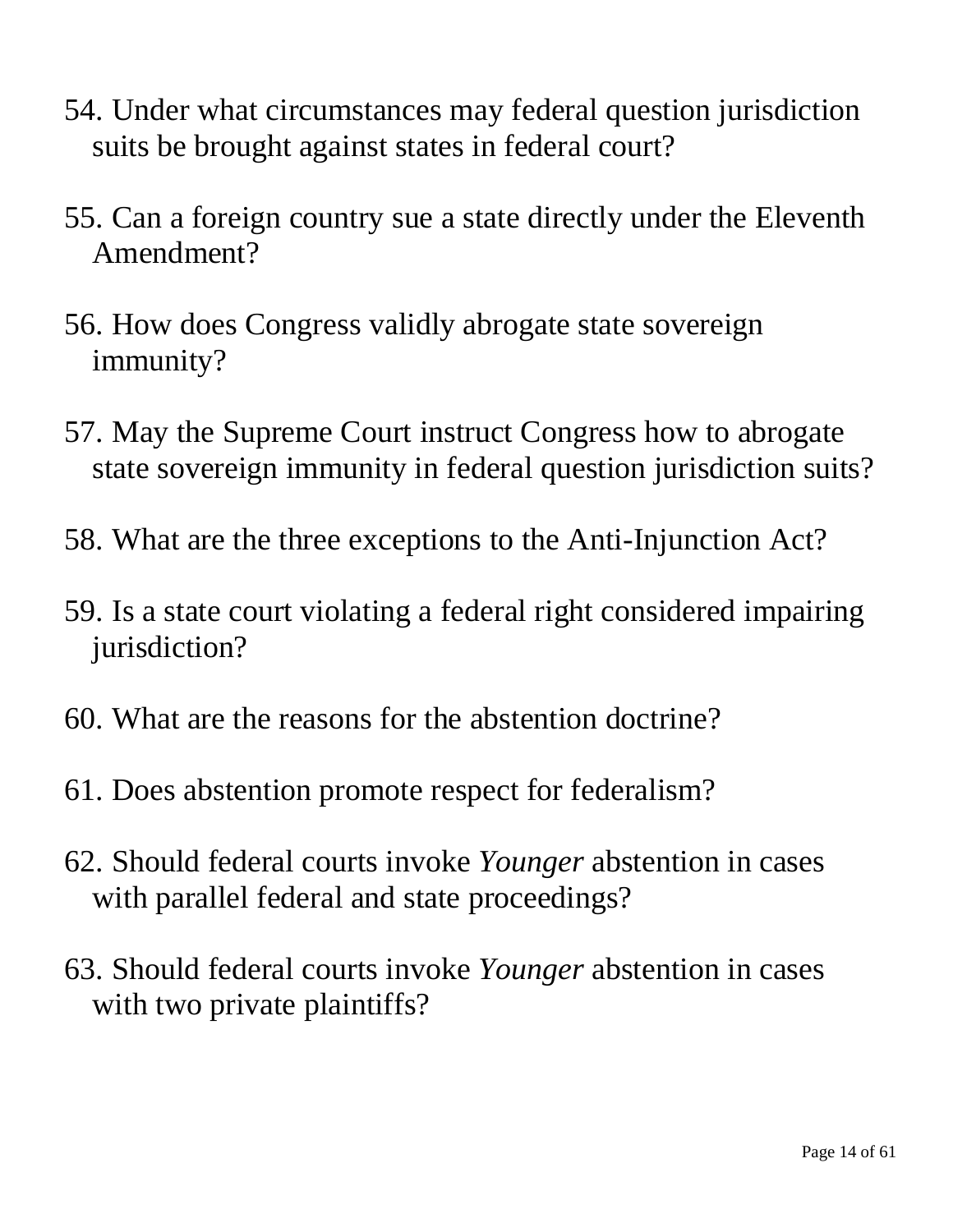54. Under what circumstances may federal question jurisdiction suits be brought against states in federal court?

55. Can a foreign country sue a state directly under the Eleventh Amendment?

56. How does Congress validly abrogate state sovereign immunity?

57. May the Supreme Court instruct Congress how to abrogate state sovereign immunity in federal question jurisdiction suits?

58. What are the three exceptions to the Anti-Injunction Act?

59. Is a state court violating a federal right considered impairing jurisdiction?

60. What are the reasons for the abstention doctrine?

61. Does abstention promote respect for federalism?

62. Should federal courts invoke *Younger* abstention in cases with parallel federal and state proceedings?

63. Should federal courts invoke *Younger* abstention in cases with two private plaintiffs?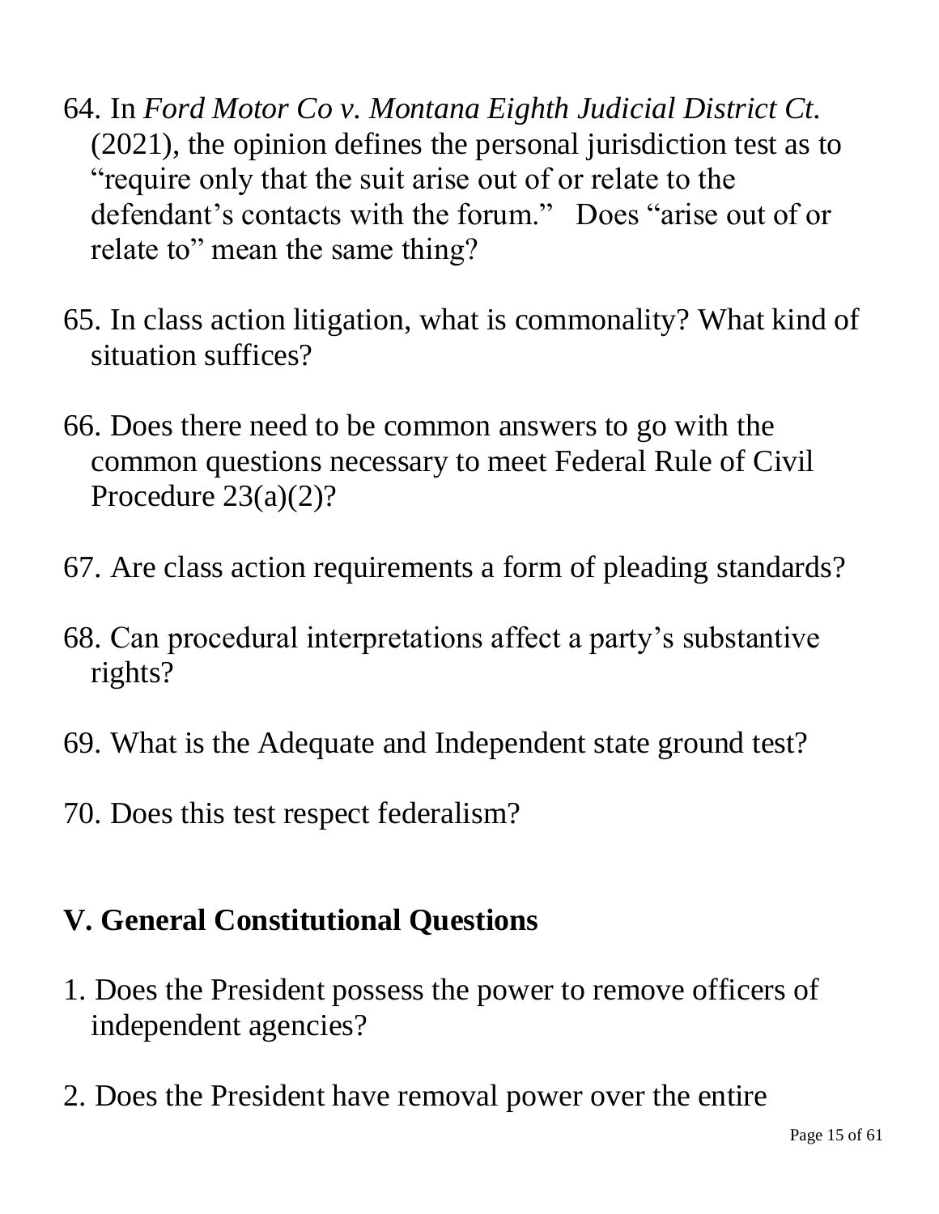64. In *Ford Motor Co v. Montana Eighth Judicial District Ct.* (2021), the opinion defines the personal jurisdiction test as to "require only that the suit arise out of or relate to the defendant's contacts with the forum." Does "arise out of or relate to" mean the same thing?

65. In class action litigation, what is commonality? What kind of situation suffices?

66. Does there need to be common answers to go with the common questions necessary to meet Federal Rule of Civil Procedure 23(a)(2)?

67. Are class action requirements a form of pleading standards?

68. Can procedural interpretations affect a party's substantive rights?

69. What is the Adequate and Independent state ground test?

70. Does this test respect federalism?

## V. General Constitutional Questions

1. Does the President possess the power to remove officers of independent agencies?

2. Does the President have removal power over the entire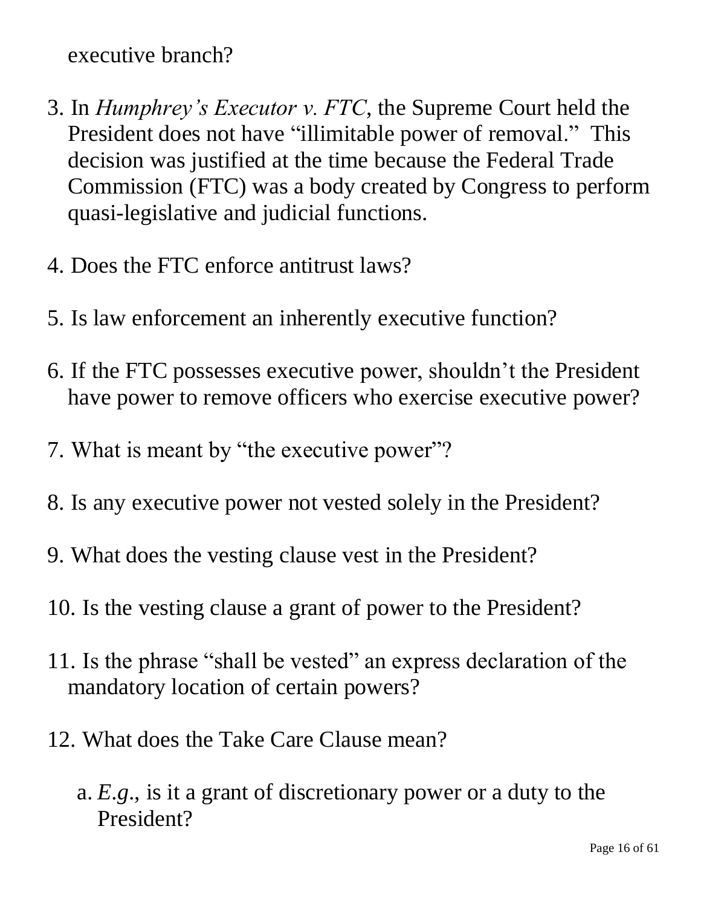executive branch?

3. In *Humphrey's Executor v. FTC*, the Supreme Court held the President does not have "illimitable power of removal." This decision was justified at the time because the Federal Trade Commission (FTC) was a body created by Congress to perform quasi-legislative and judicial functions.

4. Does the FTC enforce antitrust laws?

5. Is law enforcement an inherently executive function?

6. If the FTC possesses executive power, shouldn't the President have power to remove officers who exercise executive power?

7. What is meant by "the executive power"?

8. Is any executive power not vested solely in the President?

9. What does the vesting clause vest in the President?

10. Is the vesting clause a grant of power to the President?

11. Is the phrase "shall be vested" an express declaration of the mandatory location of certain powers?

12. What does the Take Care Clause mean?

    a. *E.g.*, is it a grant of discretionary power or a duty to the President?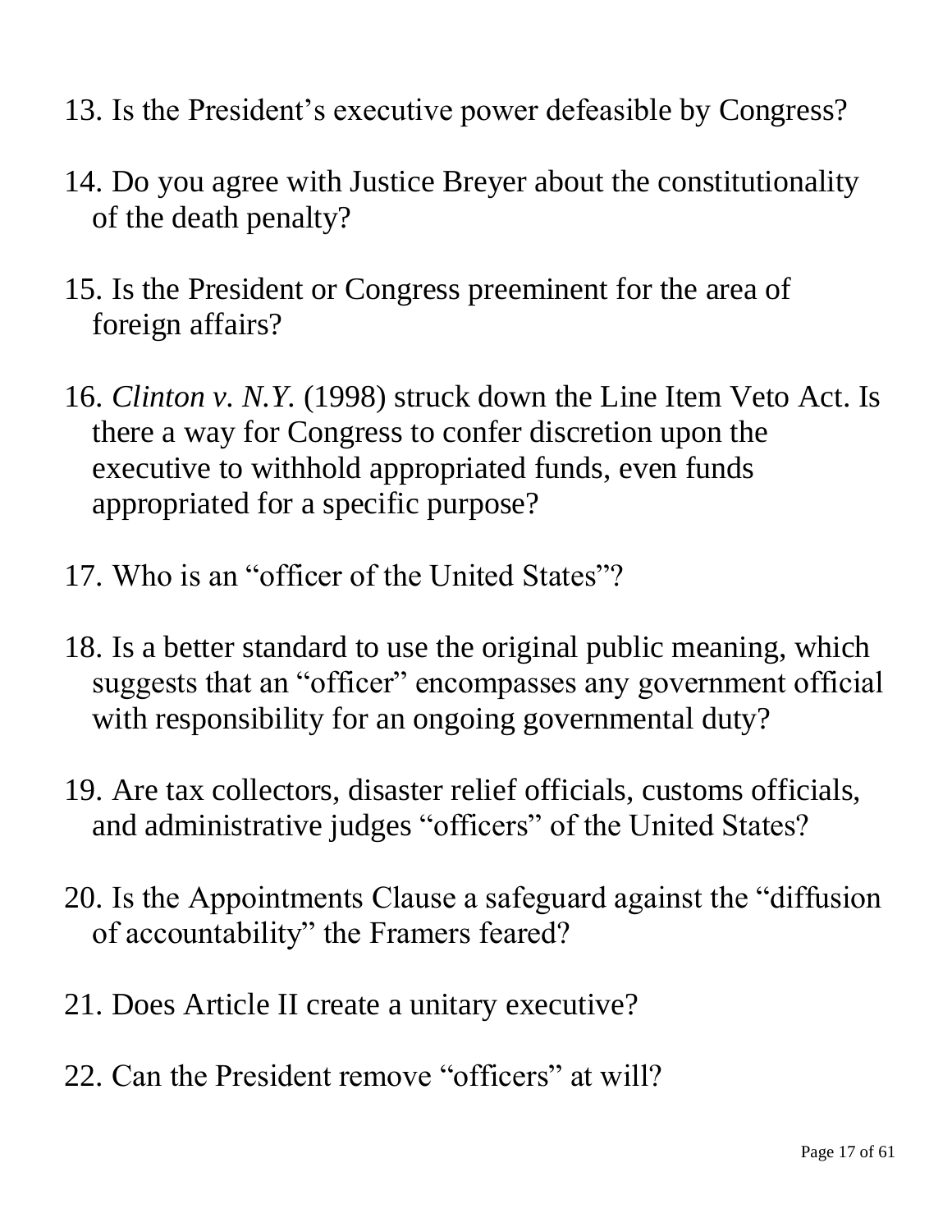13. Is the President's executive power defeasible by Congress?

14. Do you agree with Justice Breyer about the constitutionality of the death penalty?

15. Is the President or Congress preeminent for the area of foreign affairs?

16. *Clinton v. N.Y.* (1998) struck down the Line Item Veto Act. Is there a way for Congress to confer discretion upon the executive to withhold appropriated funds, even funds appropriated for a specific purpose?

17. Who is an "officer of the United States"?

18. Is a better standard to use the original public meaning, which suggests that an "officer" encompasses any government official with responsibility for an ongoing governmental duty?

19. Are tax collectors, disaster relief officials, customs officials, and administrative judges "officers" of the United States?

20. Is the Appointments Clause a safeguard against the "diffusion of accountability" the Framers feared?

21. Does Article II create a unitary executive?

22. Can the President remove "officers" at will?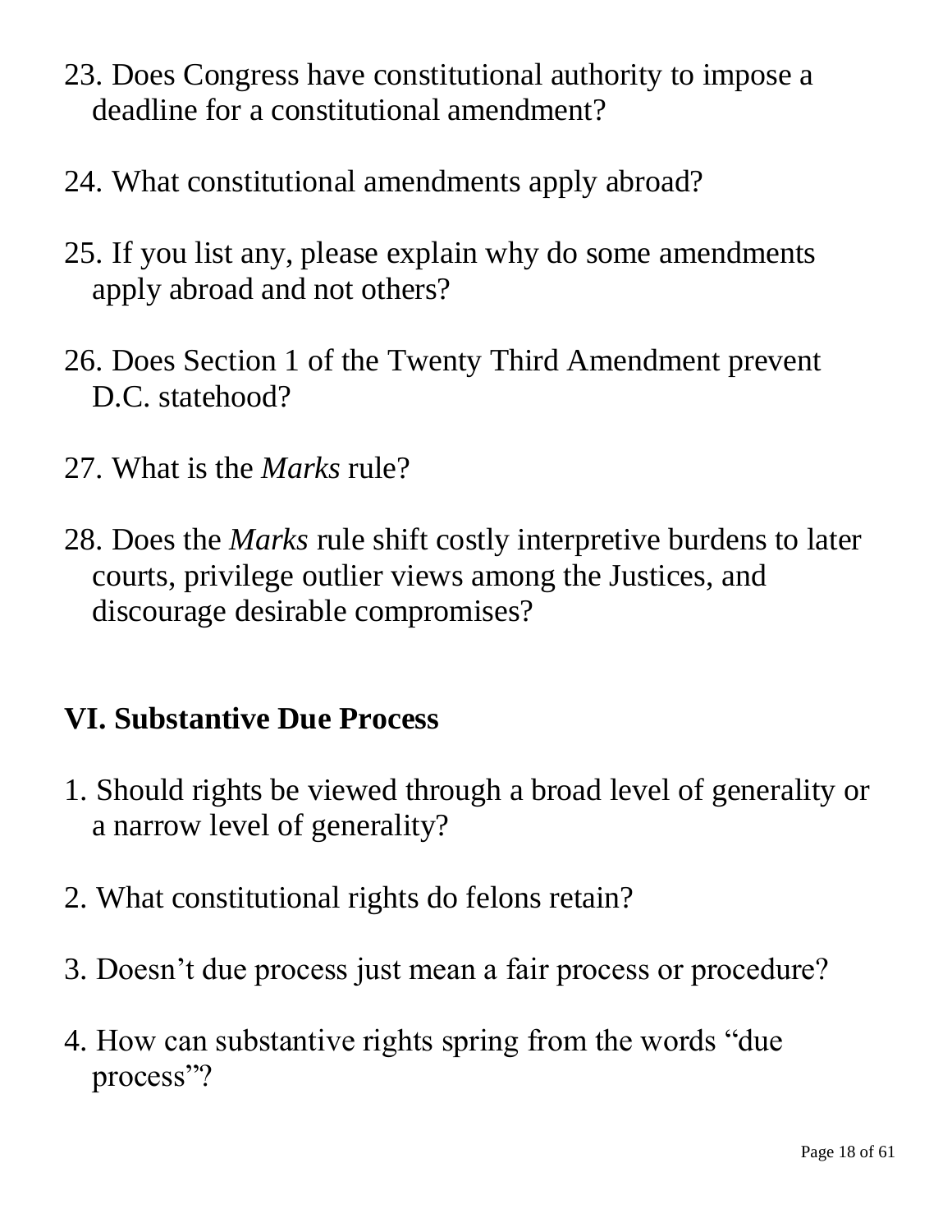23. Does Congress have constitutional authority to impose a deadline for a constitutional amendment?

24. What constitutional amendments apply abroad?

25. If you list any, please explain why do some amendments apply abroad and not others?

26. Does Section 1 of the Twenty Third Amendment prevent D.C. statehood?

27. What is the *Marks* rule?

28. Does the *Marks* rule shift costly interpretive burdens to later courts, privilege outlier views among the Justices, and discourage desirable compromises?

## VI. Substantive Due Process

1. Should rights be viewed through a broad level of generality or a narrow level of generality?

2. What constitutional rights do felons retain?

3. Doesn't due process just mean a fair process or procedure?

4. How can substantive rights spring from the words "due process"?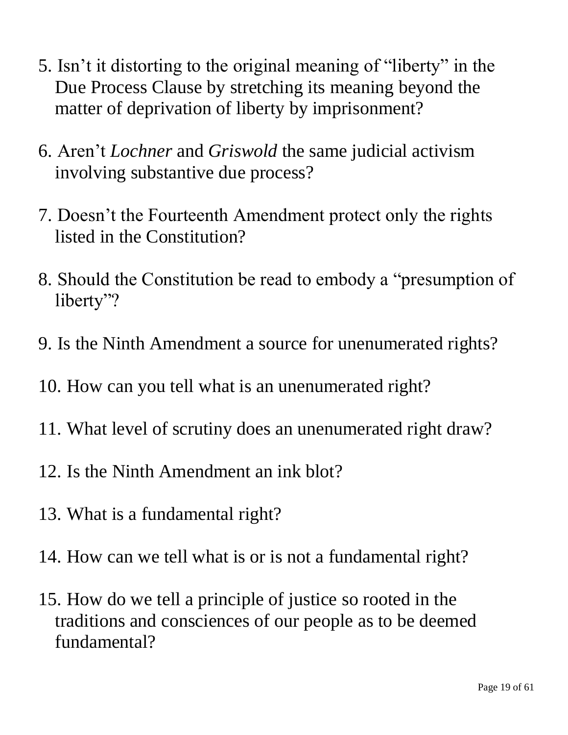5. Isn't it distorting to the original meaning of "liberty" in the Due Process Clause by stretching its meaning beyond the matter of deprivation of liberty by imprisonment?

6. Aren't *Lochner* and *Griswold* the same judicial activism involving substantive due process?

7. Doesn't the Fourteenth Amendment protect only the rights listed in the Constitution?

8. Should the Constitution be read to embody a "presumption of liberty"?

9. Is the Ninth Amendment a source for unenumerated rights?

10. How can you tell what is an unenumerated right?

11. What level of scrutiny does an unenumerated right draw?

12. Is the Ninth Amendment an ink blot?

13. What is a fundamental right?

14. How can we tell what is or is not a fundamental right?

15. How do we tell a principle of justice so rooted in the traditions and consciences of our people as to be deemed fundamental?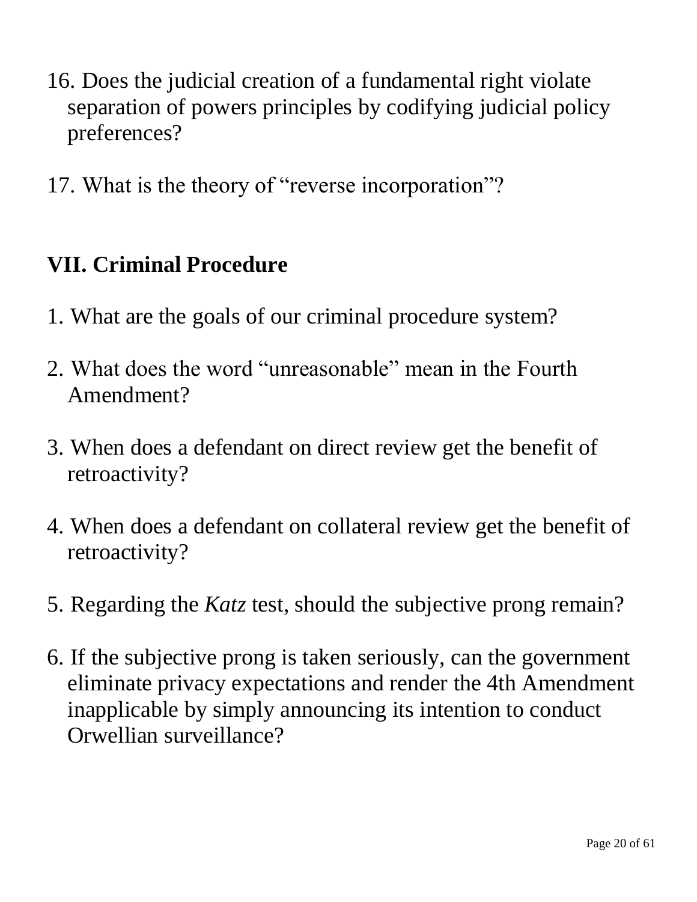16. Does the judicial creation of a fundamental right violate separation of powers principles by codifying judicial policy preferences?

17. What is the theory of "reverse incorporation"?

## VII. Criminal Procedure

1. What are the goals of our criminal procedure system?

2. What does the word "unreasonable" mean in the Fourth Amendment?

3. When does a defendant on direct review get the benefit of retroactivity?

4. When does a defendant on collateral review get the benefit of retroactivity?

5. Regarding the *Katz* test, should the subjective prong remain?

6. If the subjective prong is taken seriously, can the government eliminate privacy expectations and render the 4th Amendment inapplicable by simply announcing its intention to conduct Orwellian surveillance?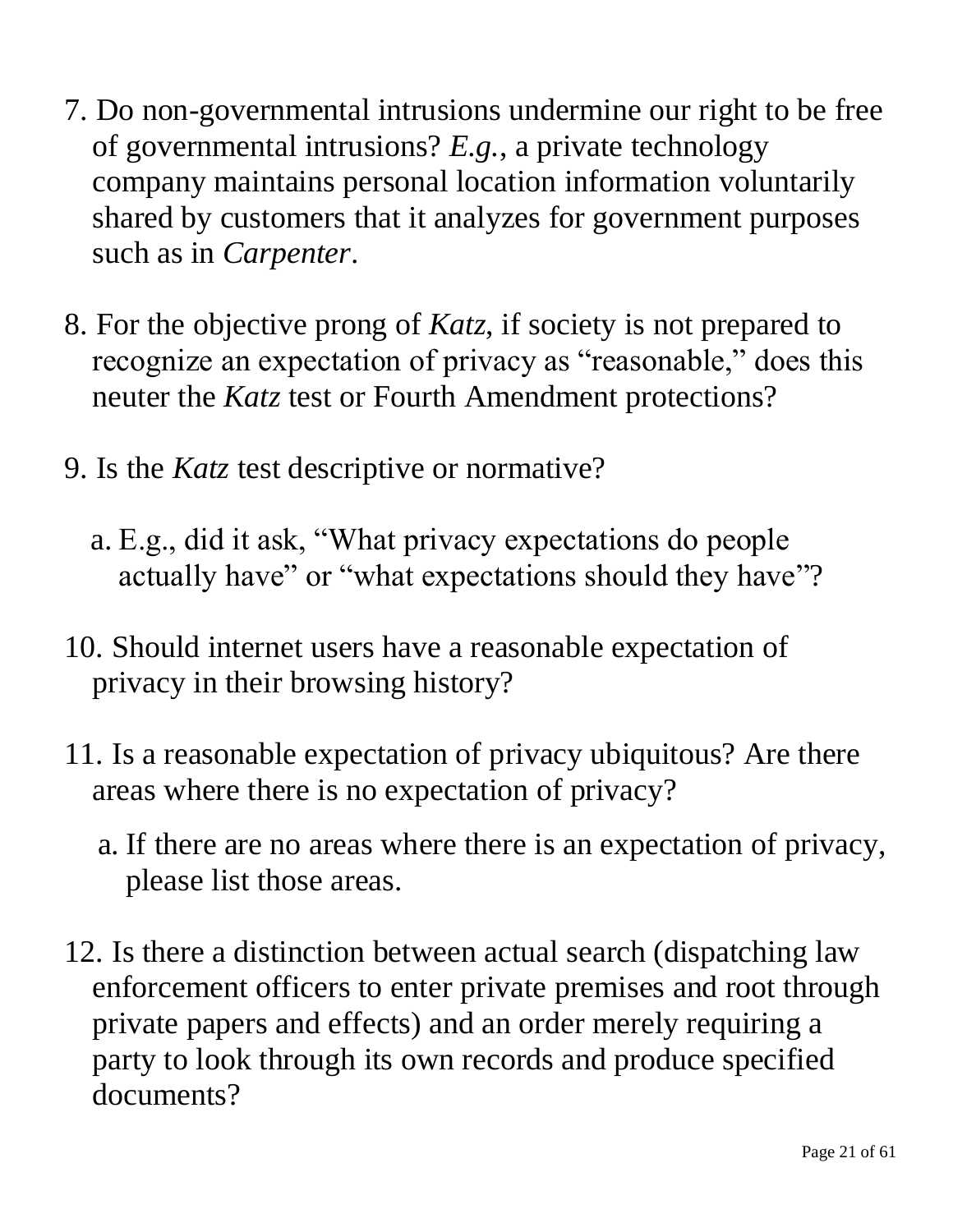7. Do non-governmental intrusions undermine our right to be free of governmental intrusions? *E.g.*, a private technology company maintains personal location information voluntarily shared by customers that it analyzes for government purposes such as in *Carpenter*.

8. For the objective prong of *Katz,* if society is not prepared to recognize an expectation of privacy as "reasonable," does this neuter the *Katz* test or Fourth Amendment protections?

9. Is the *Katz* test descriptive or normative?

   a. E.g., did it ask, "What privacy expectations do people actually have" or "what expectations should they have"?

10. Should internet users have a reasonable expectation of privacy in their browsing history?

11. Is a reasonable expectation of privacy ubiquitous? Are there areas where there is no expectation of privacy?

    a. If there are no areas where there is an expectation of privacy, please list those areas.

12. Is there a distinction between actual search (dispatching law enforcement officers to enter private premises and root through private papers and effects) and an order merely requiring a party to look through its own records and produce specified documents?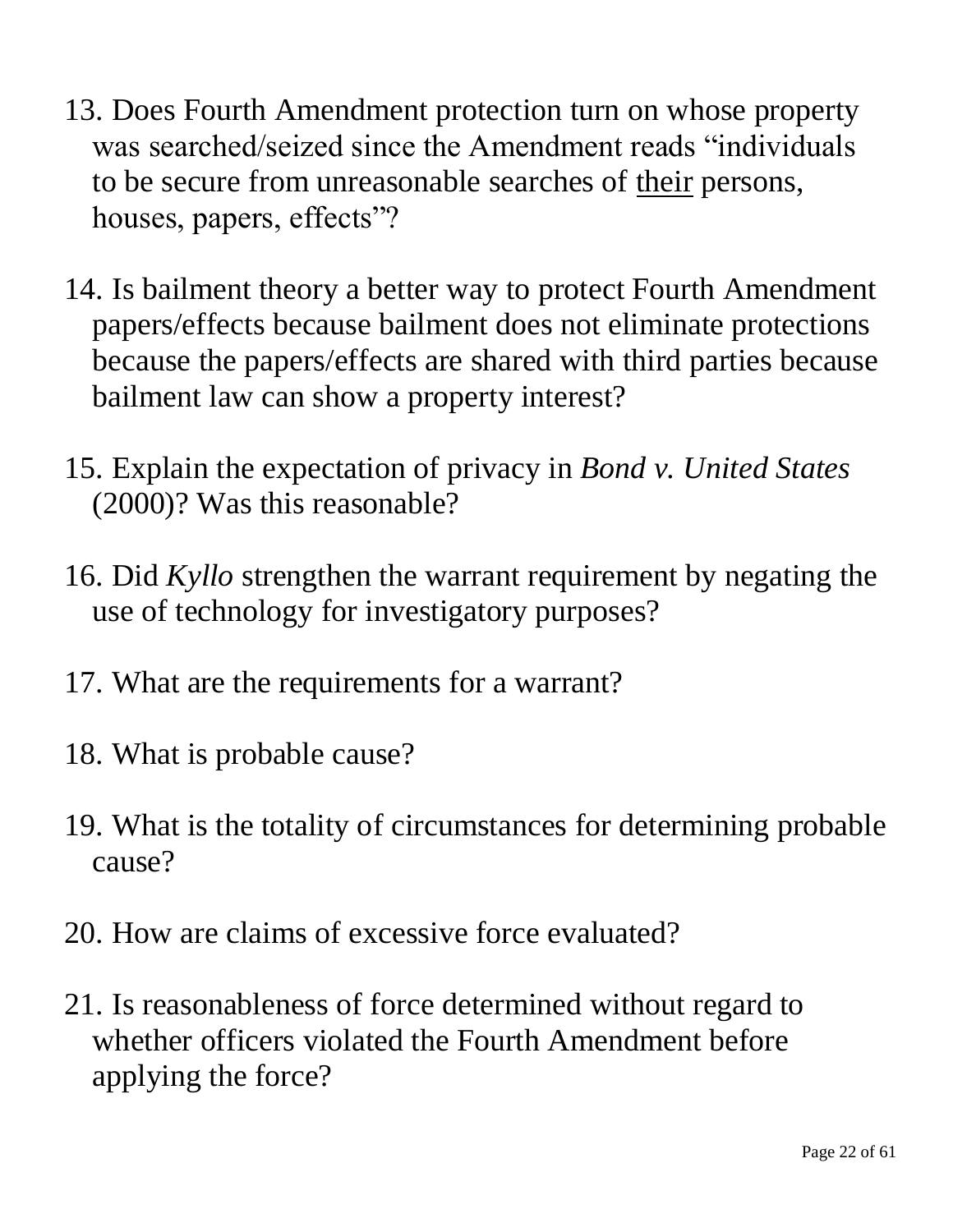13. Does Fourth Amendment protection turn on whose property was searched/seized since the Amendment reads “individuals to be secure from unreasonable searches of <u>their</u> persons, houses, papers, effects”?

14. Is bailment theory a better way to protect Fourth Amendment papers/effects because bailment does not eliminate protections because the papers/effects are shared with third parties because bailment law can show a property interest?

15. Explain the expectation of privacy in *Bond v. United States* (2000)? Was this reasonable?

16. Did *Kyllo* strengthen the warrant requirement by negating the use of technology for investigatory purposes?

17. What are the requirements for a warrant?

18. What is probable cause?

19. What is the totality of circumstances for determining probable cause?

20. How are claims of excessive force evaluated?

21. Is reasonableness of force determined without regard to whether officers violated the Fourth Amendment before applying the force?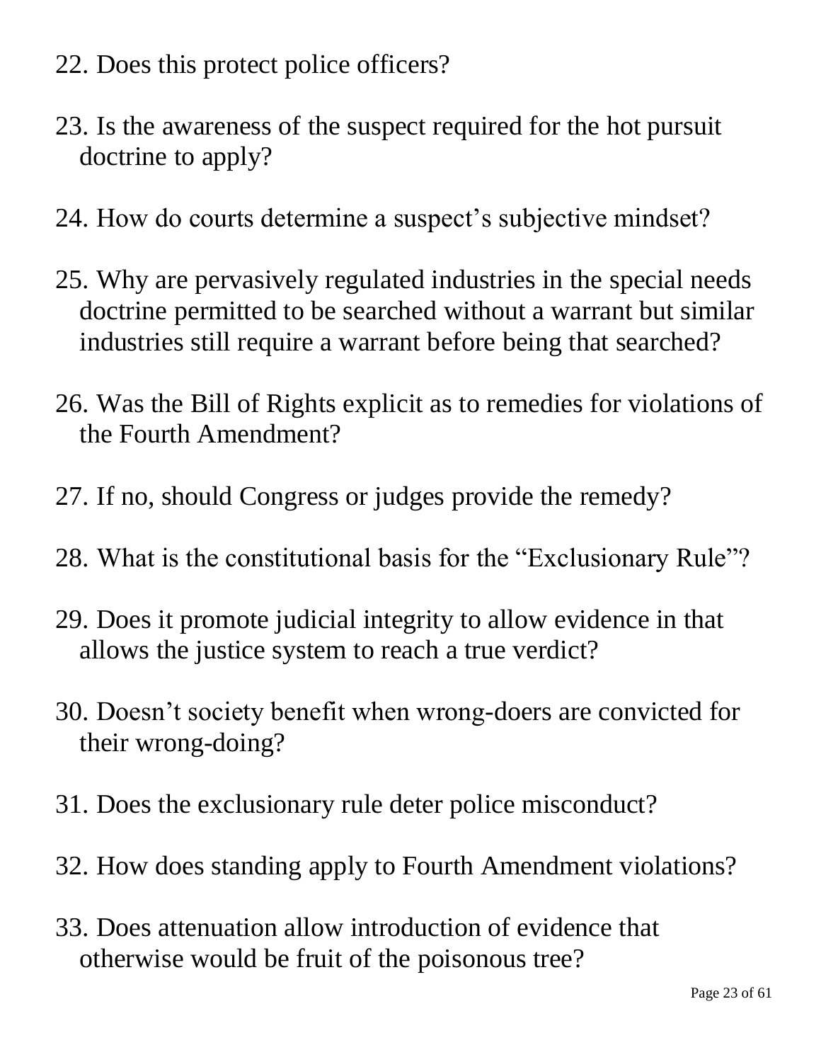22. Does this protect police officers?

23. Is the awareness of the suspect required for the hot pursuit doctrine to apply?

24. How do courts determine a suspect's subjective mindset?

25. Why are pervasively regulated industries in the special needs doctrine permitted to be searched without a warrant but similar industries still require a warrant before being that searched?

26. Was the Bill of Rights explicit as to remedies for violations of the Fourth Amendment?

27. If no, should Congress or judges provide the remedy?

28. What is the constitutional basis for the "Exclusionary Rule"?

29. Does it promote judicial integrity to allow evidence in that allows the justice system to reach a true verdict?

30. Doesn't society benefit when wrong-doers are convicted for their wrong-doing?

31. Does the exclusionary rule deter police misconduct?

32. How does standing apply to Fourth Amendment violations?

33. Does attenuation allow introduction of evidence that otherwise would be fruit of the poisonous tree?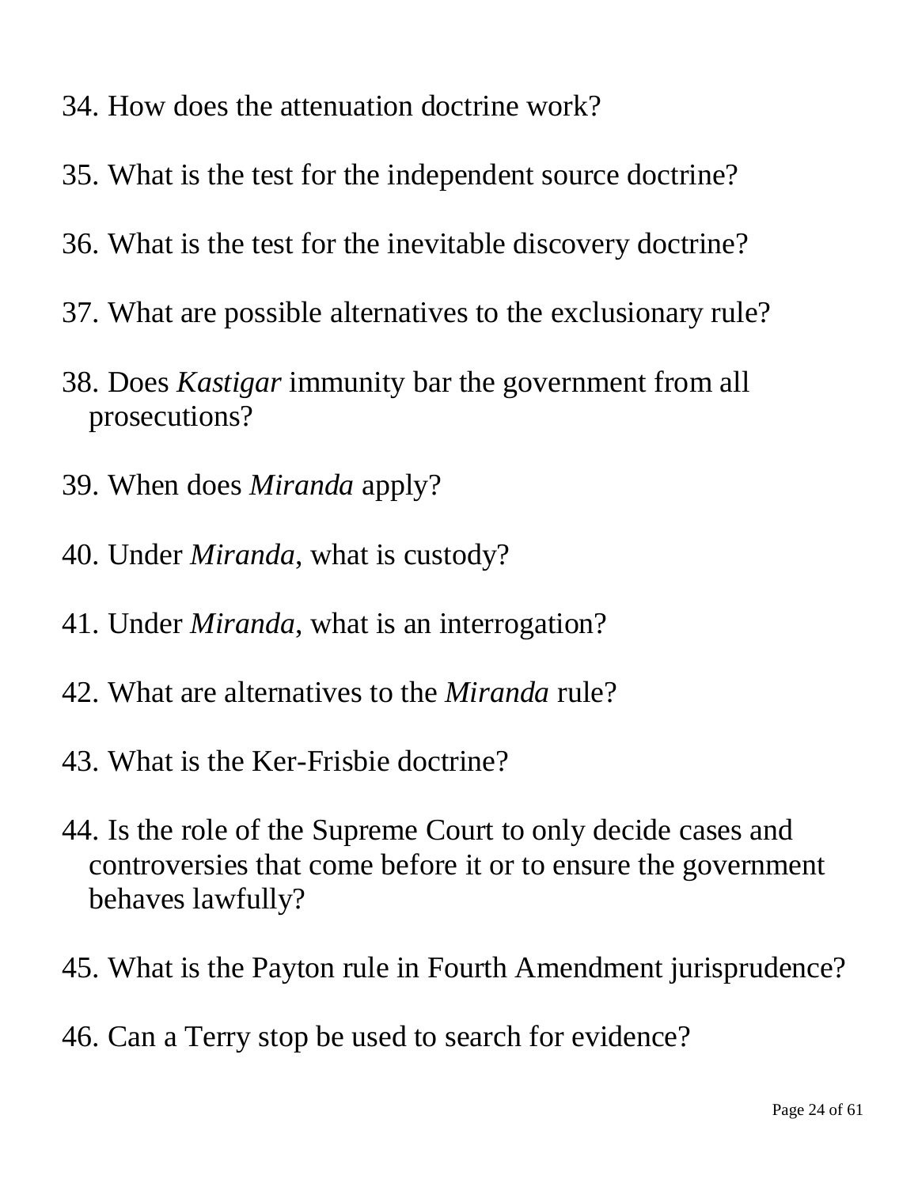34. How does the attenuation doctrine work?

35. What is the test for the independent source doctrine?

36. What is the test for the inevitable discovery doctrine?

37. What are possible alternatives to the exclusionary rule?

38. Does *Kastigar* immunity bar the government from all prosecutions?

39. When does *Miranda* apply?

40. Under *Miranda*, what is custody?

41. Under *Miranda*, what is an interrogation?

42. What are alternatives to the *Miranda* rule?

43. What is the Ker-Frisbie doctrine?

44. Is the role of the Supreme Court to only decide cases and controversies that come before it or to ensure the government behaves lawfully?

45. What is the Payton rule in Fourth Amendment jurisprudence?

46. Can a Terry stop be used to search for evidence?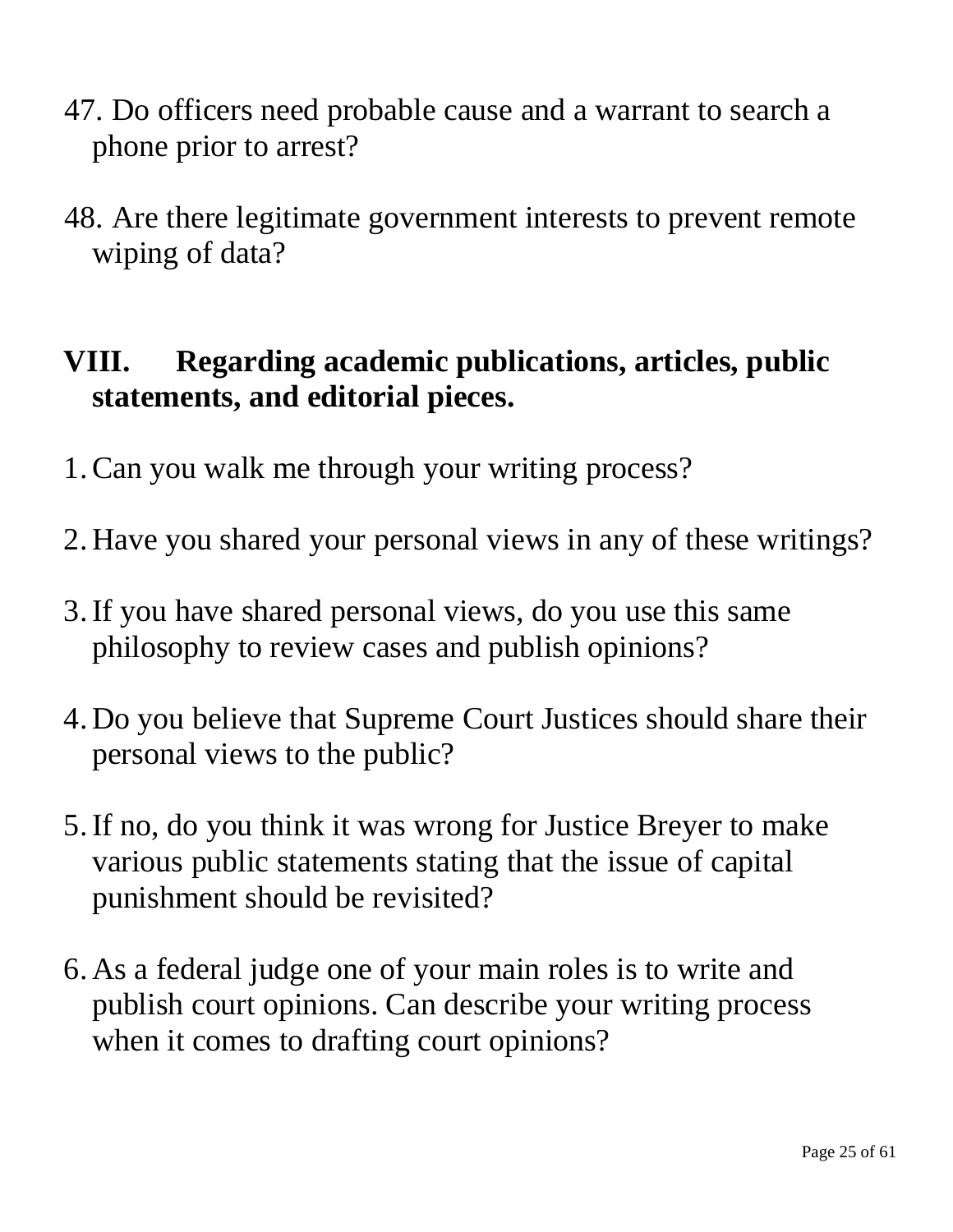47. Do officers need probable cause and a warrant to search a phone prior to arrest?

48. Are there legitimate government interests to prevent remote wiping of data?

**VIII. Regarding academic publications, articles, public statements, and editorial pieces.**

1. Can you walk me through your writing process?

2. Have you shared your personal views in any of these writings?

3. If you have shared personal views, do you use this same philosophy to review cases and publish opinions?

4. Do you believe that Supreme Court Justices should share their personal views to the public?

5. If no, do you think it was wrong for Justice Breyer to make various public statements stating that the issue of capital punishment should be revisited?

6. As a federal judge one of your main roles is to write and publish court opinions. Can describe your writing process when it comes to drafting court opinions?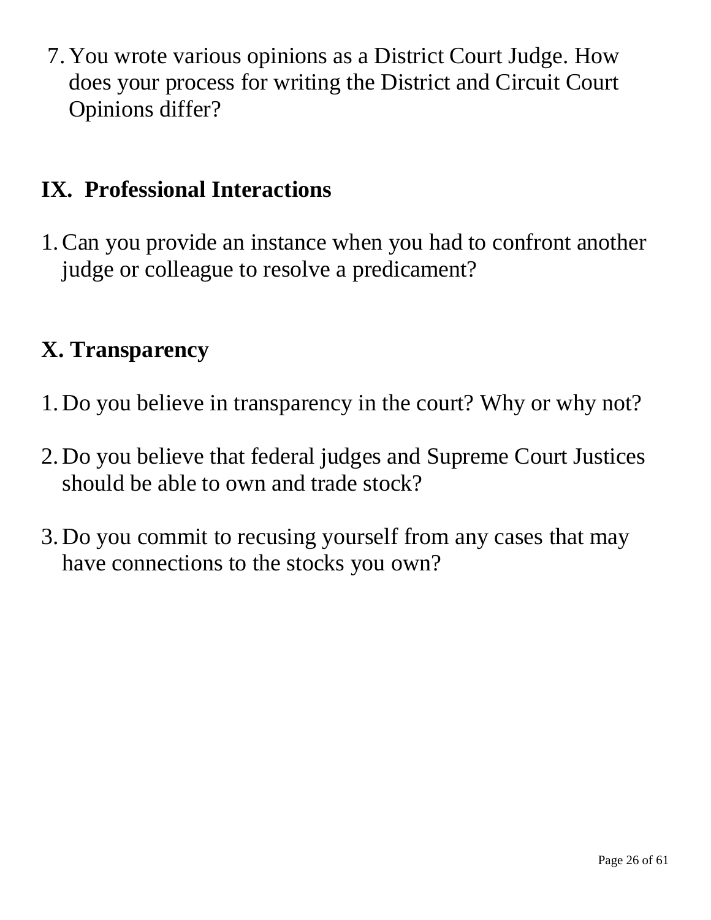7. You wrote various opinions as a District Court Judge. How does your process for writing the District and Circuit Court Opinions differ?

## IX. Professional Interactions

1. Can you provide an instance when you had to confront another judge or colleague to resolve a predicament?

## X. Transparency

1. Do you believe in transparency in the court? Why or why not?

2. Do you believe that federal judges and Supreme Court Justices should be able to own and trade stock?

3. Do you commit to recusing yourself from any cases that may have connections to the stocks you own?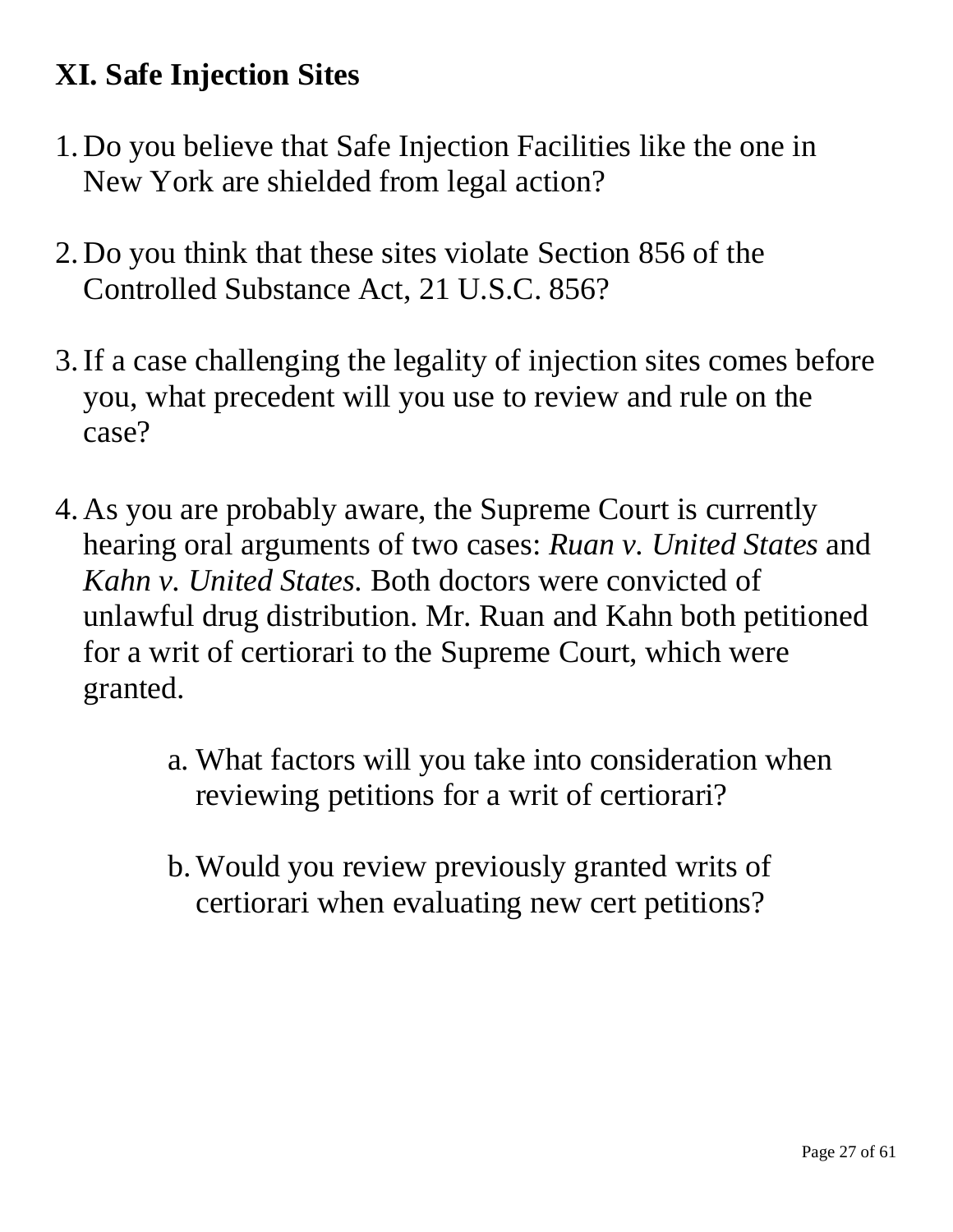## XI. Safe Injection Sites

1. Do you believe that Safe Injection Facilities like the one in New York are shielded from legal action?

2. Do you think that these sites violate Section 856 of the Controlled Substance Act, 21 U.S.C. 856?

3. If a case challenging the legality of injection sites comes before you, what precedent will you use to review and rule on the case?

4. As you are probably aware, the Supreme Court is currently hearing oral arguments of two cases: *Ruan v. United States* and *Kahn v. United States*. Both doctors were convicted of unlawful drug distribution. Mr. Ruan and Kahn both petitioned for a writ of certiorari to the Supreme Court, which were granted.

    a. What factors will you take into consideration when reviewing petitions for a writ of certiorari?

    b. Would you review previously granted writs of certiorari when evaluating new cert petitions?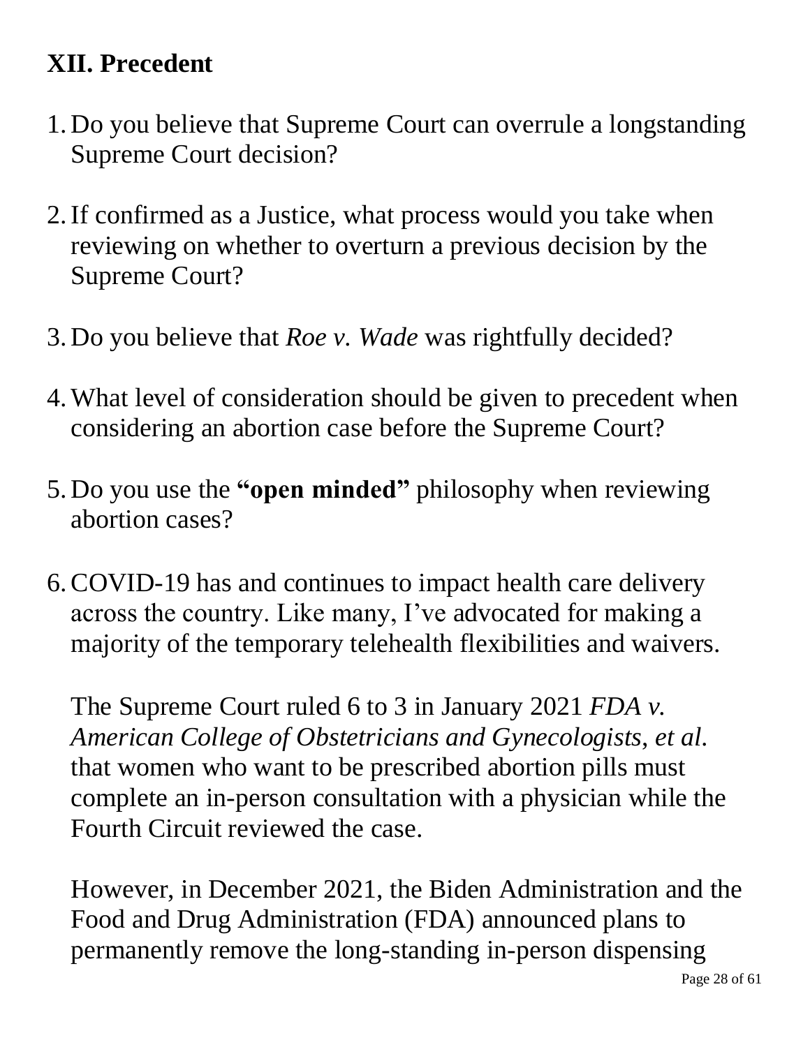## XII. Precedent

1. Do you believe that Supreme Court can overrule a longstanding Supreme Court decision?

2. If confirmed as a Justice, what process would you take when reviewing on whether to overturn a previous decision by the Supreme Court?

3. Do you believe that *Roe v. Wade* was rightfully decided?

4. What level of consideration should be given to precedent when considering an abortion case before the Supreme Court?

5. Do you use the **"open minded"** philosophy when reviewing abortion cases?

6. COVID-19 has and continues to impact health care delivery across the country. Like many, I've advocated for making a majority of the temporary telehealth flexibilities and waivers.

   The Supreme Court ruled 6 to 3 in January 2021 *FDA v. American College of Obstetricians and Gynecologists, et al.* that women who want to be prescribed abortion pills must complete an in-person consultation with a physician while the Fourth Circuit reviewed the case.

   However, in December 2021, the Biden Administration and the Food and Drug Administration (FDA) announced plans to permanently remove the long-standing in-person dispensing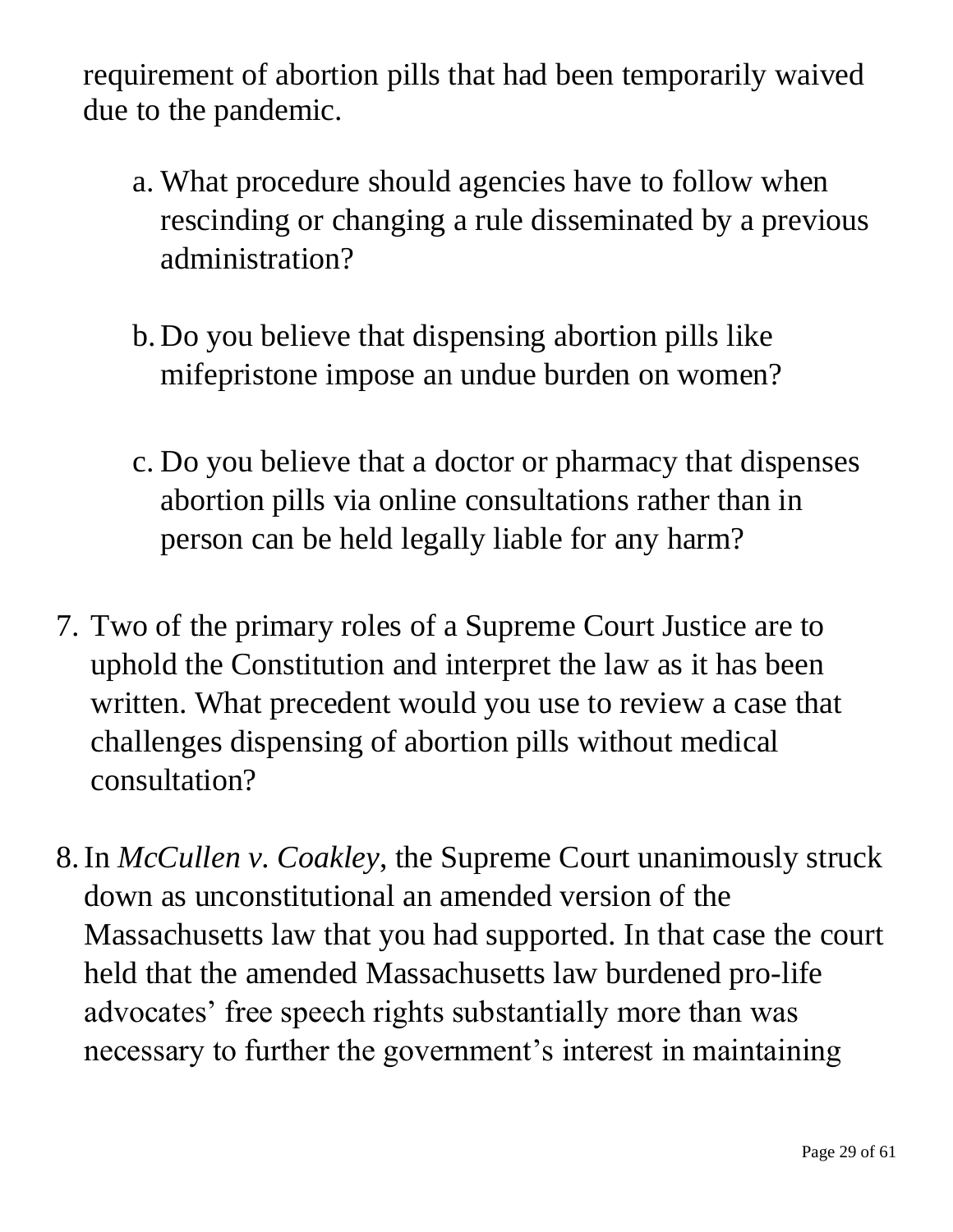requirement of abortion pills that had been temporarily waived due to the pandemic.

a. What procedure should agencies have to follow when rescinding or changing a rule disseminated by a previous administration?

b. Do you believe that dispensing abortion pills like mifepristone impose an undue burden on women?

c. Do you believe that a doctor or pharmacy that dispenses abortion pills via online consultations rather than in person can be held legally liable for any harm?

7. Two of the primary roles of a Supreme Court Justice are to uphold the Constitution and interpret the law as it has been written. What precedent would you use to review a case that challenges dispensing of abortion pills without medical consultation?

8. In *McCullen v. Coakley*, the Supreme Court unanimously struck down as unconstitutional an amended version of the Massachusetts law that you had supported. In that case the court held that the amended Massachusetts law burdened pro-life advocates' free speech rights substantially more than was necessary to further the government's interest in maintaining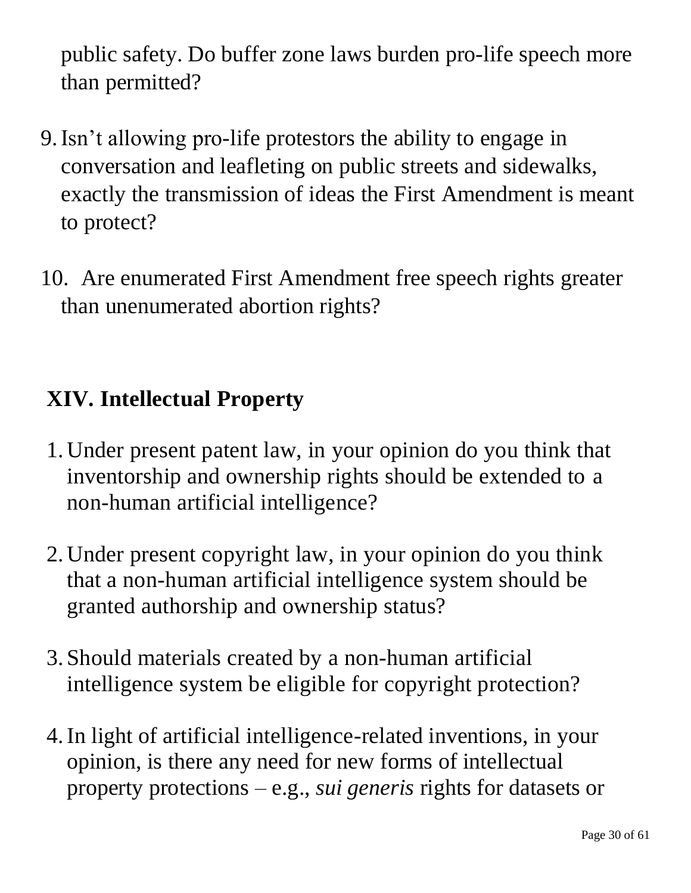public safety. Do buffer zone laws burden pro-life speech more than permitted?

9. Isn't allowing pro-life protestors the ability to engage in conversation and leafleting on public streets and sidewalks, exactly the transmission of ideas the First Amendment is meant to protect?

10. Are enumerated First Amendment free speech rights greater than unenumerated abortion rights?

## XIV. Intellectual Property

1. Under present patent law, in your opinion do you think that inventorship and ownership rights should be extended to a non-human artificial intelligence?

2. Under present copyright law, in your opinion do you think that a non-human artificial intelligence system should be granted authorship and ownership status?

3. Should materials created by a non-human artificial intelligence system be eligible for copyright protection?

4. In light of artificial intelligence-related inventions, in your opinion, is there any need for new forms of intellectual property protections – e.g., *sui generis* rights for datasets or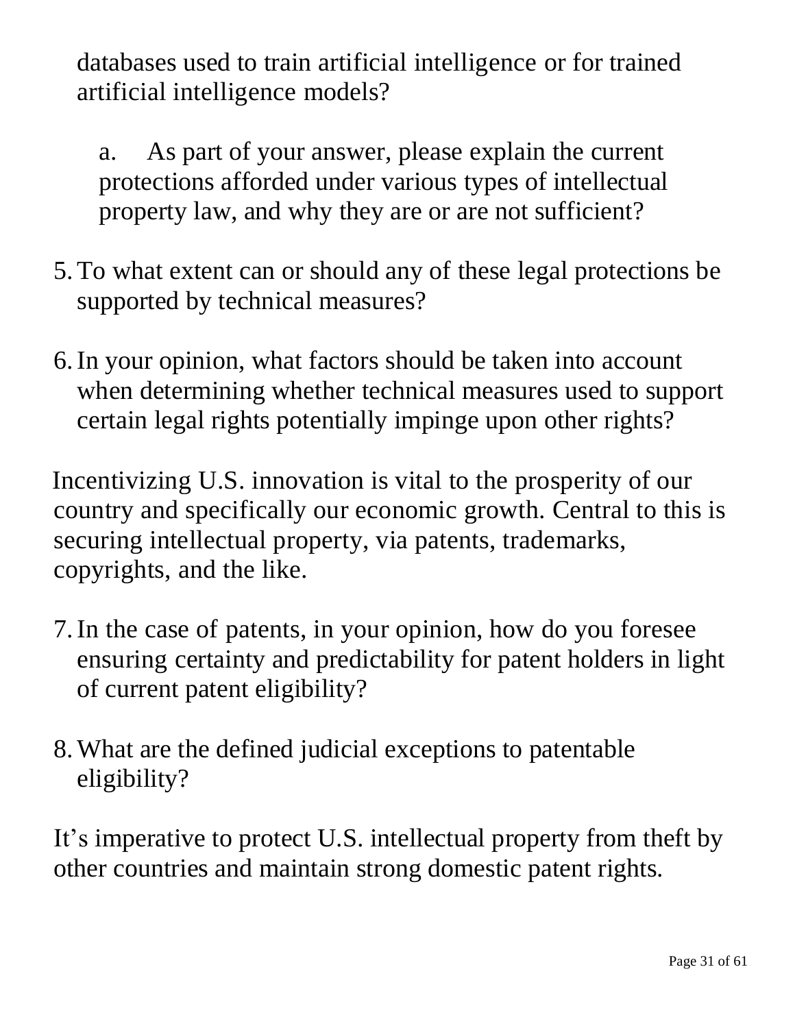databases used to train artificial intelligence or for trained artificial intelligence models?

   a. As part of your answer, please explain the current protections afforded under various types of intellectual property law, and why they are or are not sufficient?

5. To what extent can or should any of these legal protections be supported by technical measures?

6. In your opinion, what factors should be taken into account when determining whether technical measures used to support certain legal rights potentially impinge upon other rights?

Incentivizing U.S. innovation is vital to the prosperity of our country and specifically our economic growth. Central to this is securing intellectual property, via patents, trademarks, copyrights, and the like.

7. In the case of patents, in your opinion, how do you foresee ensuring certainty and predictability for patent holders in light of current patent eligibility?

8. What are the defined judicial exceptions to patentable eligibility?

It's imperative to protect U.S. intellectual property from theft by other countries and maintain strong domestic patent rights.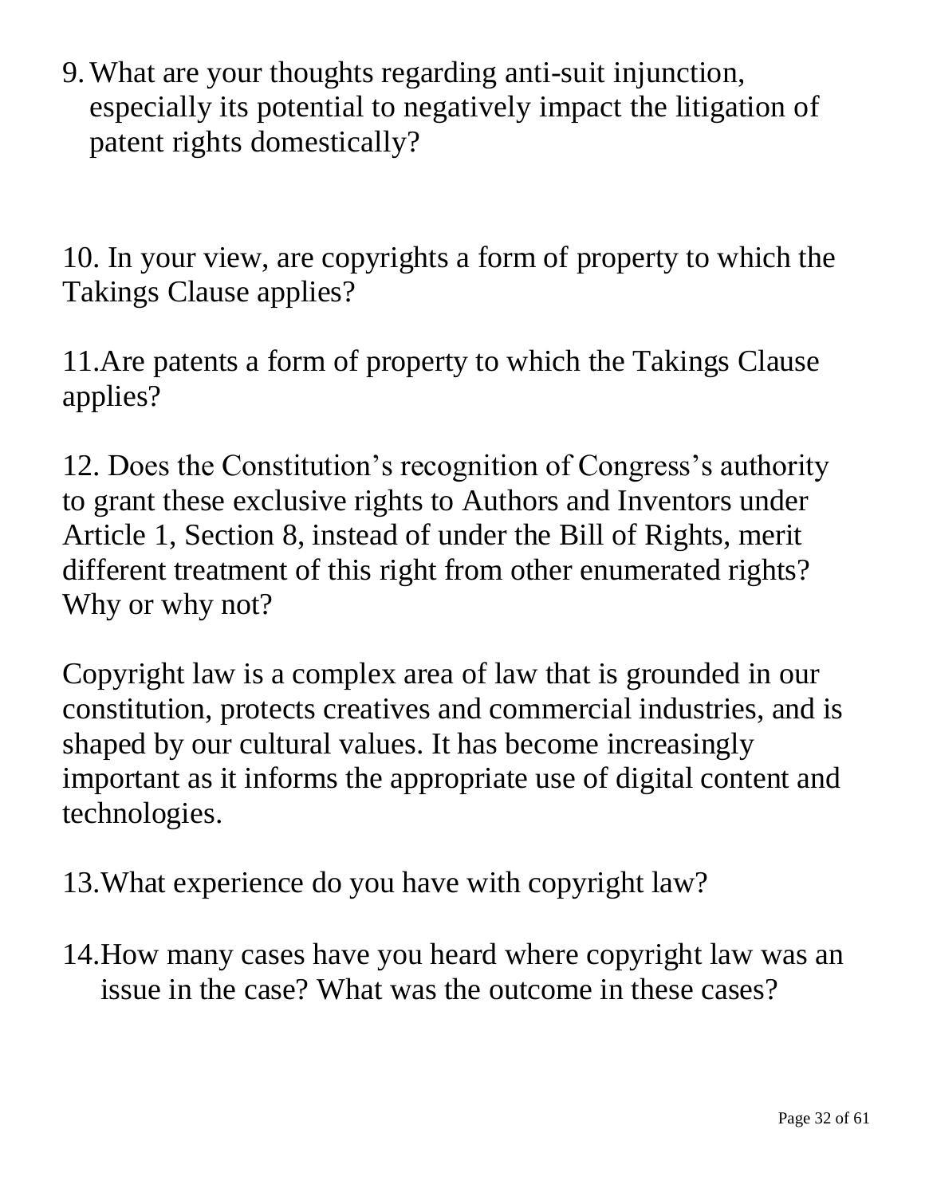9. What are your thoughts regarding anti-suit injunction, especially its potential to negatively impact the litigation of patent rights domestically?

10. In your view, are copyrights a form of property to which the Takings Clause applies?

11. Are patents a form of property to which the Takings Clause applies?

12. Does the Constitution's recognition of Congress's authority to grant these exclusive rights to Authors and Inventors under Article 1, Section 8, instead of under the Bill of Rights, merit different treatment of this right from other enumerated rights? Why or why not?

Copyright law is a complex area of law that is grounded in our constitution, protects creatives and commercial industries, and is shaped by our cultural values. It has become increasingly important as it informs the appropriate use of digital content and technologies.

13. What experience do you have with copyright law?

14. How many cases have you heard where copyright law was an issue in the case? What was the outcome in these cases?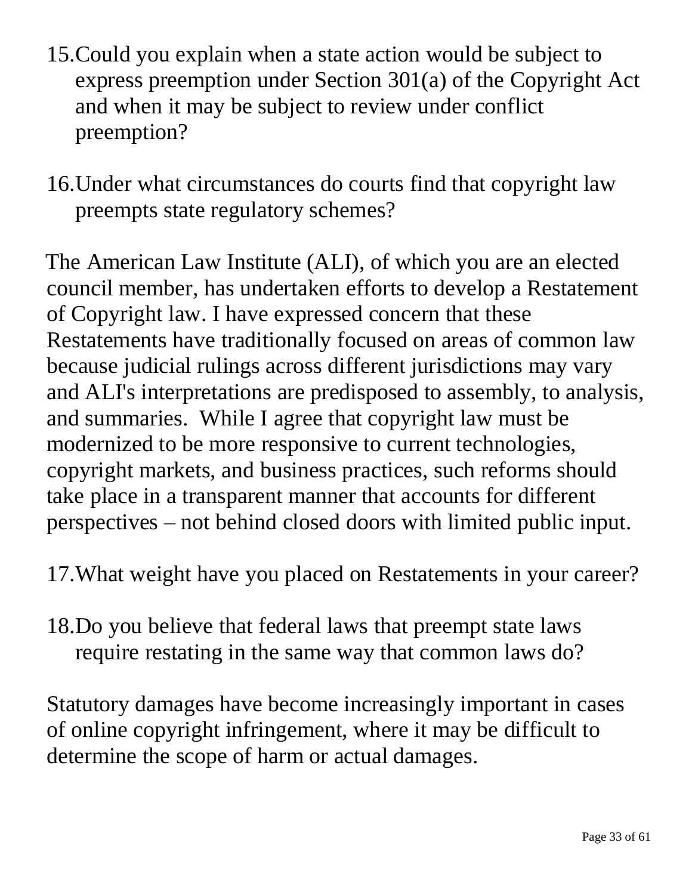15. Could you explain when a state action would be subject to express preemption under Section 301(a) of the Copyright Act and when it may be subject to review under conflict preemption?

16. Under what circumstances do courts find that copyright law preempts state regulatory schemes?

The American Law Institute (ALI), of which you are an elected council member, has undertaken efforts to develop a Restatement of Copyright law. I have expressed concern that these Restatements have traditionally focused on areas of common law because judicial rulings across different jurisdictions may vary and ALI's interpretations are predisposed to assembly, to analysis, and summaries.  While I agree that copyright law must be modernized to be more responsive to current technologies, copyright markets, and business practices, such reforms should take place in a transparent manner that accounts for different perspectives – not behind closed doors with limited public input.

17. What weight have you placed on Restatements in your career?

18. Do you believe that federal laws that preempt state laws require restating in the same way that common laws do?

Statutory damages have become increasingly important in cases of online copyright infringement, where it may be difficult to determine the scope of harm or actual damages.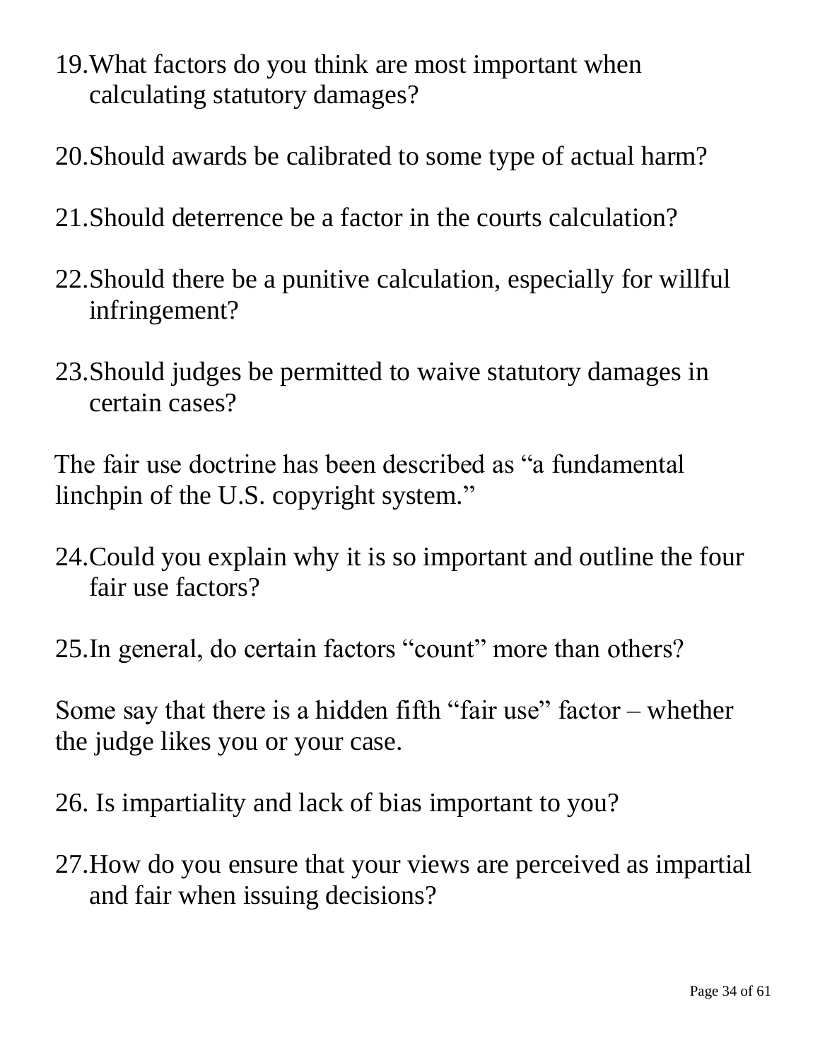19. What factors do you think are most important when calculating statutory damages?

20. Should awards be calibrated to some type of actual harm?

21. Should deterrence be a factor in the courts calculation?

22. Should there be a punitive calculation, especially for willful infringement?

23. Should judges be permitted to waive statutory damages in certain cases?

The fair use doctrine has been described as "a fundamental linchpin of the U.S. copyright system."

24. Could you explain why it is so important and outline the four fair use factors?

25. In general, do certain factors "count" more than others?

Some say that there is a hidden fifth "fair use" factor – whether the judge likes you or your case.

26. Is impartiality and lack of bias important to you?

27. How do you ensure that your views are perceived as impartial and fair when issuing decisions?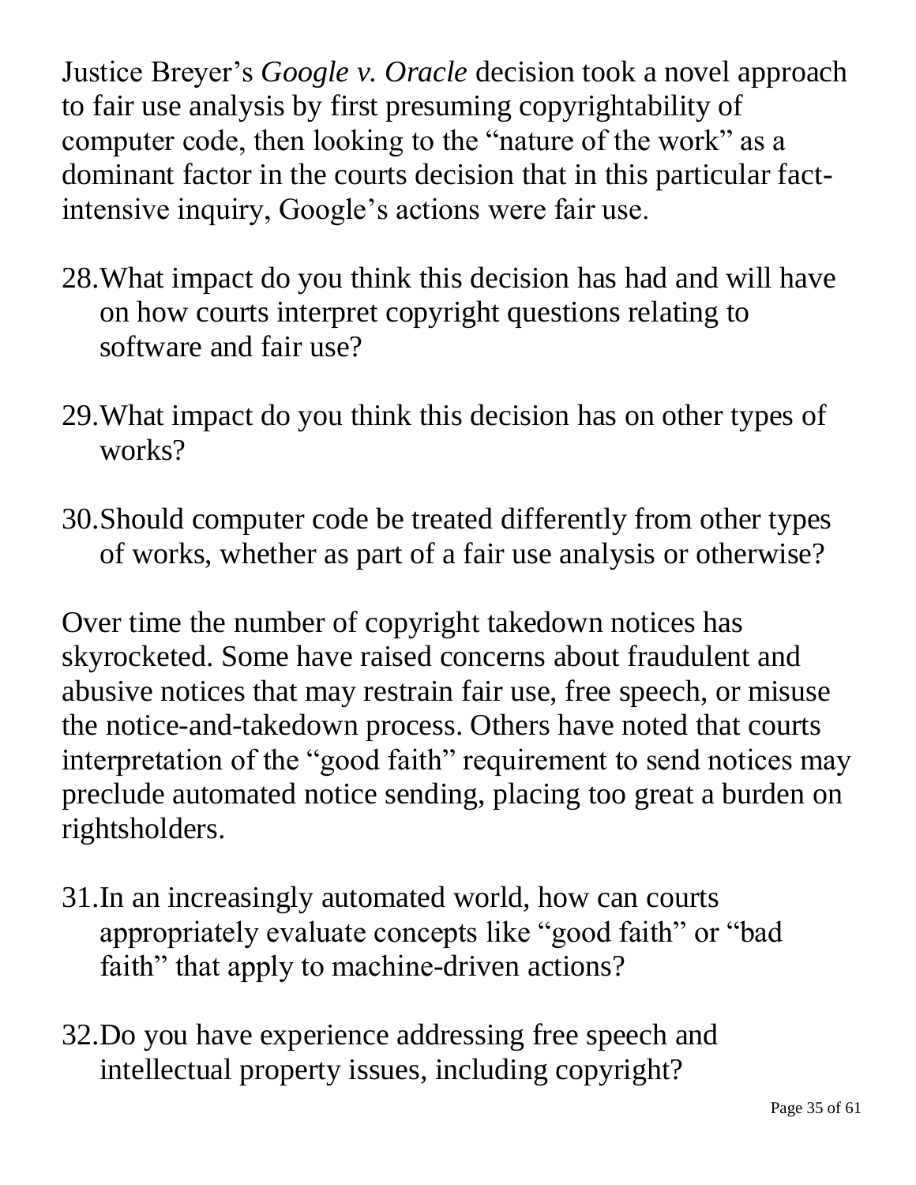Justice Breyer's *Google v. Oracle* decision took a novel approach to fair use analysis by first presuming copyrightability of computer code, then looking to the "nature of the work" as a dominant factor in the courts decision that in this particular fact-intensive inquiry, Google's actions were fair use.

28. What impact do you think this decision has had and will have on how courts interpret copyright questions relating to software and fair use?

29. What impact do you think this decision has on other types of works?

30. Should computer code be treated differently from other types of works, whether as part of a fair use analysis or otherwise?

Over time the number of copyright takedown notices has skyrocketed. Some have raised concerns about fraudulent and abusive notices that may restrain fair use, free speech, or misuse the notice-and-takedown process. Others have noted that courts interpretation of the "good faith" requirement to send notices may preclude automated notice sending, placing too great a burden on rightsholders.

31. In an increasingly automated world, how can courts appropriately evaluate concepts like "good faith" or "bad faith" that apply to machine-driven actions?

32. Do you have experience addressing free speech and intellectual property issues, including copyright?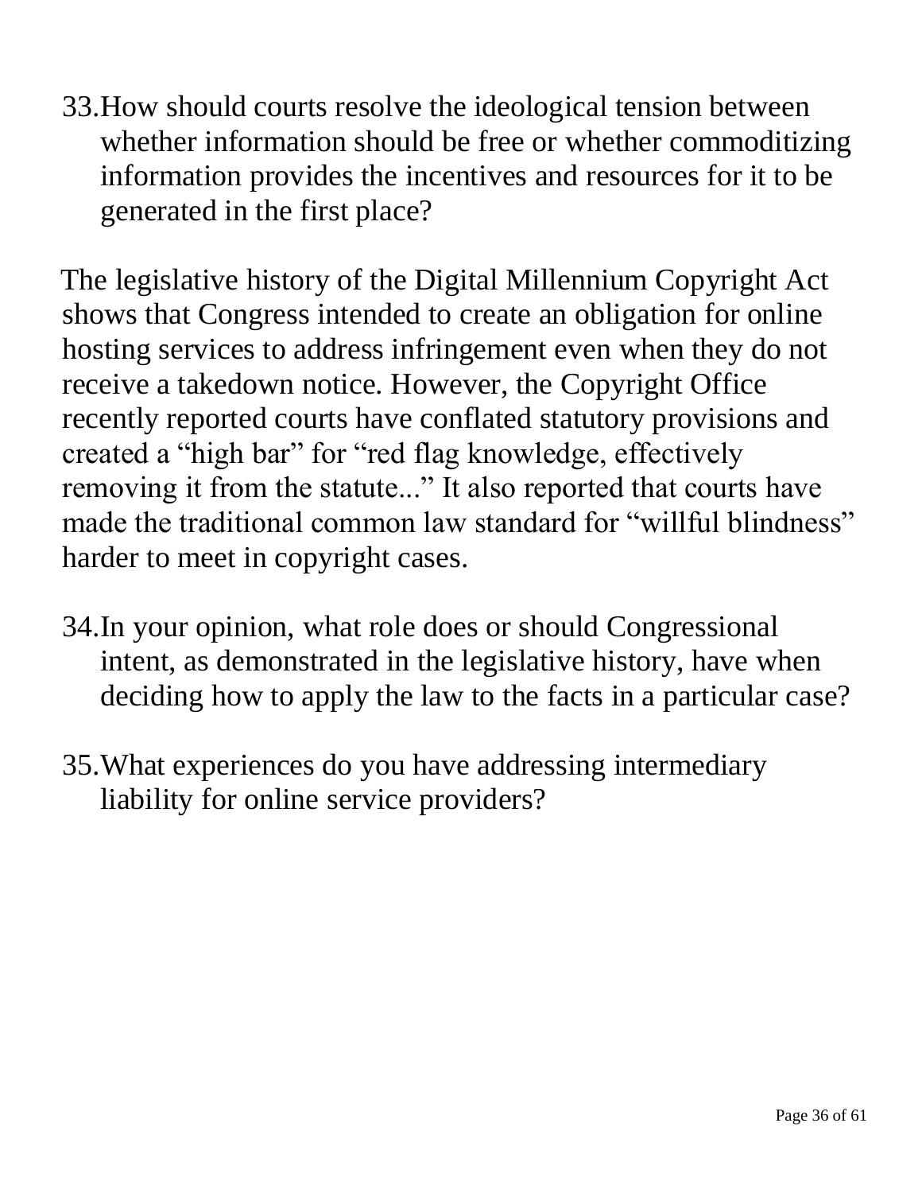33. How should courts resolve the ideological tension between whether information should be free or whether commoditizing information provides the incentives and resources for it to be generated in the first place?

The legislative history of the Digital Millennium Copyright Act shows that Congress intended to create an obligation for online hosting services to address infringement even when they do not receive a takedown notice. However, the Copyright Office recently reported courts have conflated statutory provisions and created a "high bar" for "red flag knowledge, effectively removing it from the statute..." It also reported that courts have made the traditional common law standard for "willful blindness" harder to meet in copyright cases.

34. In your opinion, what role does or should Congressional intent, as demonstrated in the legislative history, have when deciding how to apply the law to the facts in a particular case?

35. What experiences do you have addressing intermediary liability for online service providers?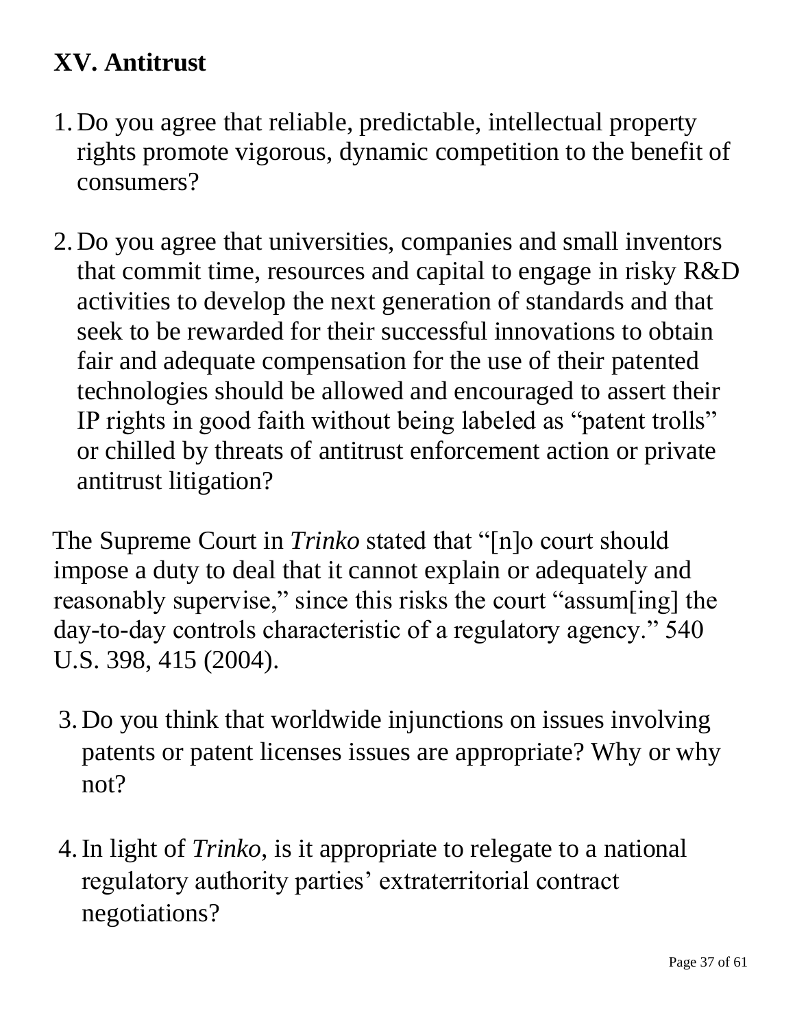## XV. Antitrust

1. Do you agree that reliable, predictable, intellectual property rights promote vigorous, dynamic competition to the benefit of consumers?

2. Do you agree that universities, companies and small inventors that commit time, resources and capital to engage in risky R&D activities to develop the next generation of standards and that seek to be rewarded for their successful innovations to obtain fair and adequate compensation for the use of their patented technologies should be allowed and encouraged to assert their IP rights in good faith without being labeled as "patent trolls" or chilled by threats of antitrust enforcement action or private antitrust litigation?

The Supreme Court in *Trinko* stated that "[n]o court should impose a duty to deal that it cannot explain or adequately and reasonably supervise," since this risks the court "assum[ing] the day-to-day controls characteristic of a regulatory agency." 540 U.S. 398, 415 (2004).

3. Do you think that worldwide injunctions on issues involving patents or patent licenses issues are appropriate? Why or why not?

4. In light of *Trinko,* is it appropriate to relegate to a national regulatory authority parties' extraterritorial contract negotiations?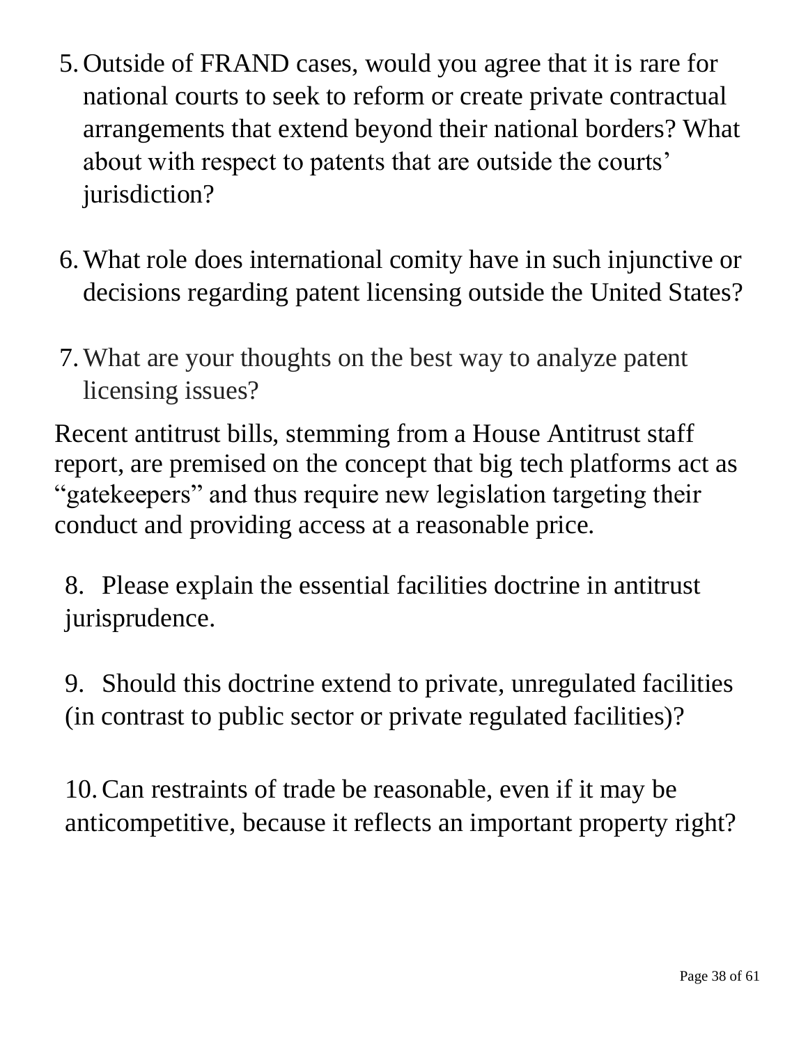5. Outside of FRAND cases, would you agree that it is rare for national courts to seek to reform or create private contractual arrangements that extend beyond their national borders? What about with respect to patents that are outside the courts' jurisdiction?

6. What role does international comity have in such injunctive or decisions regarding patent licensing outside the United States?

7. What are your thoughts on the best way to analyze patent licensing issues?

Recent antitrust bills, stemming from a House Antitrust staff report, are premised on the concept that big tech platforms act as "gatekeepers" and thus require new legislation targeting their conduct and providing access at a reasonable price.

8. Please explain the essential facilities doctrine in antitrust jurisprudence.

9. Should this doctrine extend to private, unregulated facilities (in contrast to public sector or private regulated facilities)?

10. Can restraints of trade be reasonable, even if it may be anticompetitive, because it reflects an important property right?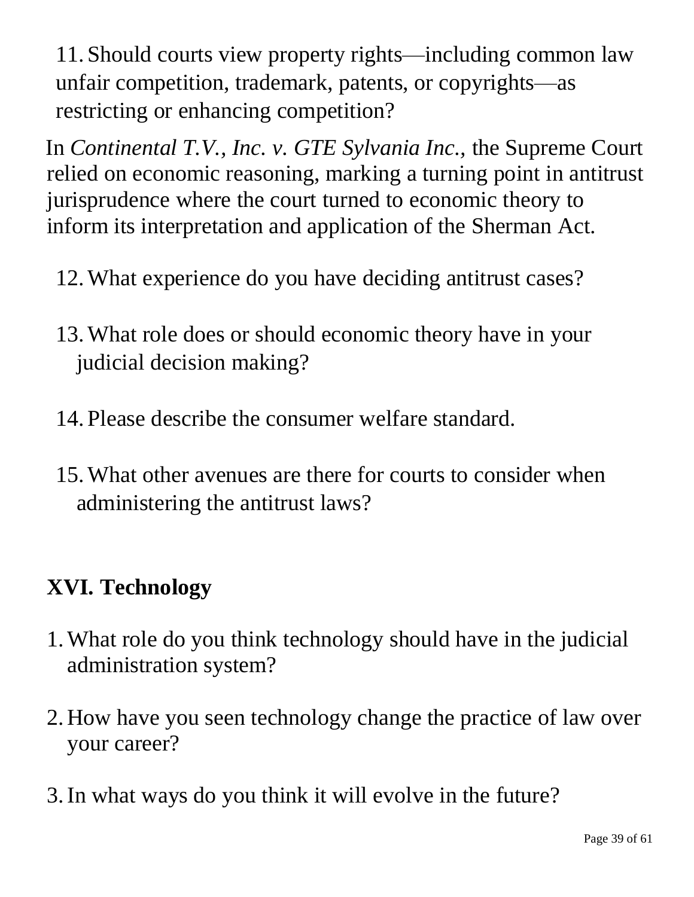11. Should courts view property rights—including common law unfair competition, trademark, patents, or copyrights—as restricting or enhancing competition?

In *Continental T.V., Inc. v. GTE Sylvania Inc.*, the Supreme Court relied on economic reasoning, marking a turning point in antitrust jurisprudence where the court turned to economic theory to inform its interpretation and application of the Sherman Act.

12. What experience do you have deciding antitrust cases?

13. What role does or should economic theory have in your judicial decision making?

14. Please describe the consumer welfare standard.

15. What other avenues are there for courts to consider when administering the antitrust laws?

## XVI. Technology

1. What role do you think technology should have in the judicial administration system?

2. How have you seen technology change the practice of law over your career?

3. In what ways do you think it will evolve in the future?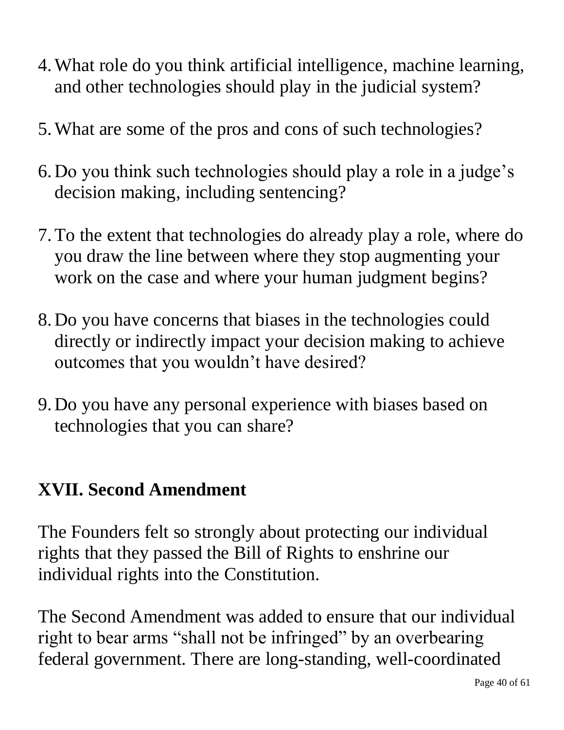4. What role do you think artificial intelligence, machine learning, and other technologies should play in the judicial system?

5. What are some of the pros and cons of such technologies?

6. Do you think such technologies should play a role in a judge's decision making, including sentencing?

7. To the extent that technologies do already play a role, where do you draw the line between where they stop augmenting your work on the case and where your human judgment begins?

8. Do you have concerns that biases in the technologies could directly or indirectly impact your decision making to achieve outcomes that you wouldn't have desired?

9. Do you have any personal experience with biases based on technologies that you can share?

## XVII. Second Amendment

The Founders felt so strongly about protecting our individual rights that they passed the Bill of Rights to enshrine our individual rights into the Constitution.

The Second Amendment was added to ensure that our individual right to bear arms "shall not be infringed" by an overbearing federal government. There are long-standing, well-coordinated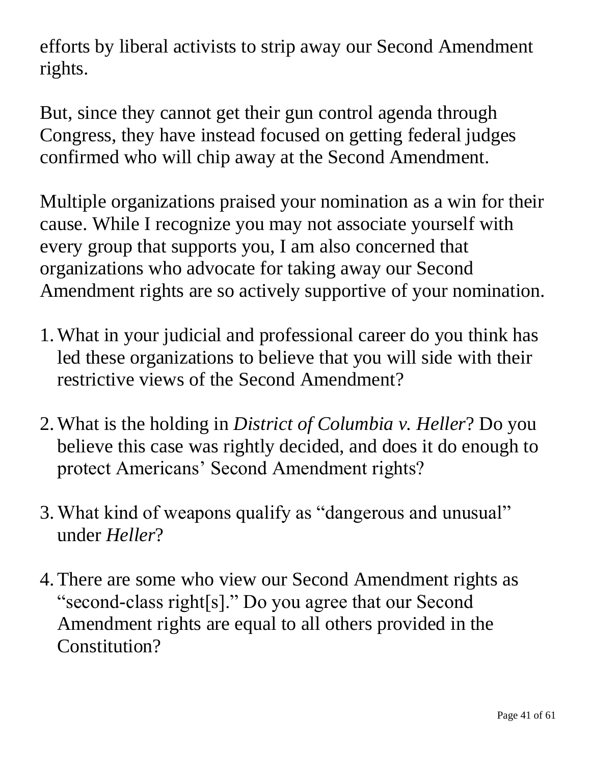efforts by liberal activists to strip away our Second Amendment rights.

But, since they cannot get their gun control agenda through Congress, they have instead focused on getting federal judges confirmed who will chip away at the Second Amendment.

Multiple organizations praised your nomination as a win for their cause. While I recognize you may not associate yourself with every group that supports you, I am also concerned that organizations who advocate for taking away our Second Amendment rights are so actively supportive of your nomination.

1. What in your judicial and professional career do you think has led these organizations to believe that you will side with their restrictive views of the Second Amendment?

2. What is the holding in *District of Columbia v. Heller*? Do you believe this case was rightly decided, and does it do enough to protect Americans' Second Amendment rights?

3. What kind of weapons qualify as "dangerous and unusual" under *Heller*?

4. There are some who view our Second Amendment rights as "second-class right[s]." Do you agree that our Second Amendment rights are equal to all others provided in the Constitution?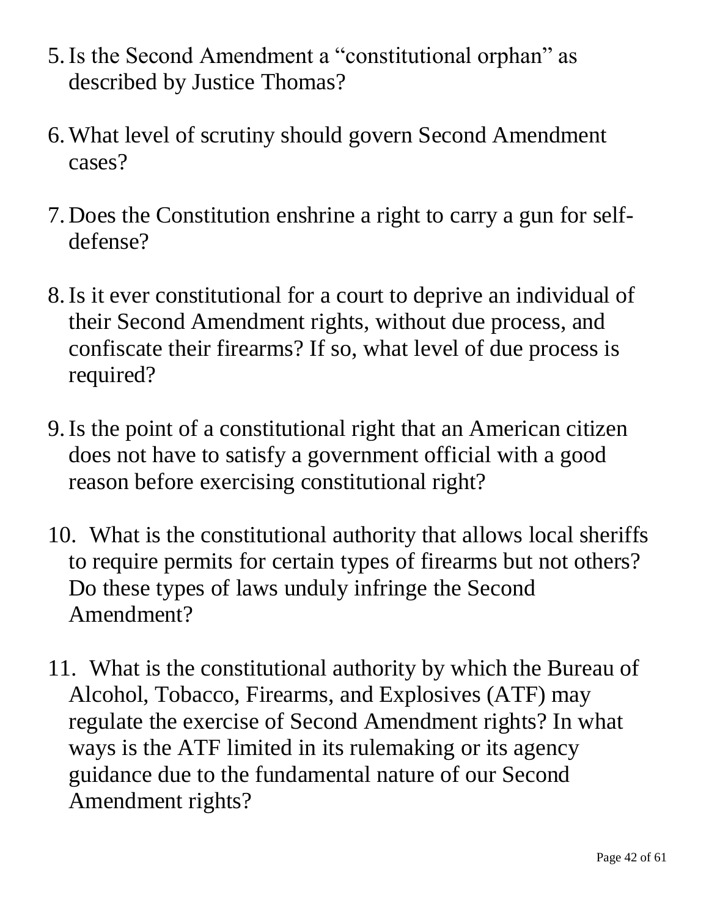5. Is the Second Amendment a "constitutional orphan" as described by Justice Thomas?

6. What level of scrutiny should govern Second Amendment cases?

7. Does the Constitution enshrine a right to carry a gun for self-defense?

8. Is it ever constitutional for a court to deprive an individual of their Second Amendment rights, without due process, and confiscate their firearms? If so, what level of due process is required?

9. Is the point of a constitutional right that an American citizen does not have to satisfy a government official with a good reason before exercising constitutional right?

10. What is the constitutional authority that allows local sheriffs to require permits for certain types of firearms but not others? Do these types of laws unduly infringe the Second Amendment?

11. What is the constitutional authority by which the Bureau of Alcohol, Tobacco, Firearms, and Explosives (ATF) may regulate the exercise of Second Amendment rights? In what ways is the ATF limited in its rulemaking or its agency guidance due to the fundamental nature of our Second Amendment rights?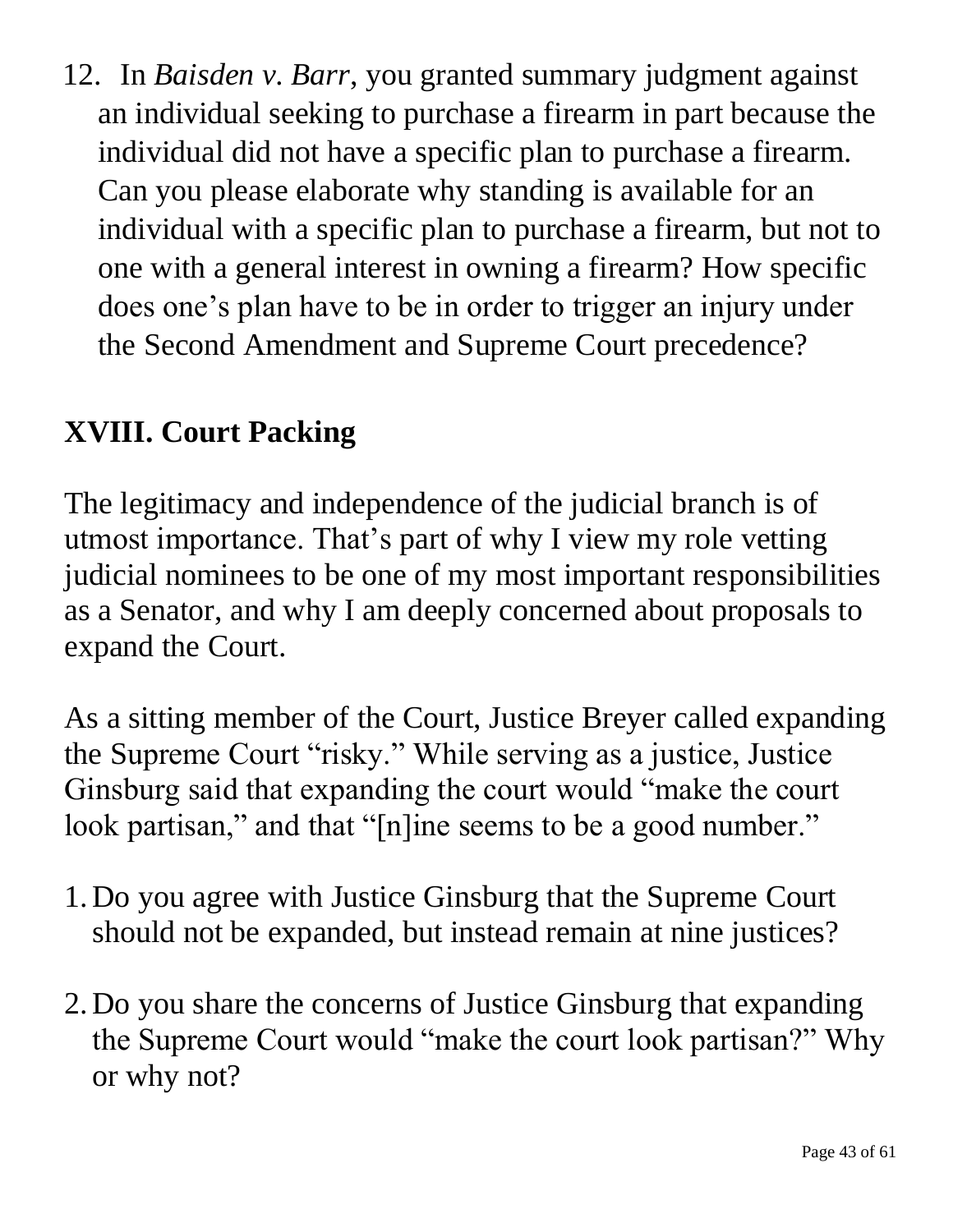12. In *Baisden v. Barr*, you granted summary judgment against an individual seeking to purchase a firearm in part because the individual did not have a specific plan to purchase a firearm. Can you please elaborate why standing is available for an individual with a specific plan to purchase a firearm, but not to one with a general interest in owning a firearm? How specific does one's plan have to be in order to trigger an injury under the Second Amendment and Supreme Court precedence?

## XVIII. Court Packing

The legitimacy and independence of the judicial branch is of utmost importance. That's part of why I view my role vetting judicial nominees to be one of my most important responsibilities as a Senator, and why I am deeply concerned about proposals to expand the Court.

As a sitting member of the Court, Justice Breyer called expanding the Supreme Court "risky." While serving as a justice, Justice Ginsburg said that expanding the court would "make the court look partisan," and that "[n]ine seems to be a good number."

1. Do you agree with Justice Ginsburg that the Supreme Court should not be expanded, but instead remain at nine justices?

2. Do you share the concerns of Justice Ginsburg that expanding the Supreme Court would "make the court look partisan?" Why or why not?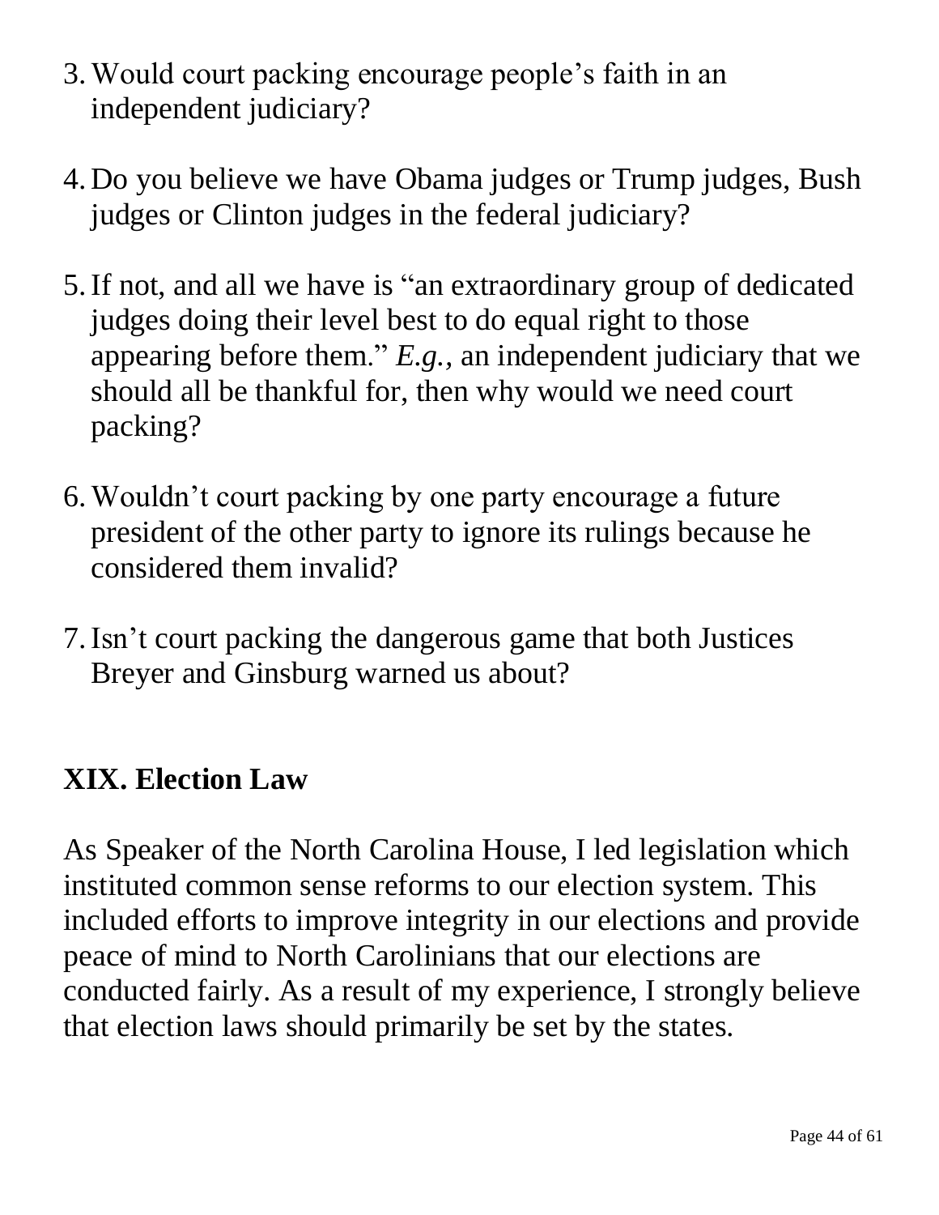3. Would court packing encourage people's faith in an independent judiciary?

4. Do you believe we have Obama judges or Trump judges, Bush judges or Clinton judges in the federal judiciary?

5. If not, and all we have is "an extraordinary group of dedicated judges doing their level best to do equal right to those appearing before them." *E.g.*, an independent judiciary that we should all be thankful for, then why would we need court packing?

6. Wouldn't court packing by one party encourage a future president of the other party to ignore its rulings because he considered them invalid?

7. Isn't court packing the dangerous game that both Justices Breyer and Ginsburg warned us about?

## XIX. Election Law

As Speaker of the North Carolina House, I led legislation which instituted common sense reforms to our election system. This included efforts to improve integrity in our elections and provide peace of mind to North Carolinians that our elections are conducted fairly. As a result of my experience, I strongly believe that election laws should primarily be set by the states.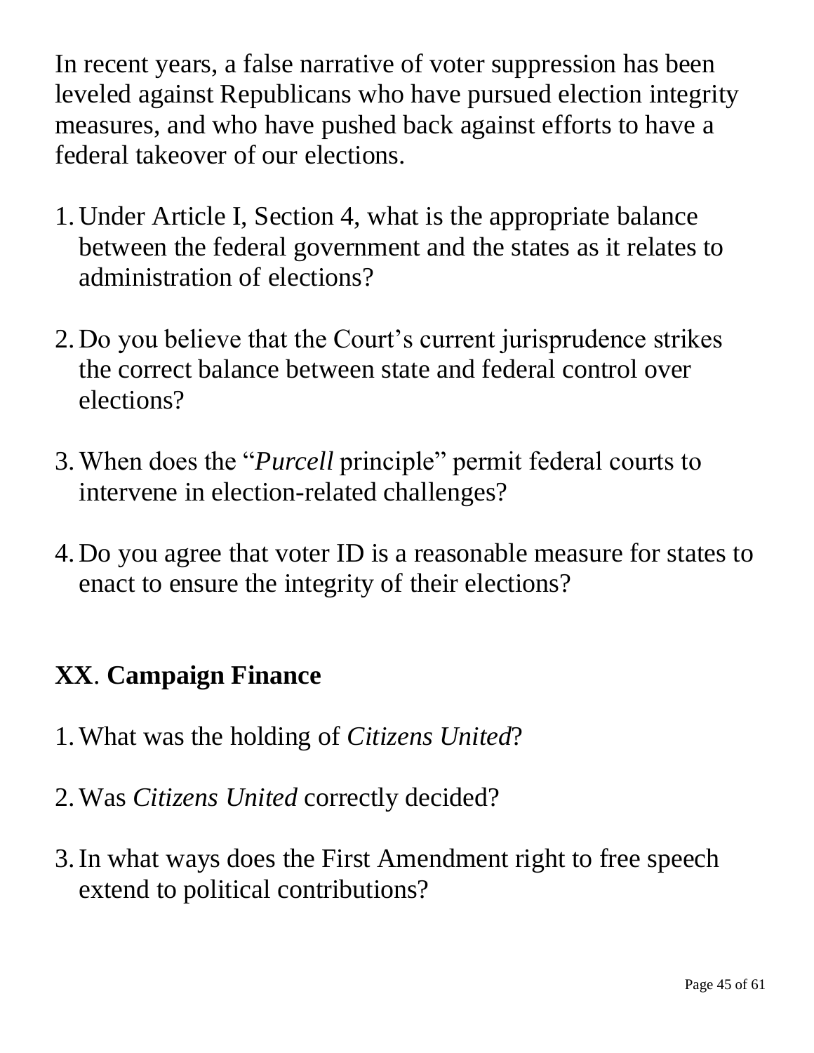In recent years, a false narrative of voter suppression has been leveled against Republicans who have pursued election integrity measures, and who have pushed back against efforts to have a federal takeover of our elections.

1. Under Article I, Section 4, what is the appropriate balance between the federal government and the states as it relates to administration of elections?

2. Do you believe that the Court's current jurisprudence strikes the correct balance between state and federal control over elections?

3. When does the "*Purcell* principle" permit federal courts to intervene in election-related challenges?

4. Do you agree that voter ID is a reasonable measure for states to enact to ensure the integrity of their elections?

## XX. Campaign Finance

1. What was the holding of *Citizens United*?

2. Was *Citizens United* correctly decided?

3. In what ways does the First Amendment right to free speech extend to political contributions?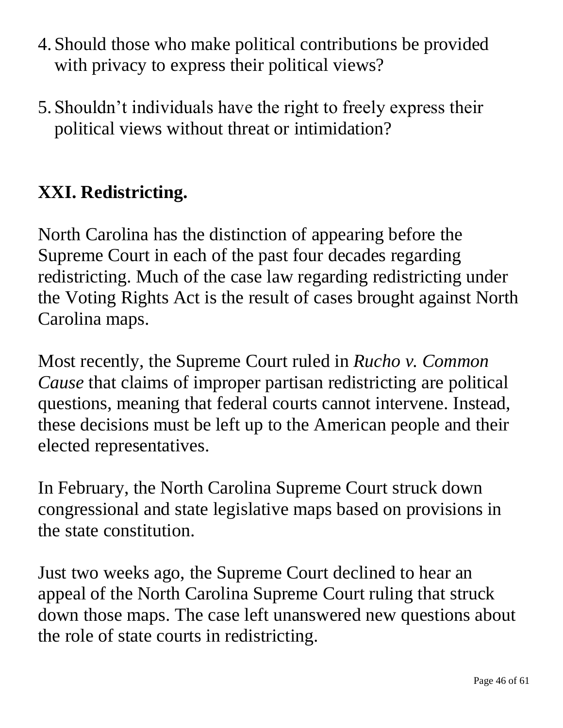4. Should those who make political contributions be provided with privacy to express their political views?

5. Shouldn't individuals have the right to freely express their political views without threat or intimidation?

## XXI. Redistricting.

North Carolina has the distinction of appearing before the Supreme Court in each of the past four decades regarding redistricting. Much of the case law regarding redistricting under the Voting Rights Act is the result of cases brought against North Carolina maps.

Most recently, the Supreme Court ruled in *Rucho v. Common Cause* that claims of improper partisan redistricting are political questions, meaning that federal courts cannot intervene. Instead, these decisions must be left up to the American people and their elected representatives.

In February, the North Carolina Supreme Court struck down congressional and state legislative maps based on provisions in the state constitution.

Just two weeks ago, the Supreme Court declined to hear an appeal of the North Carolina Supreme Court ruling that struck down those maps. The case left unanswered new questions about the role of state courts in redistricting.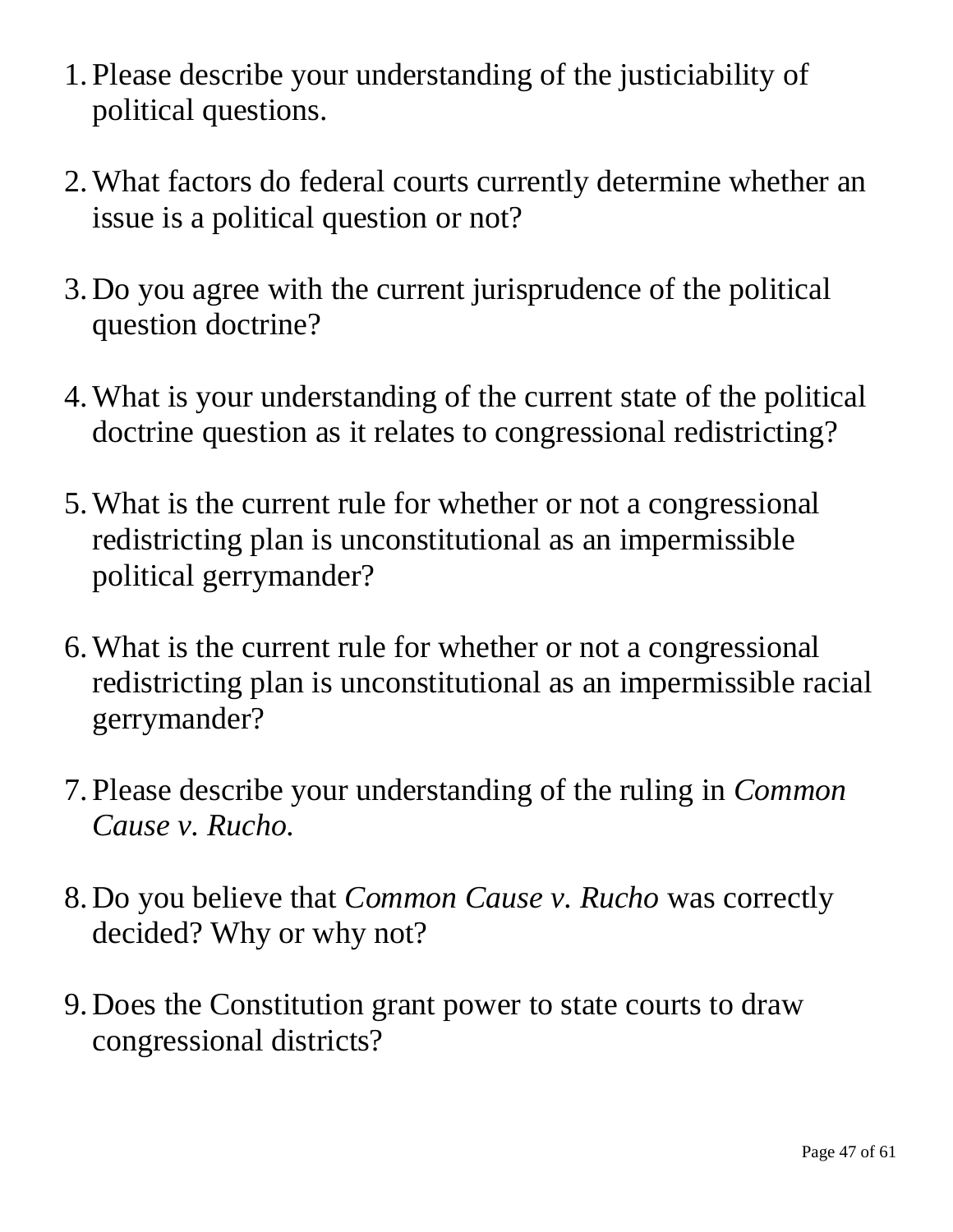1. Please describe your understanding of the justiciability of political questions.

2. What factors do federal courts currently determine whether an issue is a political question or not?

3. Do you agree with the current jurisprudence of the political question doctrine?

4. What is your understanding of the current state of the political doctrine question as it relates to congressional redistricting?

5. What is the current rule for whether or not a congressional redistricting plan is unconstitutional as an impermissible political gerrymander?

6. What is the current rule for whether or not a congressional redistricting plan is unconstitutional as an impermissible racial gerrymander?

7. Please describe your understanding of the ruling in *Common Cause v. Rucho.*

8. Do you believe that *Common Cause v. Rucho* was correctly decided? Why or why not?

9. Does the Constitution grant power to state courts to draw congressional districts?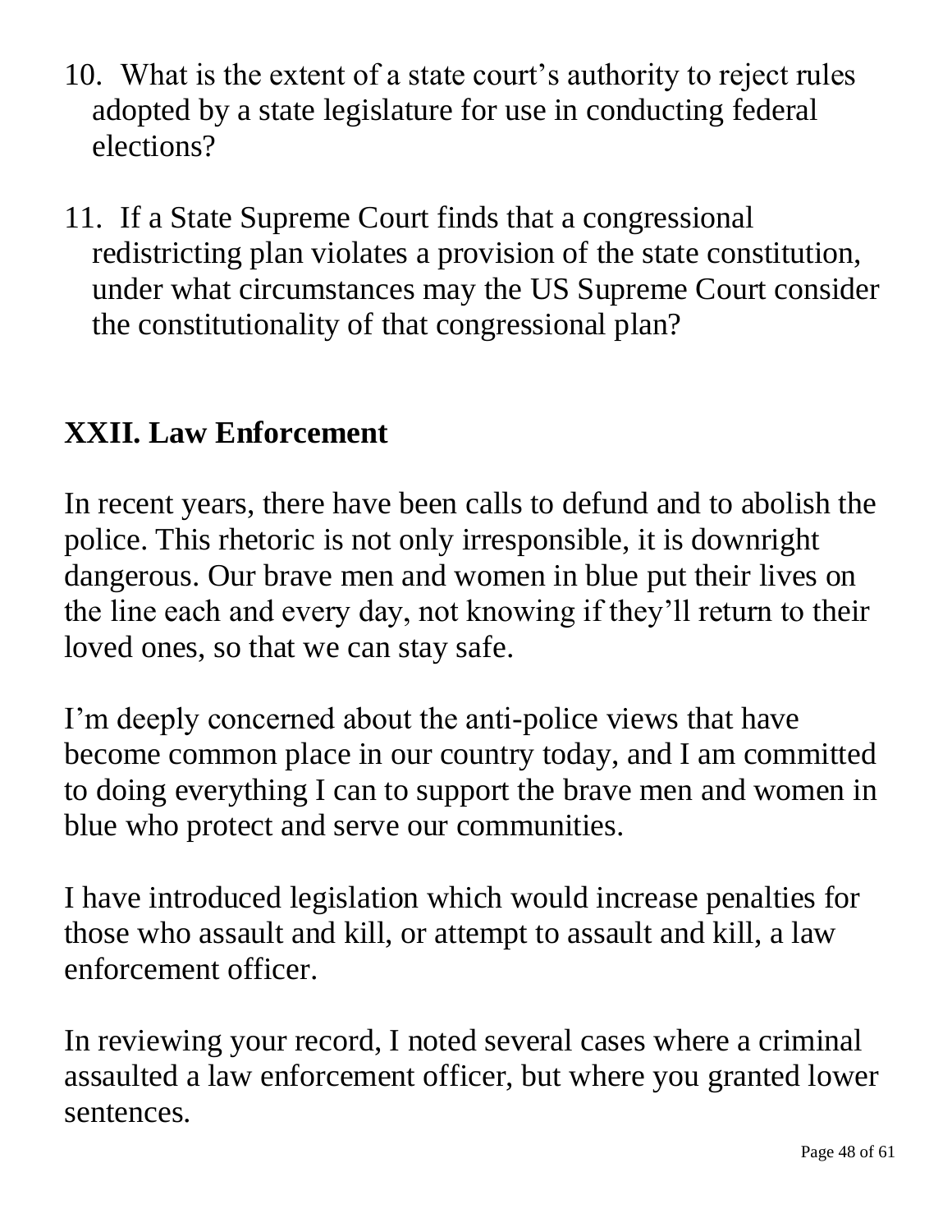10. What is the extent of a state court's authority to reject rules adopted by a state legislature for use in conducting federal elections?

11. If a State Supreme Court finds that a congressional redistricting plan violates a provision of the state constitution, under what circumstances may the US Supreme Court consider the constitutionality of that congressional plan?

## XXII. Law Enforcement

In recent years, there have been calls to defund and to abolish the police. This rhetoric is not only irresponsible, it is downright dangerous. Our brave men and women in blue put their lives on the line each and every day, not knowing if they'll return to their loved ones, so that we can stay safe.

I'm deeply concerned about the anti-police views that have become common place in our country today, and I am committed to doing everything I can to support the brave men and women in blue who protect and serve our communities.

I have introduced legislation which would increase penalties for those who assault and kill, or attempt to assault and kill, a law enforcement officer.

In reviewing your record, I noted several cases where a criminal assaulted a law enforcement officer, but where you granted lower sentences.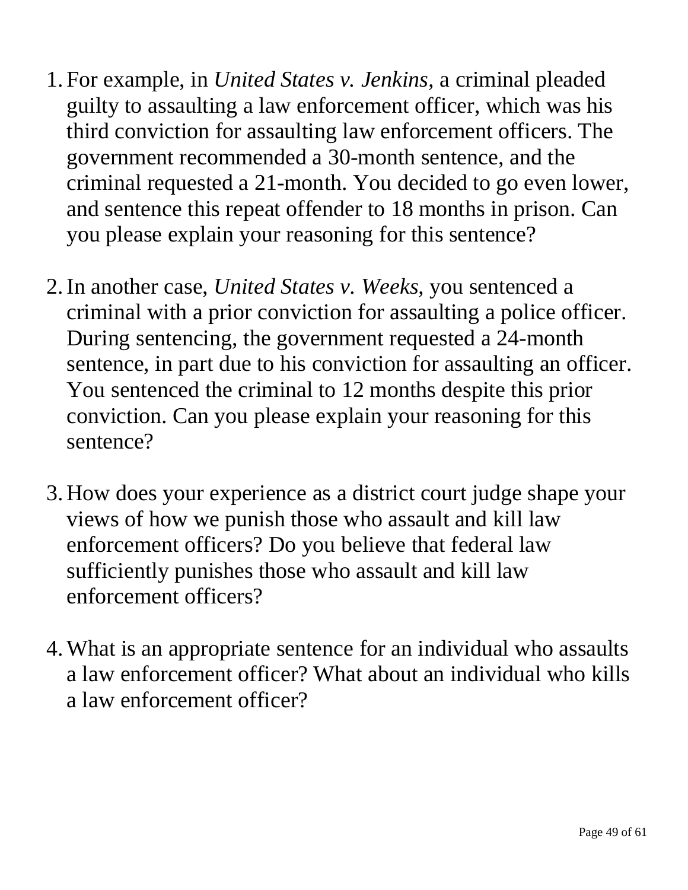1. For example, in *United States v. Jenkins,* a criminal pleaded guilty to assaulting a law enforcement officer, which was his third conviction for assaulting law enforcement officers. The government recommended a 30-month sentence, and the criminal requested a 21-month. You decided to go even lower, and sentence this repeat offender to 18 months in prison. Can you please explain your reasoning for this sentence?

2. In another case, *United States v. Weeks,* you sentenced a criminal with a prior conviction for assaulting a police officer. During sentencing, the government requested a 24-month sentence, in part due to his conviction for assaulting an officer. You sentenced the criminal to 12 months despite this prior conviction. Can you please explain your reasoning for this sentence?

3. How does your experience as a district court judge shape your views of how we punish those who assault and kill law enforcement officers? Do you believe that federal law sufficiently punishes those who assault and kill law enforcement officers?

4. What is an appropriate sentence for an individual who assaults a law enforcement officer? What about an individual who kills a law enforcement officer?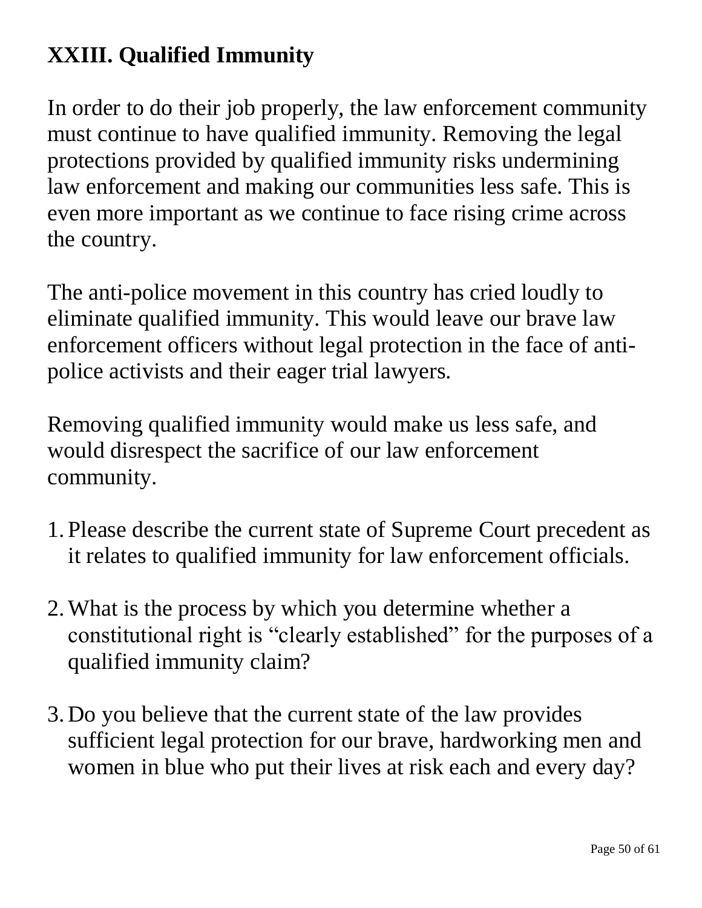## XXIII. Qualified Immunity

In order to do their job properly, the law enforcement community must continue to have qualified immunity. Removing the legal protections provided by qualified immunity risks undermining law enforcement and making our communities less safe. This is even more important as we continue to face rising crime across the country.

The anti-police movement in this country has cried loudly to eliminate qualified immunity. This would leave our brave law enforcement officers without legal protection in the face of anti-police activists and their eager trial lawyers.

Removing qualified immunity would make us less safe, and would disrespect the sacrifice of our law enforcement community.

1. Please describe the current state of Supreme Court precedent as it relates to qualified immunity for law enforcement officials.

2. What is the process by which you determine whether a constitutional right is "clearly established" for the purposes of a qualified immunity claim?

3. Do you believe that the current state of the law provides sufficient legal protection for our brave, hardworking men and women in blue who put their lives at risk each and every day?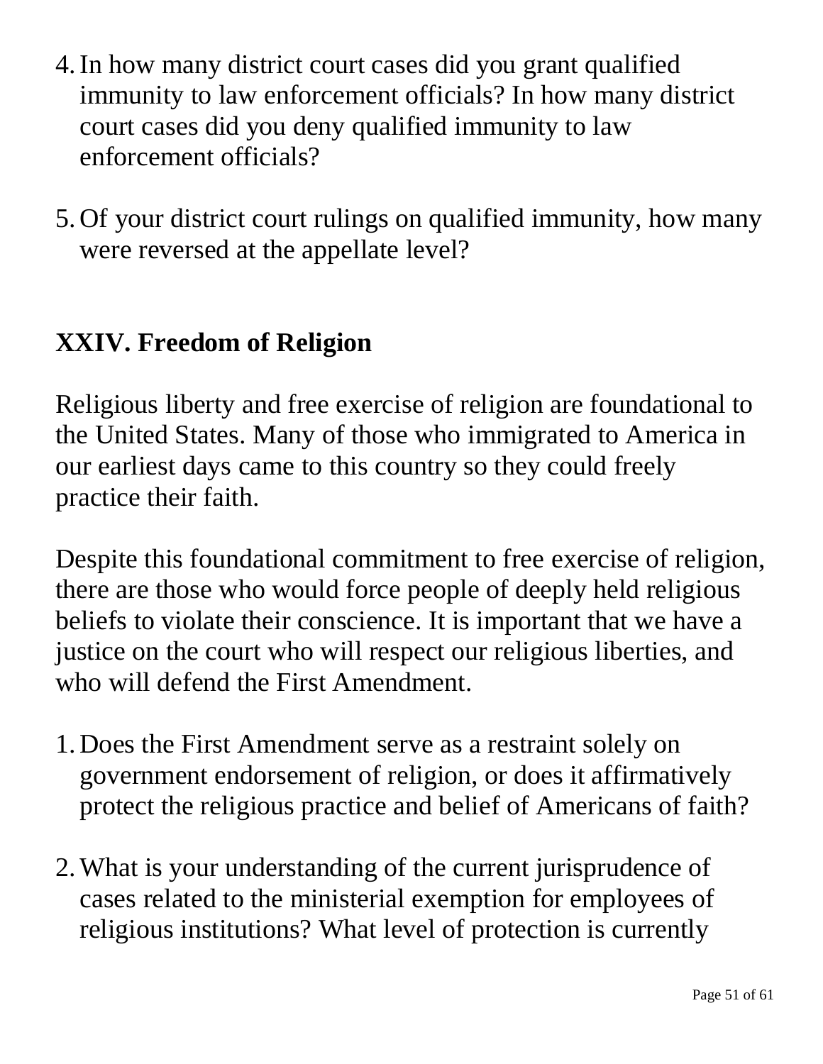4. In how many district court cases did you grant qualified immunity to law enforcement officials? In how many district court cases did you deny qualified immunity to law enforcement officials?

5. Of your district court rulings on qualified immunity, how many were reversed at the appellate level?

## XXIV. Freedom of Religion

Religious liberty and free exercise of religion are foundational to the United States. Many of those who immigrated to America in our earliest days came to this country so they could freely practice their faith.

Despite this foundational commitment to free exercise of religion, there are those who would force people of deeply held religious beliefs to violate their conscience. It is important that we have a justice on the court who will respect our religious liberties, and who will defend the First Amendment.

1. Does the First Amendment serve as a restraint solely on government endorsement of religion, or does it affirmatively protect the religious practice and belief of Americans of faith?

2. What is your understanding of the current jurisprudence of cases related to the ministerial exemption for employees of religious institutions? What level of protection is currently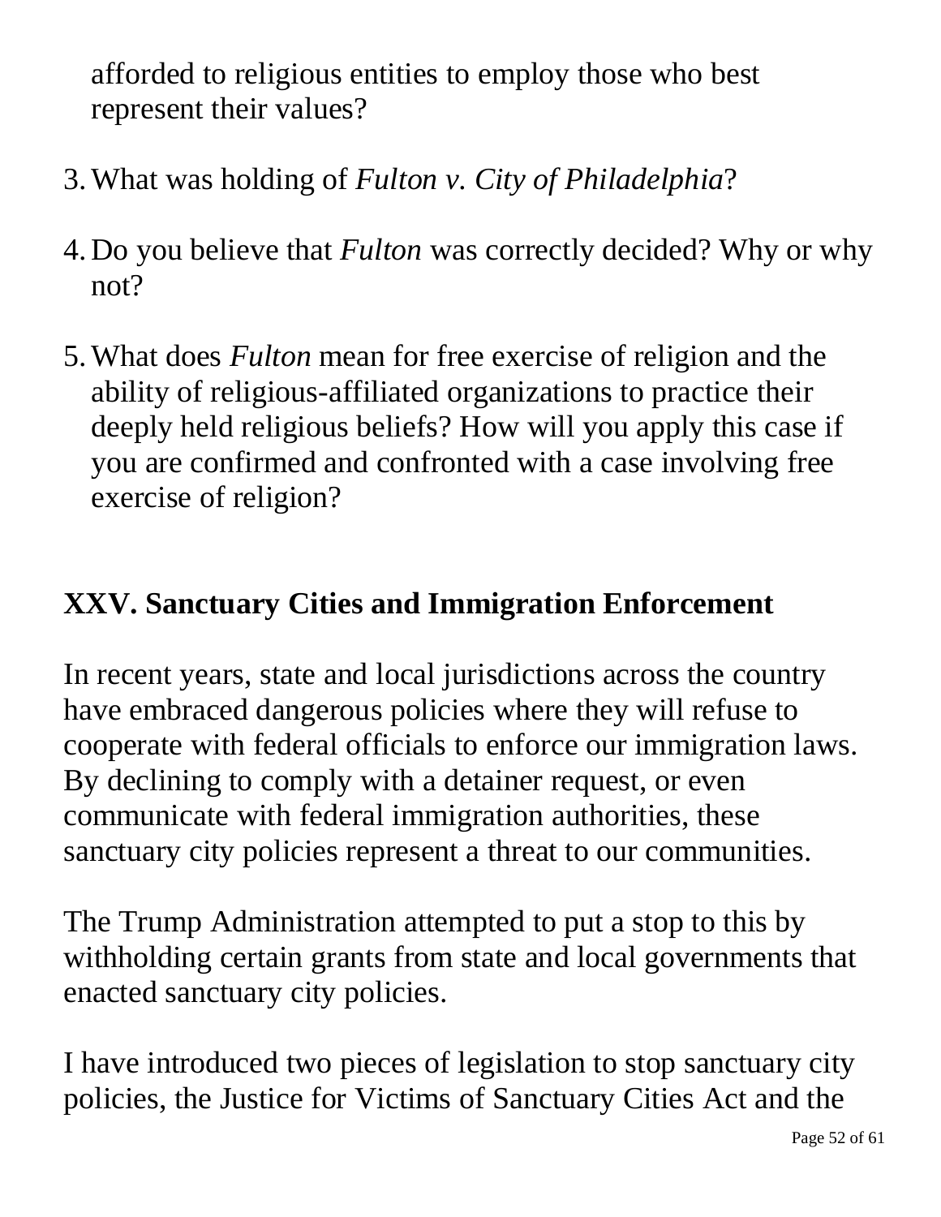afforded to religious entities to employ those who best represent their values?

3. What was holding of *Fulton v. City of Philadelphia*?

4. Do you believe that *Fulton* was correctly decided? Why or why not?

5. What does *Fulton* mean for free exercise of religion and the ability of religious-affiliated organizations to practice their deeply held religious beliefs? How will you apply this case if you are confirmed and confronted with a case involving free exercise of religion?

## XXV. Sanctuary Cities and Immigration Enforcement

In recent years, state and local jurisdictions across the country have embraced dangerous policies where they will refuse to cooperate with federal officials to enforce our immigration laws. By declining to comply with a detainer request, or even communicate with federal immigration authorities, these sanctuary city policies represent a threat to our communities.

The Trump Administration attempted to put a stop to this by withholding certain grants from state and local governments that enacted sanctuary city policies.

I have introduced two pieces of legislation to stop sanctuary city policies, the Justice for Victims of Sanctuary Cities Act and the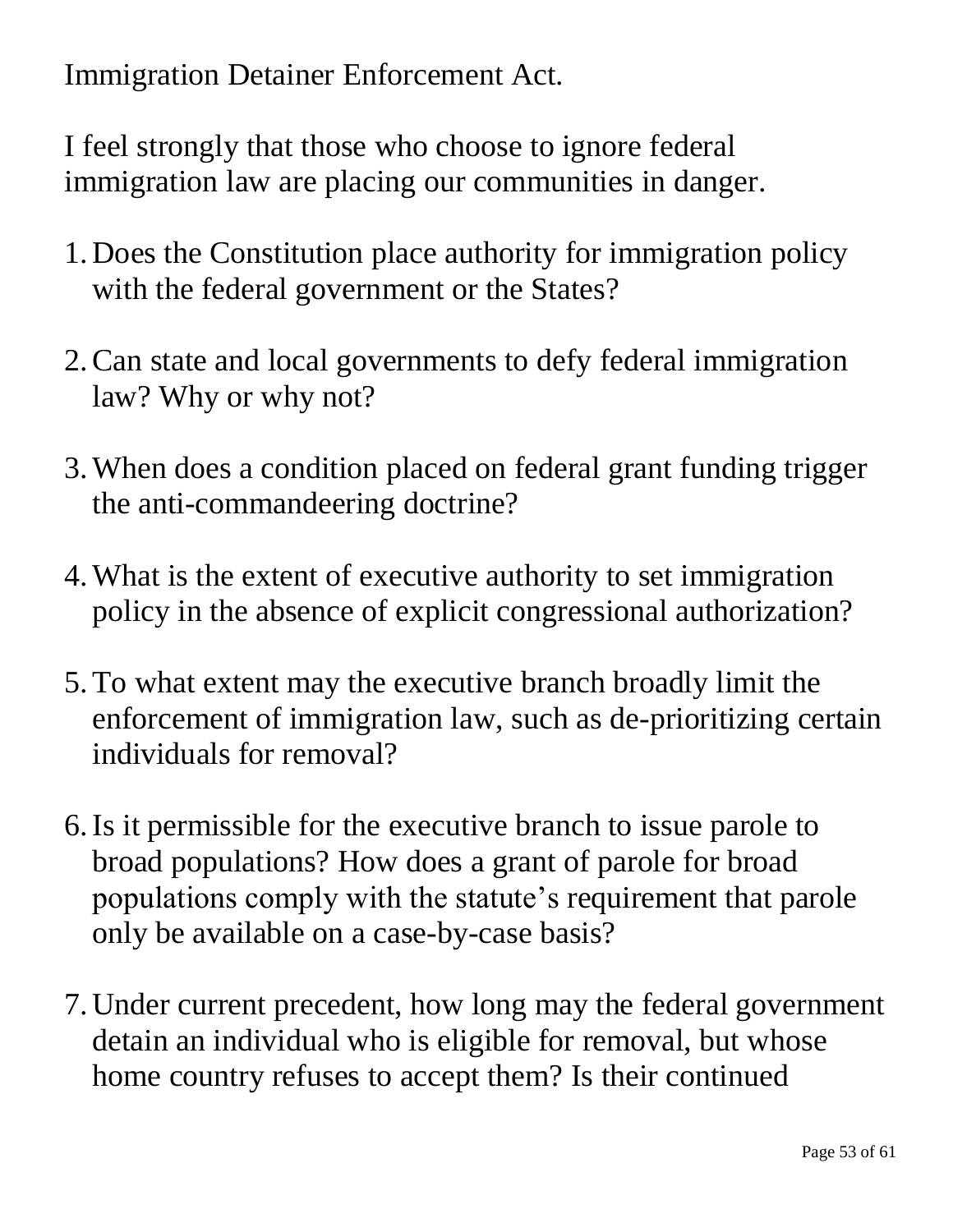Immigration Detainer Enforcement Act.

I feel strongly that those who choose to ignore federal immigration law are placing our communities in danger.

1. Does the Constitution place authority for immigration policy with the federal government or the States?

2. Can state and local governments to defy federal immigration law? Why or why not?

3. When does a condition placed on federal grant funding trigger the anti-commandeering doctrine?

4. What is the extent of executive authority to set immigration policy in the absence of explicit congressional authorization?

5. To what extent may the executive branch broadly limit the enforcement of immigration law, such as de-prioritizing certain individuals for removal?

6. Is it permissible for the executive branch to issue parole to broad populations? How does a grant of parole for broad populations comply with the statute's requirement that parole only be available on a case-by-case basis?

7. Under current precedent, how long may the federal government detain an individual who is eligible for removal, but whose home country refuses to accept them? Is their continued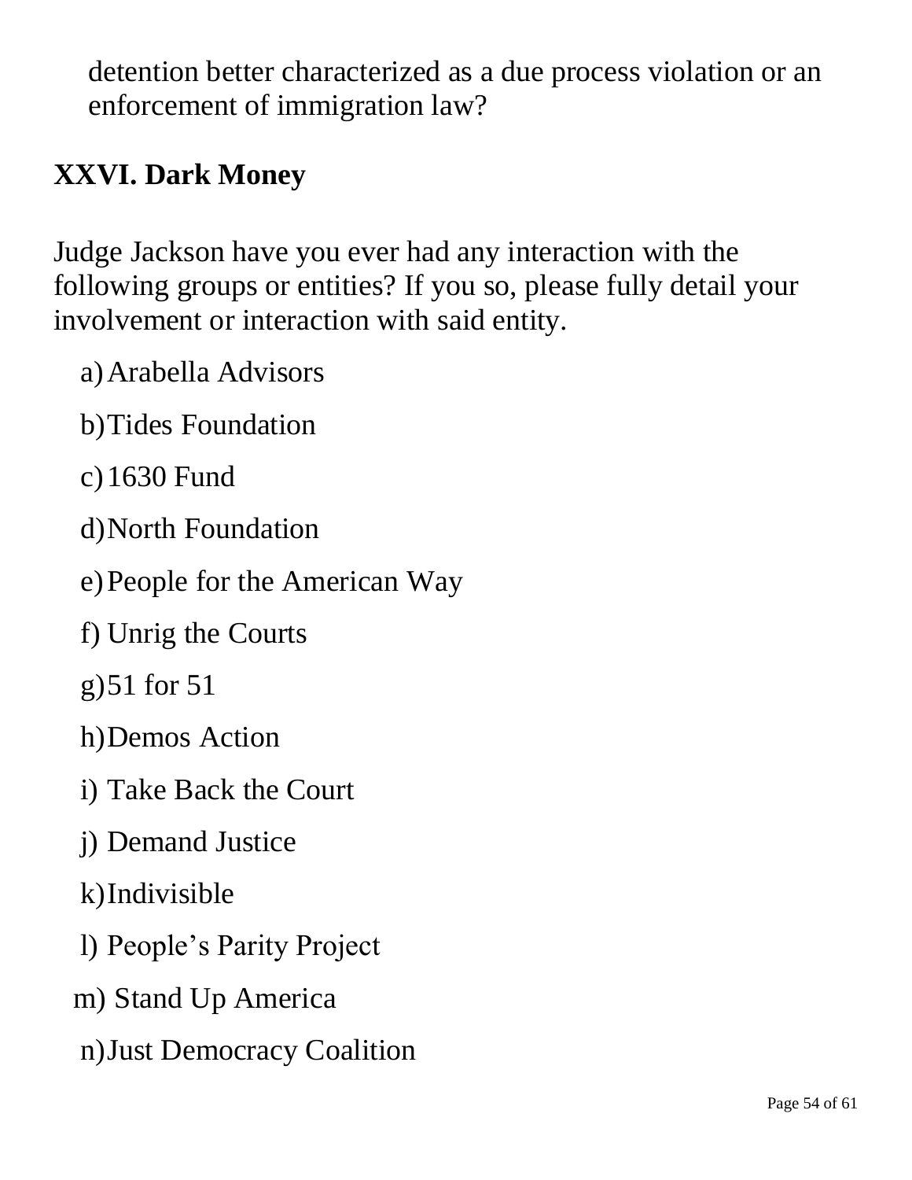detention better characterized as a due process violation or an enforcement of immigration law?

## XXVI. Dark Money

Judge Jackson have you ever had any interaction with the following groups or entities? If you so, please fully detail your involvement or interaction with said entity.

a) Arabella Advisors

b) Tides Foundation

c) 1630 Fund

d) North Foundation

e) People for the American Way

f) Unrig the Courts

g) 51 for 51

h) Demos Action

i) Take Back the Court

j) Demand Justice

k) Indivisible

l) People's Parity Project

m) Stand Up America

n) Just Democracy Coalition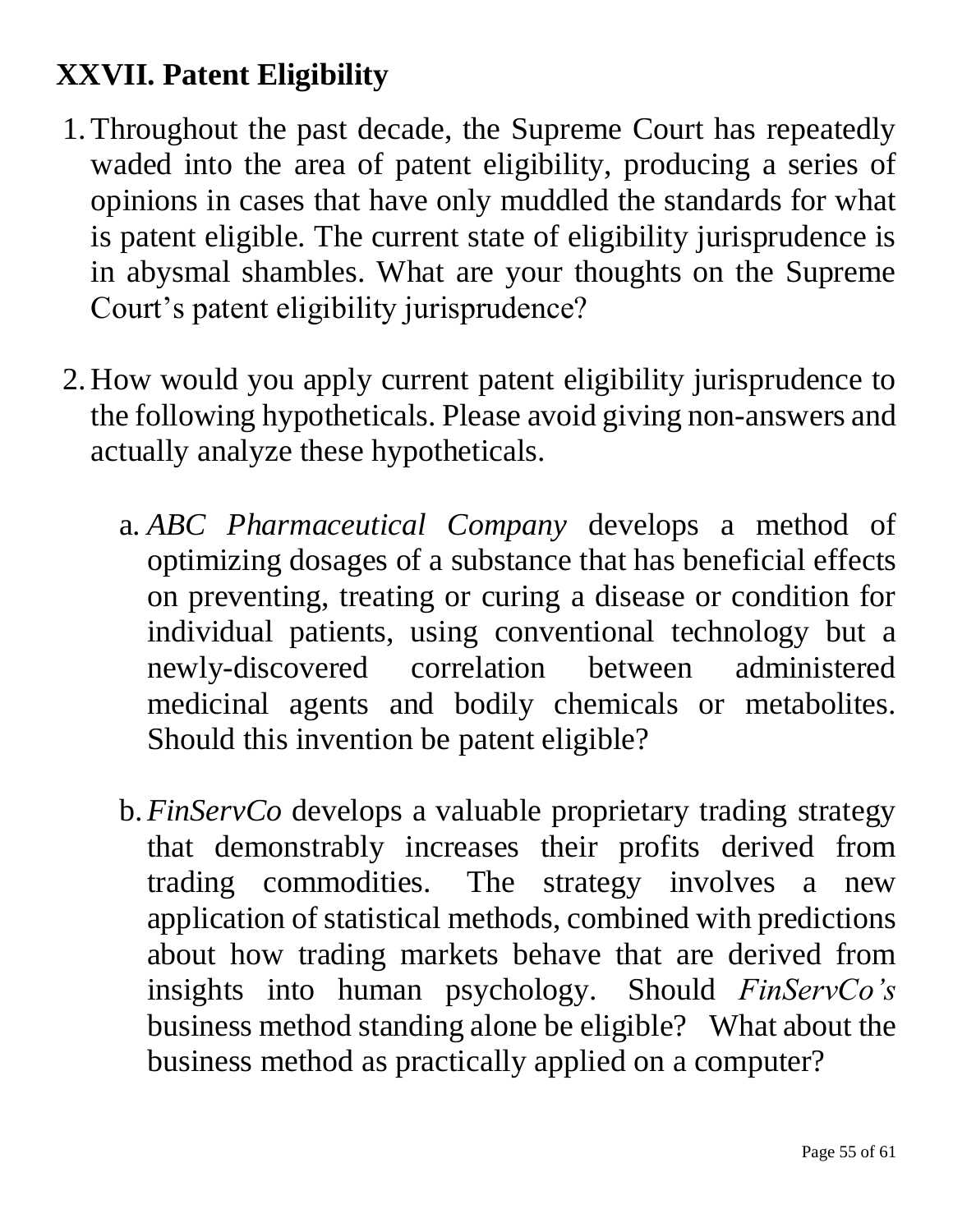## XXVII. Patent Eligibility

1. Throughout the past decade, the Supreme Court has repeatedly waded into the area of patent eligibility, producing a series of opinions in cases that have only muddled the standards for what is patent eligible. The current state of eligibility jurisprudence is in abysmal shambles. What are your thoughts on the Supreme Court's patent eligibility jurisprudence?

2. How would you apply current patent eligibility jurisprudence to the following hypotheticals. Please avoid giving non-answers and actually analyze these hypotheticals.

   a. *ABC Pharmaceutical Company* develops a method of optimizing dosages of a substance that has beneficial effects on preventing, treating or curing a disease or condition for individual patients, using conventional technology but a newly-discovered correlation between administered medicinal agents and bodily chemicals or metabolites. Should this invention be patent eligible?

   b. *FinServCo* develops a valuable proprietary trading strategy that demonstrably increases their profits derived from trading commodities. The strategy involves a new application of statistical methods, combined with predictions about how trading markets behave that are derived from insights into human psychology. Should *FinServCo's* business method standing alone be eligible? What about the business method as practically applied on a computer?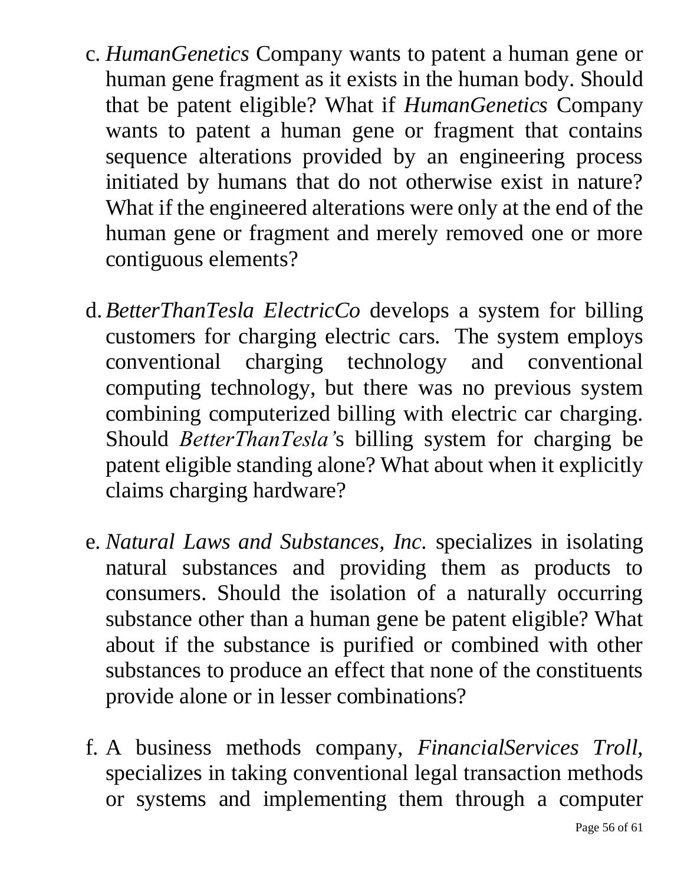c. *HumanGenetics* Company wants to patent a human gene or human gene fragment as it exists in the human body. Should that be patent eligible? What if *HumanGenetics* Company wants to patent a human gene or fragment that contains sequence alterations provided by an engineering process initiated by humans that do not otherwise exist in nature? What if the engineered alterations were only at the end of the human gene or fragment and merely removed one or more contiguous elements?

d. *BetterThanTesla ElectricCo* develops a system for billing customers for charging electric cars. The system employs conventional charging technology and conventional computing technology, but there was no previous system combining computerized billing with electric car charging. Should *BetterThanTesla'*s billing system for charging be patent eligible standing alone? What about when it explicitly claims charging hardware?

e. *Natural Laws and Substances, Inc.* specializes in isolating natural substances and providing them as products to consumers. Should the isolation of a naturally occurring substance other than a human gene be patent eligible? What about if the substance is purified or combined with other substances to produce an effect that none of the constituents provide alone or in lesser combinations?

f. A business methods company, *FinancialServices Troll,* specializes in taking conventional legal transaction methods or systems and implementing them through a computer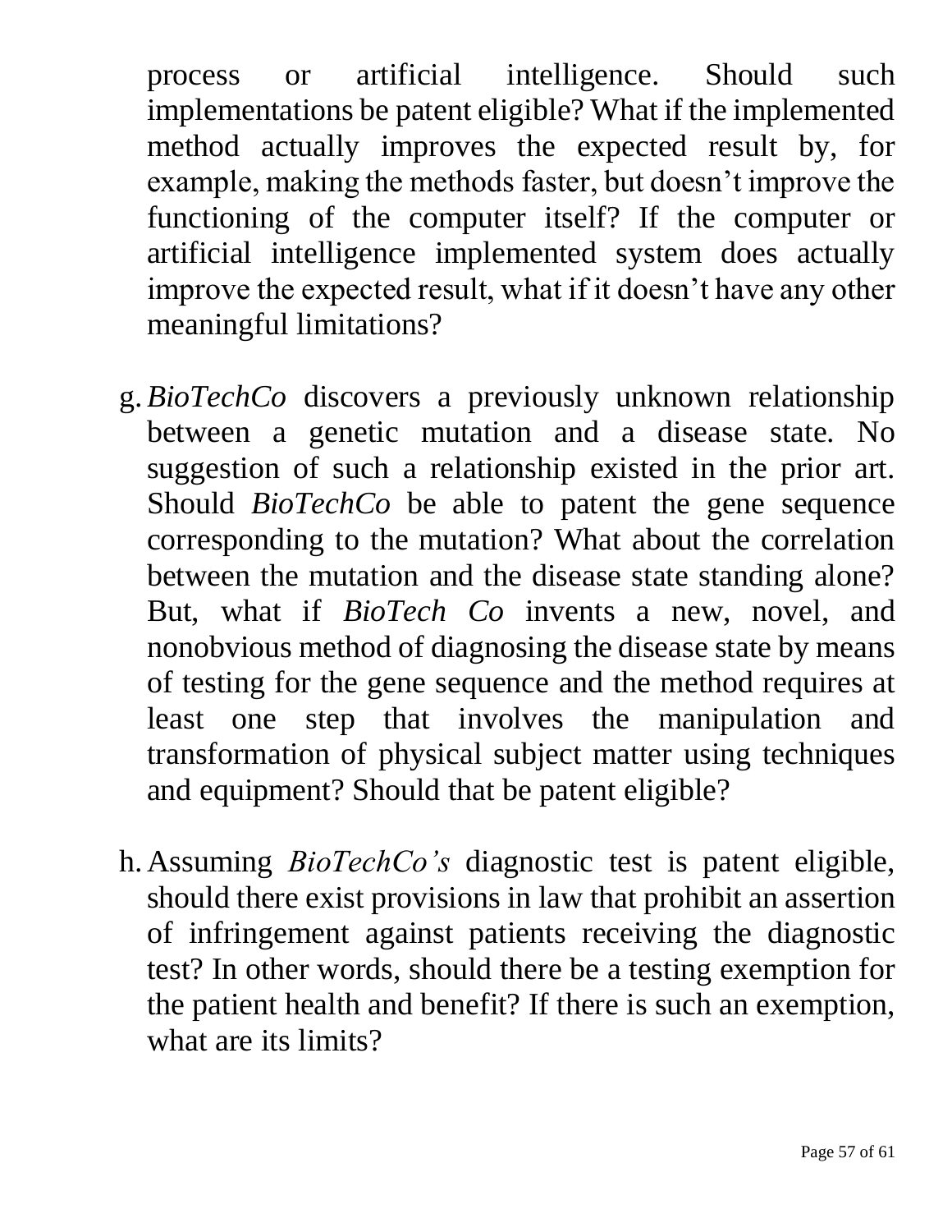process or artificial intelligence. Should such implementations be patent eligible? What if the implemented method actually improves the expected result by, for example, making the methods faster, but doesn't improve the functioning of the computer itself? If the computer or artificial intelligence implemented system does actually improve the expected result, what if it doesn't have any other meaningful limitations?

g. *BioTechCo* discovers a previously unknown relationship between a genetic mutation and a disease state. No suggestion of such a relationship existed in the prior art. Should *BioTechCo* be able to patent the gene sequence corresponding to the mutation? What about the correlation between the mutation and the disease state standing alone? But, what if *BioTech Co* invents a new, novel, and nonobvious method of diagnosing the disease state by means of testing for the gene sequence and the method requires at least one step that involves the manipulation and transformation of physical subject matter using techniques and equipment? Should that be patent eligible?

h. Assuming *BioTechCo's* diagnostic test is patent eligible, should there exist provisions in law that prohibit an assertion of infringement against patients receiving the diagnostic test? In other words, should there be a testing exemption for the patient health and benefit? If there is such an exemption, what are its limits?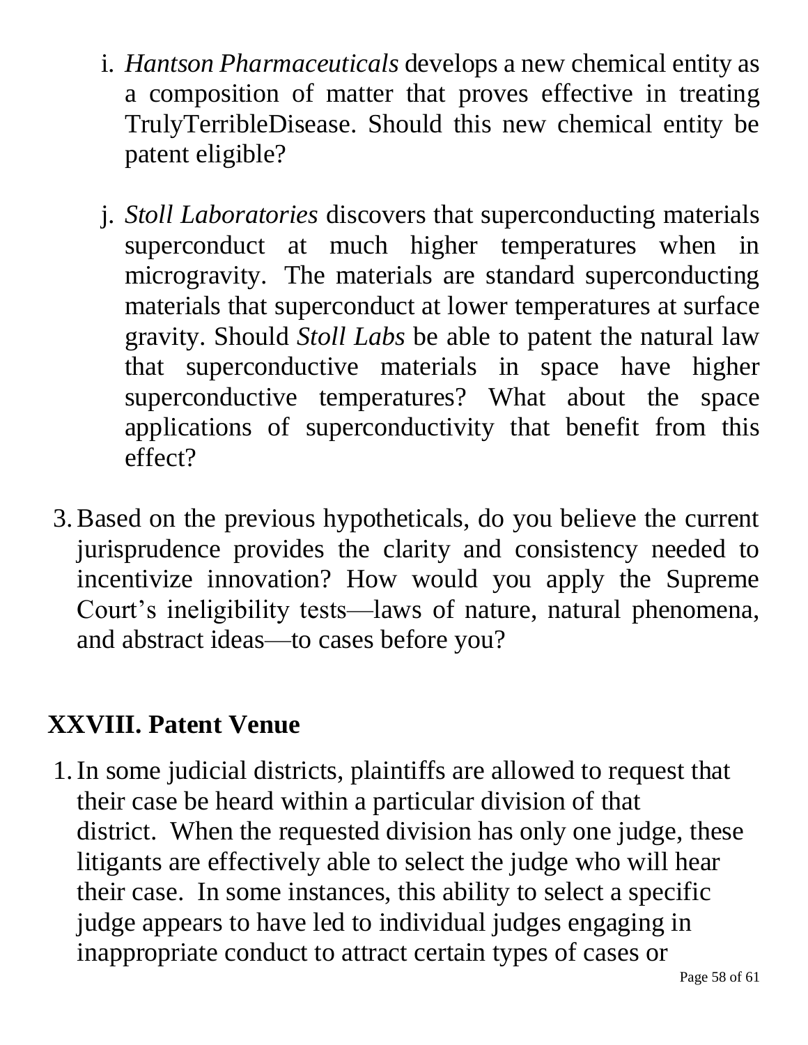i. *Hantson Pharmaceuticals* develops a new chemical entity as a composition of matter that proves effective in treating TrulyTerribleDisease. Should this new chemical entity be patent eligible?

j. *Stoll Laboratories* discovers that superconducting materials superconduct at much higher temperatures when in microgravity. The materials are standard superconducting materials that superconduct at lower temperatures at surface gravity. Should *Stoll Labs* be able to patent the natural law that superconductive materials in space have higher superconductive temperatures? What about the space applications of superconductivity that benefit from this effect?

3. Based on the previous hypotheticals, do you believe the current jurisprudence provides the clarity and consistency needed to incentivize innovation? How would you apply the Supreme Court's ineligibility tests—laws of nature, natural phenomena, and abstract ideas—to cases before you?

## XXVIII. Patent Venue

1. In some judicial districts, plaintiffs are allowed to request that their case be heard within a particular division of that district. When the requested division has only one judge, these litigants are effectively able to select the judge who will hear their case. In some instances, this ability to select a specific judge appears to have led to individual judges engaging in inappropriate conduct to attract certain types of cases or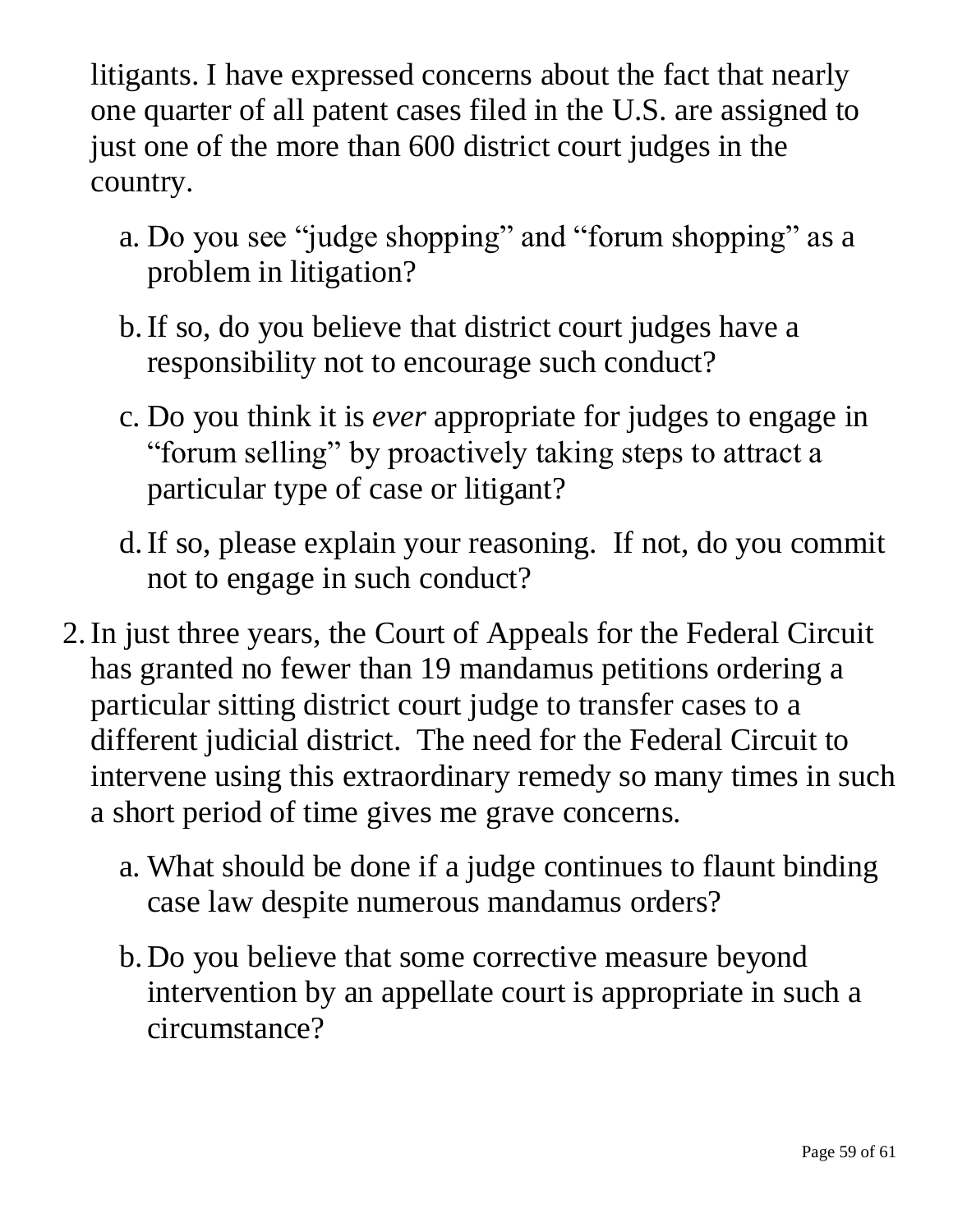litigants. I have expressed concerns about the fact that nearly one quarter of all patent cases filed in the U.S. are assigned to just one of the more than 600 district court judges in the country.

a. Do you see "judge shopping" and "forum shopping" as a problem in litigation?

b. If so, do you believe that district court judges have a responsibility not to encourage such conduct?

c. Do you think it is *ever* appropriate for judges to engage in "forum selling" by proactively taking steps to attract a particular type of case or litigant?

d. If so, please explain your reasoning. If not, do you commit not to engage in such conduct?

2. In just three years, the Court of Appeals for the Federal Circuit has granted no fewer than 19 mandamus petitions ordering a particular sitting district court judge to transfer cases to a different judicial district. The need for the Federal Circuit to intervene using this extraordinary remedy so many times in such a short period of time gives me grave concerns.

   a. What should be done if a judge continues to flaunt binding case law despite numerous mandamus orders?

   b. Do you believe that some corrective measure beyond intervention by an appellate court is appropriate in such a circumstance?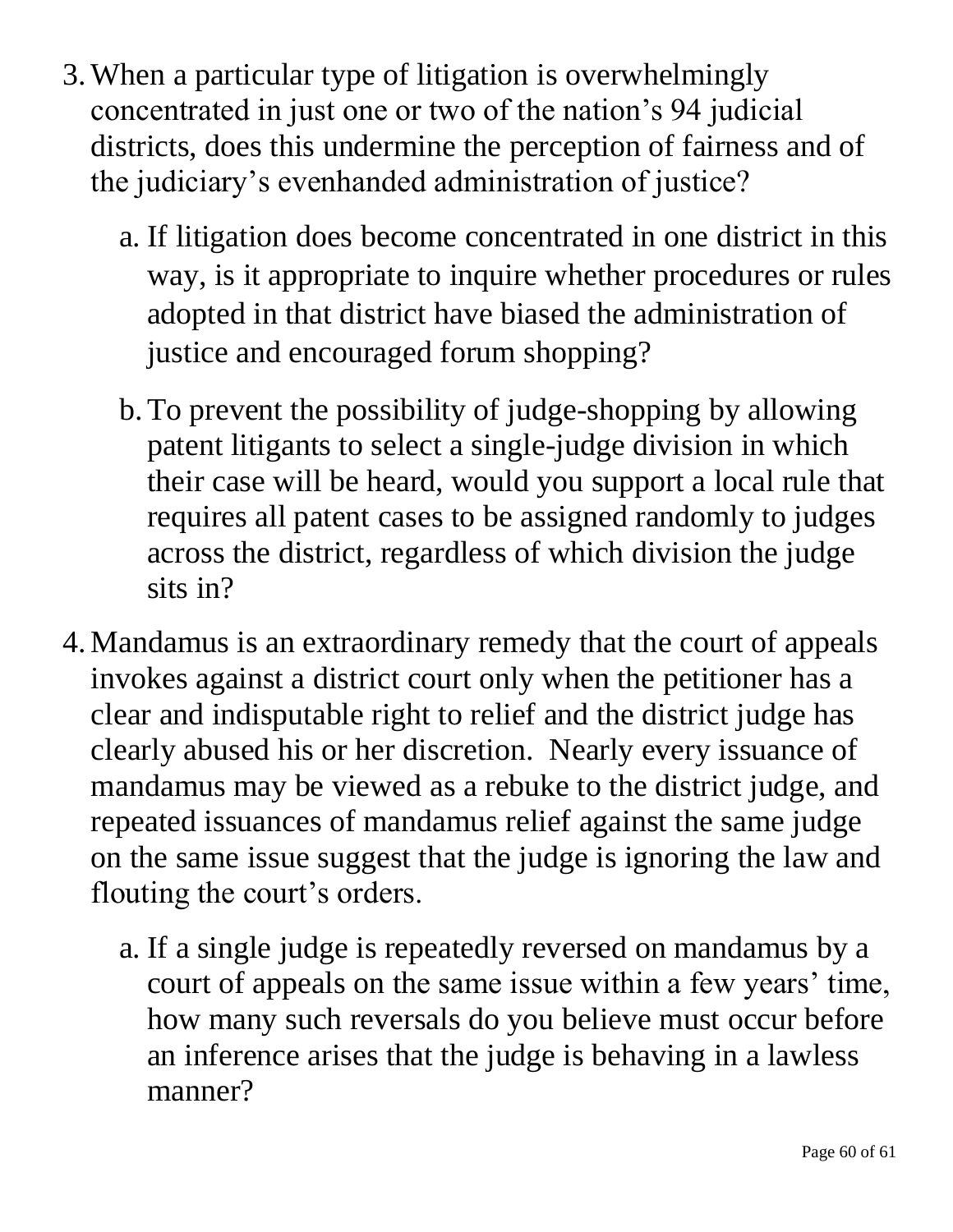3. When a particular type of litigation is overwhelmingly concentrated in just one or two of the nation's 94 judicial districts, does this undermine the perception of fairness and of the judiciary's evenhanded administration of justice?

   a. If litigation does become concentrated in one district in this way, is it appropriate to inquire whether procedures or rules adopted in that district have biased the administration of justice and encouraged forum shopping?

   b. To prevent the possibility of judge-shopping by allowing patent litigants to select a single-judge division in which their case will be heard, would you support a local rule that requires all patent cases to be assigned randomly to judges across the district, regardless of which division the judge sits in?

4. Mandamus is an extraordinary remedy that the court of appeals invokes against a district court only when the petitioner has a clear and indisputable right to relief and the district judge has clearly abused his or her discretion. Nearly every issuance of mandamus may be viewed as a rebuke to the district judge, and repeated issuances of mandamus relief against the same judge on the same issue suggest that the judge is ignoring the law and flouting the court's orders.

   a. If a single judge is repeatedly reversed on mandamus by a court of appeals on the same issue within a few years' time, how many such reversals do you believe must occur before an inference arises that the judge is behaving in a lawless manner?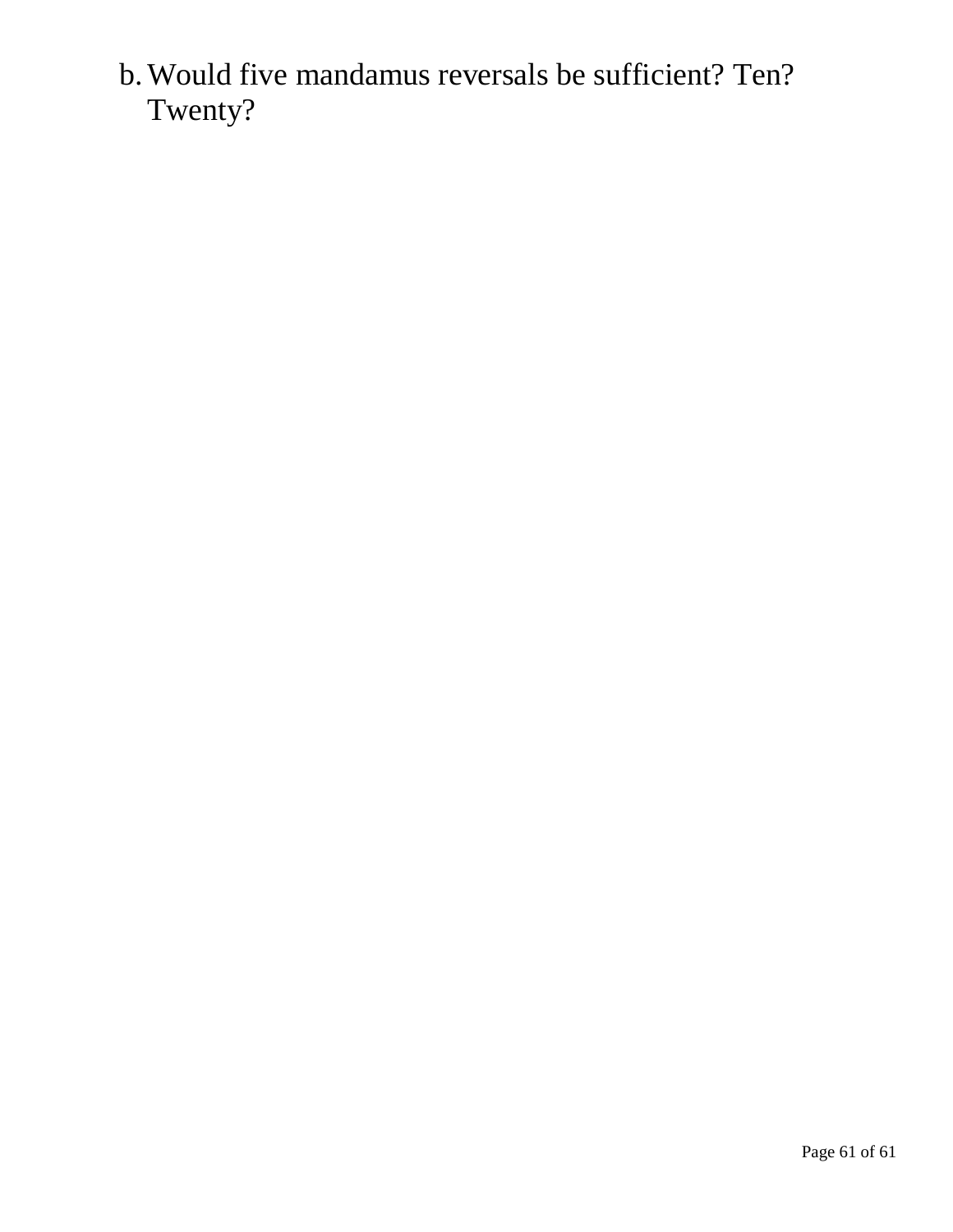b. Would five mandamus reversals be sufficient? Ten? Twenty?